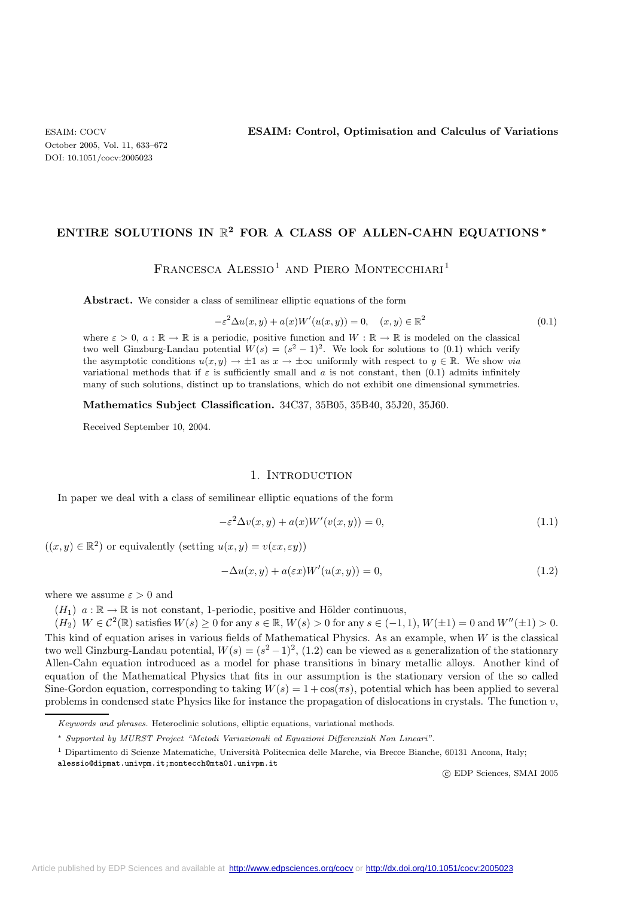# ENTIRE SOLUTIONS IN $\mathbb{R}^2$ FOR A CLASS OF ALLEN-CAHN EQUATIONS *

Francesca Alessio[1] and Piero Montecchiari[1]

**Abstract.** We consider a class of semilinear elliptic equations of the form

$$-\varepsilon^2\Delta u(x,y) + a(x)W'(u(x,y)) = 0, \quad (x,y)\in\mathbb{R}^2 \tag{0.1}$$

where $\varepsilon > 0$, $a : \mathbb{R} \to \mathbb{R}$ is a periodic, positive function and $W : \mathbb{R} \to \mathbb{R}$ is modeled on the classical two well Ginzburg-Landau potential $W(s) = (s^2 - 1)^2$. We look for solutions to (0.1) which verify the asymptotic conditions $u(x,y) \to \pm 1$ as $x \to \pm\infty$ uniformly with respect to $y \in \mathbb{R}$. We show *via* variational methods that if $\varepsilon$ is sufficiently small and $a$ is not constant, then (0.1) admits infinitely many of such solutions, distinct up to translations, which do not exhibit one dimensional symmetries.

**Mathematics Subject Classification.** 34C37, 35B05, 35B40, 35J20, 35J60.

Received September 10, 2004.

## 1. Introduction

In paper we deal with a class of semilinear elliptic equations of the form

$$-\varepsilon^2\Delta v(x,y) + a(x)W'(v(x,y)) = 0, \tag{1.1}$$

($(x,y)\in\mathbb{R}^2$) or equivalently (setting $u(x,y) = v(\varepsilon x, \varepsilon y)$)

$$-\Delta u(x,y) + a(\varepsilon x)W'(u(x,y)) = 0, \tag{1.2}$$

where we assume $\varepsilon > 0$ and

($H_1$) $a : \mathbb{R} \to \mathbb{R}$ is not constant, 1-periodic, positive and Hölder continuous,

($H_2$) $W \in \mathcal{C}^2(\mathbb{R})$ satisfies $W(s) \geq 0$ for any $s \in \mathbb{R}$, $W(s) > 0$ for any $s \in (-1,1)$, $W(\pm 1) = 0$ and $W''(\pm 1) > 0$.

This kind of equation arises in various fields of Mathematical Physics. As an example, when $W$ is the classical two well Ginzburg-Landau potential, $W(s) = (s^2 - 1)^2$, (1.2) can be viewed as a generalization of the stationary Allen-Cahn equation introduced as a model for phase transitions in binary metallic alloys. Another kind of equation of the Mathematical Physics that fits in our assumption is the stationary version of the so called Sine-Gordon equation, corresponding to taking $W(s) = 1 + \cos(\pi s)$, potential which has been applied to several problems in condensed state Physics like for instance the propagation of dislocations in crystals. The function $v$,

*Keywords and phrases.* Heteroclinic solutions, elliptic equations, variational methods.

* *Supported by MURST Project "Metodi Variazionali ed Equazioni Differenziali Non Lineari".*

[1] Dipartimento di Scienze Matematiche, Università Politecnica delle Marche, via Brecce Bianche, 60131 Ancona, Italy; alessio@dipmat.univpm.it;montecch@mta01.univpm.it

© EDP Sciences, SMAI 2005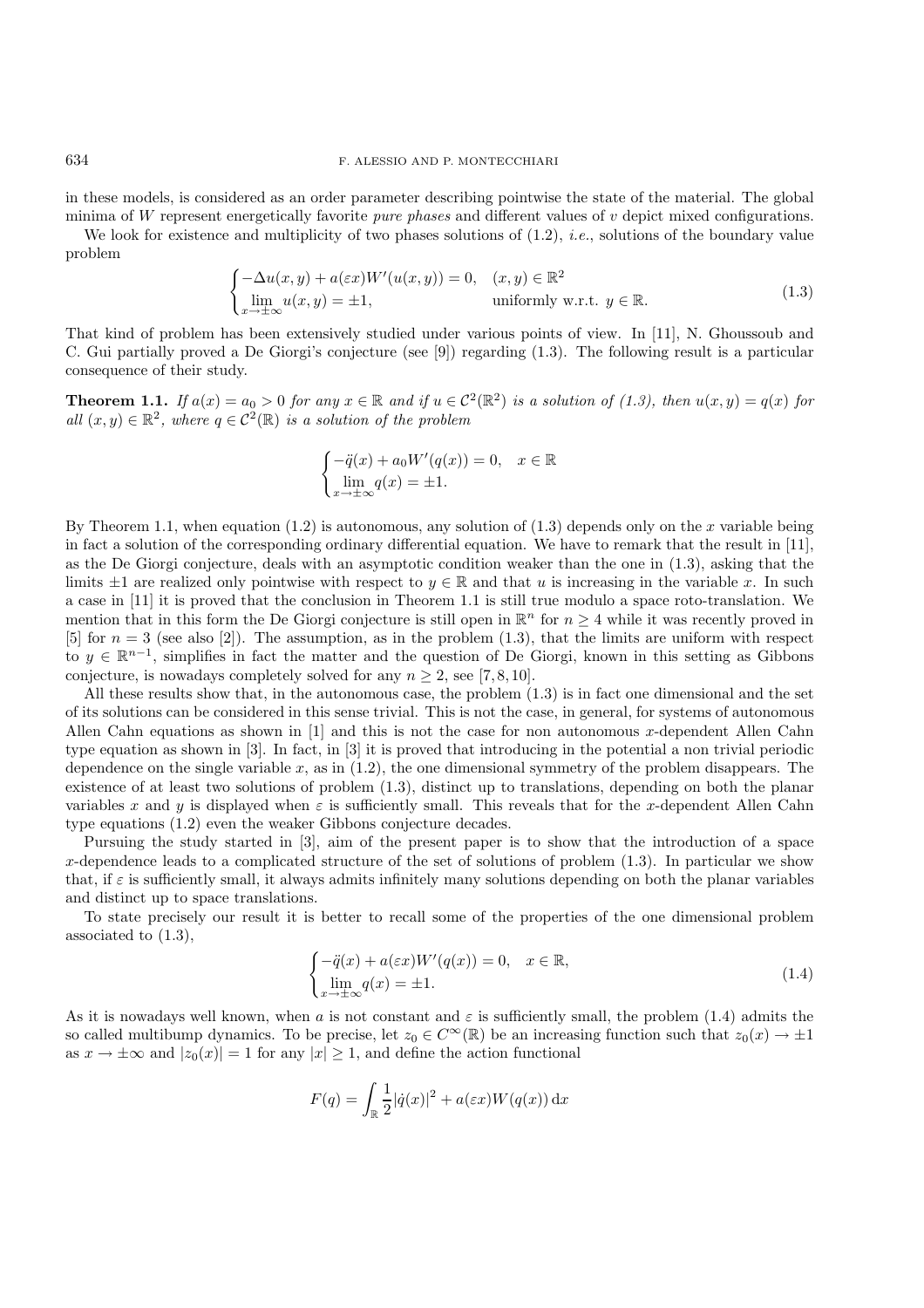in these models, is considered as an order parameter describing pointwise the state of the material. The global minima of $W$ represent energetically favorite *pure phases* and different values of $v$ depict mixed configurations.

We look for existence and multiplicity of two phases solutions of (1.2), *i.e.*, solutions of the boundary value problem

$$\begin{cases} -\Delta u(x,y) + a(\varepsilon x)W'(u(x,y)) = 0, & (x,y) \in \mathbb{R}^2 \\ \lim\limits_{x\to\pm\infty} u(x,y) = \pm 1, & \text{uniformly w.r.t. } y \in \mathbb{R}. \end{cases} \tag{1.3}$$

That kind of problem has been extensively studied under various points of view. In [11], N. Ghoussoub and C. Gui partially proved a De Giorgi's conjecture (see [9]) regarding (1.3). The following result is a particular consequence of their study.

**Theorem 1.1.** *If $a(x) = a_0 > 0$ for any $x \in \mathbb{R}$ and if $u \in \mathcal{C}^2(\mathbb{R}^2)$ is a solution of (1.3), then $u(x,y) = q(x)$ for all $(x,y) \in \mathbb{R}^2$, where $q \in \mathcal{C}^2(\mathbb{R})$ is a solution of the problem*

$$\begin{cases} -\ddot{q}(x) + a_0 W'(q(x)) = 0, & x \in \mathbb{R} \\ \lim\limits_{x\to\pm\infty} q(x) = \pm 1. \end{cases}$$

By Theorem 1.1, when equation (1.2) is autonomous, any solution of (1.3) depends only on the $x$ variable being in fact a solution of the corresponding ordinary differential equation. We have to remark that the result in [11], as the De Giorgi conjecture, deals with an asymptotic condition weaker than the one in (1.3), asking that the limits $\pm 1$ are realized only pointwise with respect to $y \in \mathbb{R}$ and that $u$ is increasing in the variable $x$. In such a case in [11] it is proved that the conclusion in Theorem 1.1 is still true modulo a space roto-translation. We mention that in this form the De Giorgi conjecture is still open in $\mathbb{R}^n$ for $n \geq 4$ while it was recently proved in [5] for $n = 3$ (see also [2]). The assumption, as in the problem (1.3), that the limits are uniform with respect to $y \in \mathbb{R}^{n-1}$, simplifies in fact the matter and the question of De Giorgi, known in this setting as Gibbons conjecture, is nowadays completely solved for any $n \geq 2$, see [7,8,10].

All these results show that, in the autonomous case, the problem (1.3) is in fact one dimensional and the set of its solutions can be considered in this sense trivial. This is not the case, in general, for systems of autonomous Allen Cahn equations as shown in [1] and this is not the case for non autonomous $x$-dependent Allen Cahn type equation as shown in [3]. In fact, in [3] it is proved that introducing in the potential a non trivial periodic dependence on the single variable $x$, as in (1.2), the one dimensional symmetry of the problem disappears. The existence of at least two solutions of problem (1.3), distinct up to translations, depending on both the planar variables $x$ and $y$ is displayed when $\varepsilon$ is sufficiently small. This reveals that for the $x$-dependent Allen Cahn type equations (1.2) even the weaker Gibbons conjecture decades.

Pursuing the study started in [3], aim of the present paper is to show that the introduction of a space $x$-dependence leads to a complicated structure of the set of solutions of problem (1.3). In particular we show that, if $\varepsilon$ is sufficiently small, it always admits infinitely many solutions depending on both the planar variables and distinct up to space translations.

To state precisely our result it is better to recall some of the properties of the one dimensional problem associated to (1.3),

$$\begin{cases} -\ddot{q}(x) + a(\varepsilon x)W'(q(x)) = 0, & x \in \mathbb{R}, \\ \lim\limits_{x\to\pm\infty} q(x) = \pm 1. \end{cases} \tag{1.4}$$

As it is nowadays well known, when $a$ is not constant and $\varepsilon$ is sufficiently small, the problem (1.4) admits the so called multibump dynamics. To be precise, let $z_0 \in C^\infty(\mathbb{R})$ be an increasing function such that $z_0(x) \to \pm 1$ as $x \to \pm\infty$ and $|z_0(x)| = 1$ for any $|x| \geq 1$, and define the action functional

$$F(q) = \int_{\mathbb{R}} \frac{1}{2}|\dot{q}(x)|^2 + a(\varepsilon x)W(q(x))\,\mathrm{d}x$$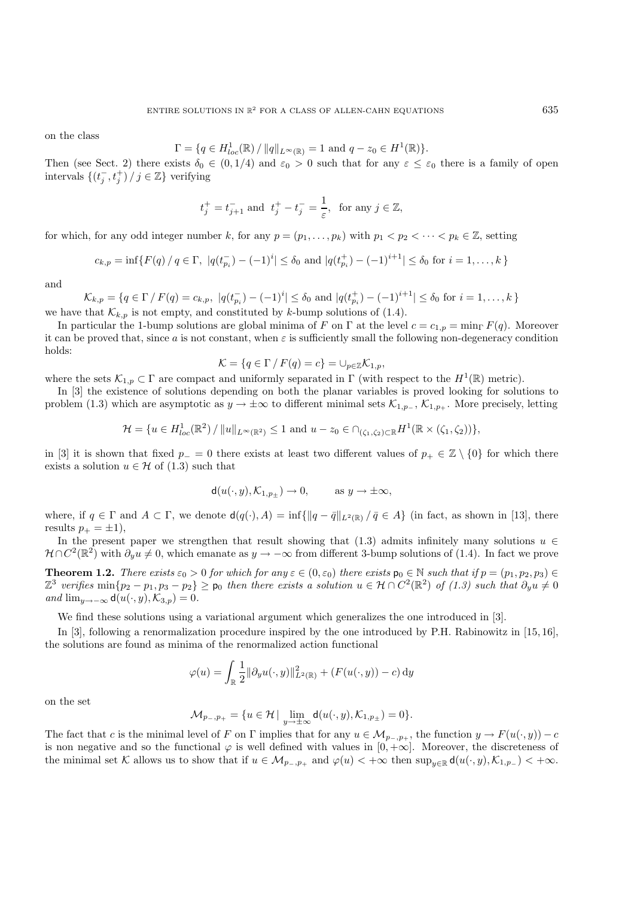on the class

$$\Gamma = \{q \in H^1_{loc}(\mathbb{R}) \,/\, \|q\|_{L^\infty(\mathbb{R})} = 1 \text{ and } q - z_0 \in H^1(\mathbb{R})\}.$$

Then (see Sect. 2) there exists $\delta_0 \in (0, 1/4)$ and $\varepsilon_0 > 0$ such that for any $\varepsilon \le \varepsilon_0$ there is a family of open intervals $\{(t_j^-, t_j^+) \,/\, j \in \mathbb{Z}\}$ verifying

$$t_j^+ = t_{j+1}^- \text{ and } t_j^+ - t_j^- = \frac{1}{\varepsilon}, \quad \text{for any } j \in \mathbb{Z},$$

for which, for any odd integer number $k$, for any $p = (p_1, \dots, p_k)$ with $p_1 < p_2 < \dots < p_k \in \mathbb{Z}$, setting

$$c_{k,p} = \inf\{F(q) \,/\, q \in \Gamma,\ |q(t_{p_i}^-) - (-1)^i| \le \delta_0 \text{ and } |q(t_{p_i}^+) - (-1)^{i+1}| \le \delta_0 \text{ for } i = 1, \dots, k\}$$

and

$$\mathcal{K}_{k,p} = \{q \in \Gamma \,/\, F(q) = c_{k,p},\ |q(t_{p_i}^-) - (-1)^i| \le \delta_0 \text{ and } |q(t_{p_i}^+) - (-1)^{i+1}| \le \delta_0 \text{ for } i = 1, \dots, k\}$$

we have that $\mathcal{K}_{k,p}$ is not empty, and constituted by $k$-bump solutions of (1.4).

In particular the 1-bump solutions are global minima of $F$ on $\Gamma$ at the level $c = c_{1,p} = \min_\Gamma F(q)$. Moreover it can be proved that, since $a$ is not constant, when $\varepsilon$ is sufficiently small the following non-degeneracy condition holds:

$$\mathcal{K} = \{q \in \Gamma \,/\, F(q) = c\} = \cup_{p \in \mathbb{Z}} \mathcal{K}_{1,p},$$

where the sets $\mathcal{K}_{1,p} \subset \Gamma$ are compact and uniformly separated in $\Gamma$ (with respect to the $H^1(\mathbb{R})$ metric).

In [3] the existence of solutions depending on both the planar variables is proved looking for solutions to problem (1.3) which are asymptotic as $y \to \pm\infty$ to different minimal sets $\mathcal{K}_{1,p_-}$, $\mathcal{K}_{1,p_+}$. More precisely, letting

$$\mathcal{H} = \{u \in H^1_{loc}(\mathbb{R}^2) \,/\, \|u\|_{L^\infty(\mathbb{R}^2)} \le 1 \text{ and } u - z_0 \in \cap_{(\zeta_1,\zeta_2) \subset \mathbb{R}} H^1(\mathbb{R} \times (\zeta_1, \zeta_2))\},$$

in [3] it is shown that fixed $p_- = 0$ there exists at least two different values of $p_+ \in \mathbb{Z} \setminus \{0\}$ for which there exists a solution $u \in \mathcal{H}$ of (1.3) such that

$$\mathsf{d}(u(\cdot, y), \mathcal{K}_{1,p_\pm}) \to 0, \qquad \text{as } y \to \pm\infty,$$

where, if $q \in \Gamma$ and $A \subset \Gamma$, we denote $\mathsf{d}(q(\cdot), A) = \inf\{\|q - \bar{q}\|_{L^2(\mathbb{R})} \,/\, \bar{q} \in A\}$ (in fact, as shown in [13], there results $p_+ = \pm 1$),

In the present paper we strengthen that result showing that (1.3) admits infinitely many solutions $u \in \mathcal{H} \cap C^2(\mathbb{R}^2)$ with $\partial_y u \neq 0$, which emanate as $y \to -\infty$ from different 3-bump solutions of (1.4). In fact we prove

**Theorem 1.2.** *There exists $\varepsilon_0 > 0$ for which for any $\varepsilon \in (0, \varepsilon_0)$ there exists $\mathsf{p}_0 \in \mathbb{N}$ such that if $p = (p_1, p_2, p_3) \in \mathbb{Z}^3$ verifies $\min\{p_2 - p_1, p_3 - p_2\} \ge \mathsf{p}_0$ then there exists a solution $u \in \mathcal{H} \cap C^2(\mathbb{R}^2)$ of (1.3) such that $\partial_y u \neq 0$ and $\lim_{y \to -\infty} \mathsf{d}(u(\cdot, y), \mathcal{K}_{3,p}) = 0$.*

We find these solutions using a variational argument which generalizes the one introduced in [3].

In [3], following a renormalization procedure inspired by the one introduced by P.H. Rabinowitz in [15,16], the solutions are found as minima of the renormalized action functional

$$\varphi(u) = \int_{\mathbb{R}} \frac{1}{2} \|\partial_y u(\cdot, y)\|^2_{L^2(\mathbb{R})} + (F(u(\cdot, y)) - c)\, \mathrm{d}y$$

on the set

$$\mathcal{M}_{p_-,p_+} = \{u \in \mathcal{H} \,|\, \lim_{y \to \pm\infty} \mathsf{d}(u(\cdot, y), \mathcal{K}_{1,p_\pm}) = 0\}.$$

The fact that $c$ is the minimal level of $F$ on $\Gamma$ implies that for any $u \in \mathcal{M}_{p_-,p_+}$, the function $y \to F(u(\cdot, y)) - c$ is non negative and so the functional $\varphi$ is well defined with values in $[0, +\infty]$. Moreover, the discreteness of the minimal set $\mathcal{K}$ allows us to show that if $u \in \mathcal{M}_{p_-,p_+}$ and $\varphi(u) < +\infty$ then $\sup_{y \in \mathbb{R}} \mathsf{d}(u(\cdot, y), \mathcal{K}_{1,p_-}) < +\infty$.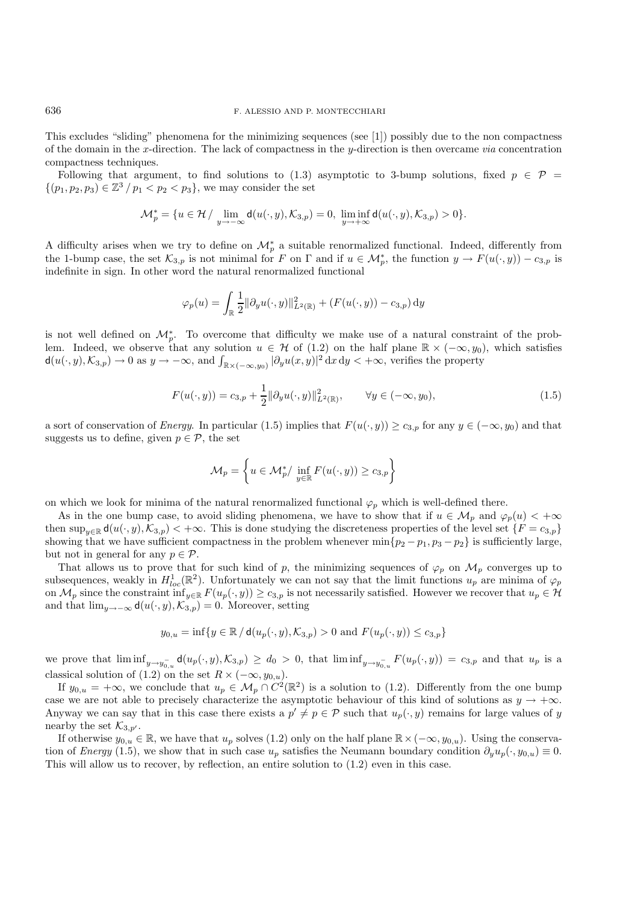This excludes "sliding" phenomena for the minimizing sequences (see [1]) possibly due to the non compactness of the domain in the $x$-direction. The lack of compactness in the $y$-direction is then overcame *via* concentration compactness techniques.

Following that argument, to find solutions to (1.3) asymptotic to 3-bump solutions, fixed $p \in \mathcal{P} = \{(p_1, p_2, p_3) \in \mathbb{Z}^3 \,/\, p_1 < p_2 < p_3\}$, we may consider the set

$$\mathcal{M}_p^* = \{u \in \mathcal{H} \,/\, \lim_{y \to -\infty} \mathsf{d}(u(\cdot, y), \mathcal{K}_{3,p}) = 0,\ \liminf_{y \to +\infty} \mathsf{d}(u(\cdot, y), \mathcal{K}_{3,p}) > 0\}.$$

A difficulty arises when we try to define on $\mathcal{M}_p^*$ a suitable renormalized functional. Indeed, differently from the 1-bump case, the set $\mathcal{K}_{3,p}$ is not minimal for $F$ on $\Gamma$ and if $u \in \mathcal{M}_p^*$, the function $y \to F(u(\cdot, y)) - c_{3,p}$ is indefinite in sign. In other word the natural renormalized functional

$$\varphi_p(u) = \int_{\mathbb{R}} \frac{1}{2} \|\partial_y u(\cdot, y)\|_{L^2(\mathbb{R})}^2 + (F(u(\cdot, y)) - c_{3,p})\, \mathrm{d}y$$

is not well defined on $\mathcal{M}_p^*$. To overcome that difficulty we make use of a natural constraint of the problem. Indeed, we observe that any solution $u \in \mathcal{H}$ of (1.2) on the half plane $\mathbb{R} \times (-\infty, y_0)$, which satisfies $\mathsf{d}(u(\cdot, y), \mathcal{K}_{3,p}) \to 0$ as $y \to -\infty$, and $\int_{\mathbb{R} \times (-\infty, y_0)} |\partial_y u(x, y)|^2 \,\mathrm{d}x\, \mathrm{d}y < +\infty$, verifies the property

$$F(u(\cdot, y)) = c_{3,p} + \frac{1}{2} \|\partial_y u(\cdot, y)\|_{L^2(\mathbb{R})}^2, \qquad \forall y \in (-\infty, y_0), \tag{1.5}$$

a sort of conservation of *Energy*. In particular (1.5) implies that $F(u(\cdot, y)) \geq c_{3,p}$ for any $y \in (-\infty, y_0)$ and that suggests us to define, given $p \in \mathcal{P}$, the set

$$\mathcal{M}_p = \left\{ u \in \mathcal{M}_p^* /\ \inf_{y \in \mathbb{R}} F(u(\cdot, y)) \geq c_{3,p} \right\}$$

on which we look for minima of the natural renormalized functional $\varphi_p$ which is well-defined there.

As in the one bump case, to avoid sliding phenomena, we have to show that if $u \in \mathcal{M}_p$ and $\varphi_p(u) < +\infty$ then $\sup_{y \in \mathbb{R}} \mathsf{d}(u(\cdot, y), \mathcal{K}_{3,p}) < +\infty$. This is done studying the discreteness properties of the level set $\{F = c_{3,p}\}$ showing that we have sufficient compactness in the problem whenever $\min\{p_2 - p_1, p_3 - p_2\}$ is sufficiently large, but not in general for any $p \in \mathcal{P}$.

That allows us to prove that for such kind of $p$, the minimizing sequences of $\varphi_p$ on $\mathcal{M}_p$ converges up to subsequences, weakly in $H^1_{loc}(\mathbb{R}^2)$. Unfortunately we can not say that the limit functions $u_p$ are minima of $\varphi_p$ on $\mathcal{M}_p$ since the constraint $\inf_{y \in \mathbb{R}} F(u_p(\cdot, y)) \geq c_{3,p}$ is not necessarily satisfied. However we recover that $u_p \in \mathcal{H}$ and that $\lim_{y \to -\infty} \mathsf{d}(u(\cdot, y), \mathcal{K}_{3,p}) = 0$. Moreover, setting

$$y_{0,u} = \inf\{y \in \mathbb{R} \,/\, \mathsf{d}(u_p(\cdot, y), \mathcal{K}_{3,p}) > 0 \text{ and } F(u_p(\cdot, y)) \leq c_{3,p}\}$$

we prove that $\liminf_{y \to y_{0,u}^-} \mathsf{d}(u_p(\cdot, y), \mathcal{K}_{3,p}) \geq d_0 > 0$, that $\liminf_{y \to y_{0,u}^-} F(u_p(\cdot, y)) = c_{3,p}$ and that $u_p$ is a classical solution of (1.2) on the set $R \times (-\infty, y_{0,u})$.

If $y_{0,u} = +\infty$, we conclude that $u_p \in \mathcal{M}_p \cap C^2(\mathbb{R}^2)$ is a solution to (1.2). Differently from the one bump case we are not able to precisely characterize the asymptotic behaviour of this kind of solutions as $y \to +\infty$. Anyway we can say that in this case there exists a $p' \neq p \in \mathcal{P}$ such that $u_p(\cdot, y)$ remains for large values of $y$ nearby the set $\mathcal{K}_{3,p'}$.

If otherwise $y_{0,u} \in \mathbb{R}$, we have that $u_p$ solves (1.2) only on the half plane $\mathbb{R} \times (-\infty, y_{0,u})$. Using the conservation of *Energy* (1.5), we show that in such case $u_p$ satisfies the Neumann boundary condition $\partial_y u_p(\cdot, y_{0,u}) \equiv 0$. This will allow us to recover, by reflection, an entire solution to (1.2) even in this case.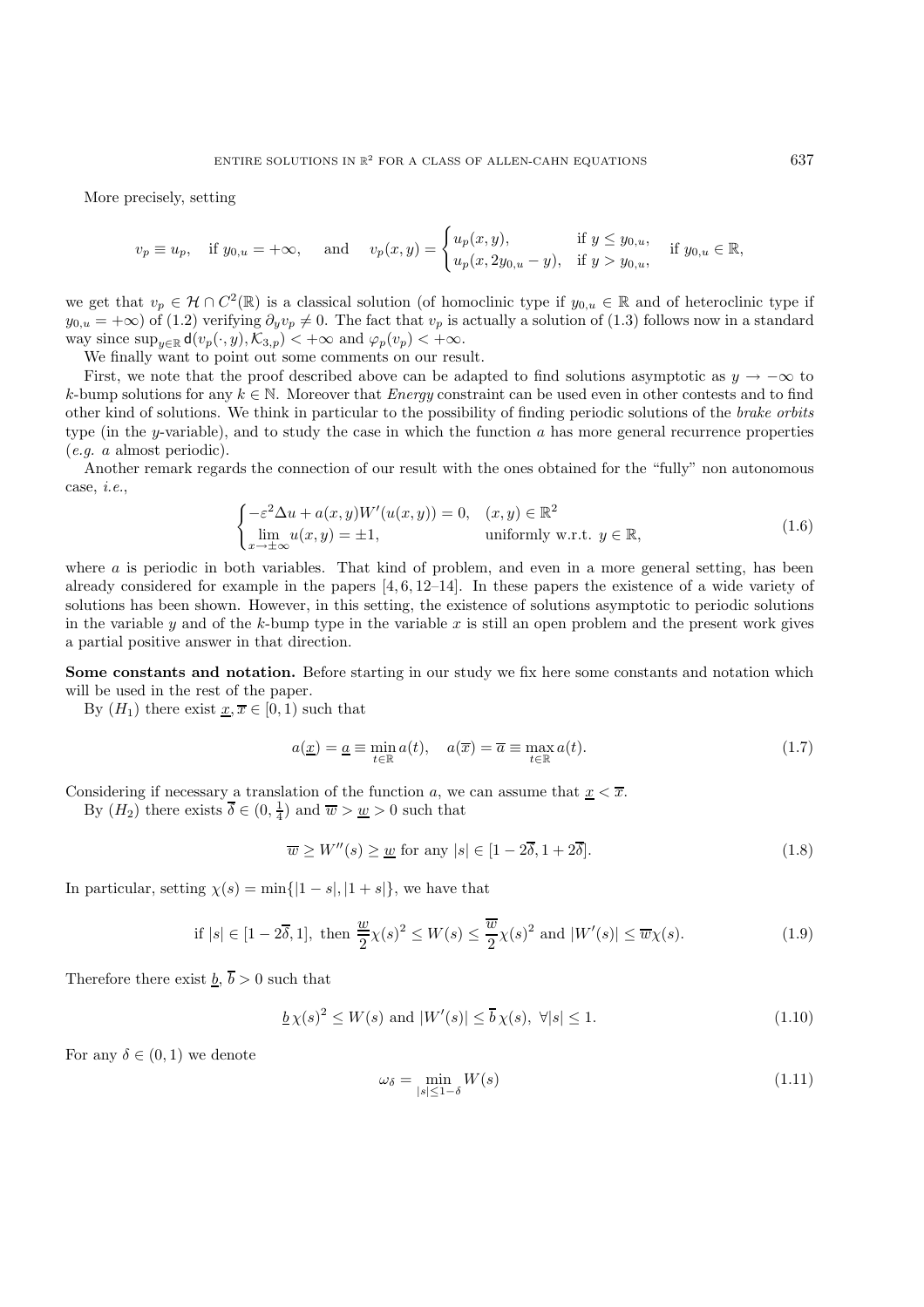More precisely, setting

$$v_p \equiv u_p, \quad \text{if } y_{0,u} = +\infty, \quad \text{and} \quad v_p(x,y) = \begin{cases} u_p(x,y), & \text{if } y \le y_{0,u}, \\ u_p(x, 2y_{0,u} - y), & \text{if } y > y_{0,u}, \end{cases} \quad \text{if } y_{0,u} \in \mathbb{R},$$

we get that $v_p \in \mathcal{H} \cap C^2(\mathbb{R})$ is a classical solution (of homoclinic type if $y_{0,u} \in \mathbb{R}$ and of heteroclinic type if $y_{0,u} = +\infty$) of (1.2) verifying $\partial_y v_p \neq 0$. The fact that $v_p$ is actually a solution of (1.3) follows now in a standard way since $\sup_{y\in\mathbb{R}} \mathsf{d}(v_p(\cdot, y), \mathcal{K}_{3,p}) < +\infty$ and $\varphi_p(v_p) < +\infty$.

We finally want to point out some comments on our result.

First, we note that the proof described above can be adapted to find solutions asymptotic as $y \to -\infty$ to $k$-bump solutions for any $k \in \mathbb{N}$. Moreover that *Energy* constraint can be used even in other contests and to find other kind of solutions. We think in particular to the possibility of finding periodic solutions of the *brake orbits* type (in the $y$-variable), and to study the case in which the function $a$ has more general recurrence properties (*e.g.* $a$ almost periodic).

Another remark regards the connection of our result with the ones obtained for the "fully" non autonomous case, *i.e.*,

$$\begin{cases} -\varepsilon^2 \Delta u + a(x,y) W'(u(x,y)) = 0, & (x,y) \in \mathbb{R}^2 \\ \lim\limits_{x\to\pm\infty} u(x,y) = \pm 1, & \text{uniformly w.r.t. } y \in \mathbb{R}, \end{cases} \tag{1.6}$$

where $a$ is periodic in both variables. That kind of problem, and even in a more general setting, has been already considered for example in the papers [4, 6, 12–14]. In these papers the existence of a wide variety of solutions has been shown. However, in this setting, the existence of solutions asymptotic to periodic solutions in the variable $y$ and of the $k$-bump type in the variable $x$ is still an open problem and the present work gives a partial positive answer in that direction.

**Some constants and notation.** Before starting in our study we fix here some constants and notation which will be used in the rest of the paper.

By $(H_1)$ there exist $\underline{x}, \overline{x} \in [0,1)$ such that

$$a(\underline{x}) = \underline{a} \equiv \min_{t\in\mathbb{R}} a(t), \quad a(\overline{x}) = \overline{a} \equiv \max_{t\in\mathbb{R}} a(t). \tag{1.7}$$

Considering if necessary a translation of the function $a$, we can assume that $\underline{x} < \overline{x}$.

By $(H_2)$ there exists $\overline{\delta} \in (0, \frac{1}{4})$ and $\overline{w} > \underline{w} > 0$ such that

$$\overline{w} \ge W''(s) \ge \underline{w} \text{ for any } |s| \in [1 - 2\overline{\delta}, 1 + 2\overline{\delta}]. \tag{1.8}$$

In particular, setting $\chi(s) = \min\{|1-s|, |1+s|\}$, we have that

$$\text{if } |s| \in [1 - 2\overline{\delta}, 1], \text{ then } \frac{\underline{w}}{2}\chi(s)^2 \le W(s) \le \frac{\overline{w}}{2}\chi(s)^2 \text{ and } |W'(s)| \le \overline{w}\chi(s). \tag{1.9}$$

Therefore there exist $\underline{b}, \overline{b} > 0$ such that

$$\underline{b}\,\chi(s)^2 \le W(s) \text{ and } |W'(s)| \le \overline{b}\,\chi(s), \ \forall |s| \le 1. \tag{1.10}$$

For any $\delta \in (0,1)$ we denote

$$\omega_\delta = \min_{|s| \le 1-\delta} W(s) \tag{1.11}$$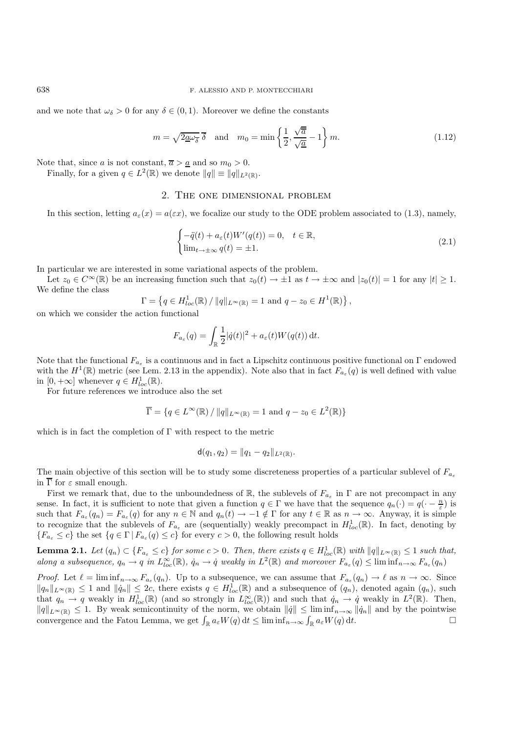and we note that $\omega_\delta > 0$ for any $\delta \in (0,1)$. Moreover we define the constants

$$m = \sqrt{2\underline{a}\omega_{\overline{\delta}}}\,\overline{\delta} \quad \text{and} \quad m_0 = \min\left\{\frac{1}{2}, \frac{\sqrt{\overline{a}}}{\sqrt{\underline{a}}} - 1\right\} m. \tag{1.12}$$

Note that, since $a$ is not constant, $\overline{a} > \underline{a}$ and so $m_0 > 0$.

Finally, for a given $q \in L^2(\mathbb{R})$ we denote $\|q\| \equiv \|q\|_{L^2(\mathbb{R})}$.

## 2. The one dimensional problem

In this section, letting $a_\varepsilon(x) = a(\varepsilon x)$, we focalize our study to the ODE problem associated to (1.3), namely,

$$\begin{cases} -\ddot{q}(t) + a_\varepsilon(t) W'(q(t)) = 0, & t \in \mathbb{R}, \\ \lim_{t\to\pm\infty} q(t) = \pm 1. \end{cases} \tag{2.1}$$

In particular we are interested in some variational aspects of the problem.

Let $z_0 \in C^\infty(\mathbb{R})$ be an increasing function such that $z_0(t) \to \pm 1$ as $t \to \pm\infty$ and $|z_0(t)| = 1$ for any $|t| \geq 1$. We define the class

$$\Gamma = \left\{ q \in H^1_{loc}(\mathbb{R}) \,/\, \|q\|_{L^\infty(\mathbb{R})} = 1 \text{ and } q - z_0 \in H^1(\mathbb{R}) \right\},$$

on which we consider the action functional

$$F_{a_\varepsilon}(q) = \int_{\mathbb{R}} \frac{1}{2}|\dot{q}(t)|^2 + a_\varepsilon(t) W(q(t))\,\mathrm{d}t.$$

Note that the functional $F_{a_\varepsilon}$ is a continuous and in fact a Lipschitz continuous positive functional on $\Gamma$ endowed with the $H^1(\mathbb{R})$ metric (see Lem. 2.13 in the appendix). Note also that in fact $F_{a_\varepsilon}(q)$ is well defined with value in $[0, +\infty]$ whenever $q \in H^1_{loc}(\mathbb{R})$.

For future references we introduce also the set

$$\overline{\Gamma} = \{ q \in L^\infty(\mathbb{R}) \,/\, \|q\|_{L^\infty(\mathbb{R})} = 1 \text{ and } q - z_0 \in L^2(\mathbb{R}) \}$$

which is in fact the completion of $\Gamma$ with respect to the metric

$$\mathsf{d}(q_1, q_2) = \|q_1 - q_2\|_{L^2(\mathbb{R})}.$$

The main objective of this section will be to study some discreteness properties of a particular sublevel of $F_{a_\varepsilon}$ in $\overline{\Gamma}$ for $\varepsilon$ small enough.

First we remark that, due to the unboundedness of $\mathbb{R}$, the sublevels of $F_{a_\varepsilon}$ in $\Gamma$ are not precompact in any sense. In fact, it is sufficient to note that given a function $q \in \Gamma$ we have that the sequence $q_n(\cdot) = q(\cdot - \frac{n}{\varepsilon})$ is such that $F_{a_\varepsilon}(q_n) = F_{a_\varepsilon}(q)$ for any $n \in \mathbb{N}$ and $q_n(t) \to -1 \notin \Gamma$ for any $t \in \mathbb{R}$ as $n \to \infty$. Anyway, it is simple to recognize that the sublevels of $F_{a_\varepsilon}$ are (sequentially) weakly precompact in $H^1_{loc}(\mathbb{R})$. In fact, denoting by $\{F_{a_\varepsilon} \leq c\}$ the set $\{q \in \Gamma \,|\, F_{a_\varepsilon}(q) \leq c\}$ for every $c > 0$, the following result holds

**Lemma 2.1.** *Let $(q_n) \subset \{F_{a_\varepsilon} \leq c\}$ for some $c > 0$. Then, there exists $q \in H^1_{loc}(\mathbb{R})$ with $\|q\|_{L^\infty(\mathbb{R})} \leq 1$ such that, along a subsequence, $q_n \to q$ in $L^\infty_{loc}(\mathbb{R})$, $\dot{q}_n \to \dot{q}$ weakly in $L^2(\mathbb{R})$ and moreover $F_{a_\varepsilon}(q) \leq \liminf_{n\to\infty} F_{a_\varepsilon}(q_n)$*

*Proof.* Let $\ell = \liminf_{n\to\infty} F_{a_\varepsilon}(q_n)$. Up to a subsequence, we can assume that $F_{a_\varepsilon}(q_n) \to \ell$ as $n \to \infty$. Since $\|q_n\|_{L^\infty(\mathbb{R})} \leq 1$ and $\|\dot{q}_n\| \leq 2c$, there exists $q \in H^1_{loc}(\mathbb{R})$ and a subsequence of $(q_n)$, denoted again $(q_n)$, such that $q_n \to q$ weakly in $H^1_{loc}(\mathbb{R})$ (and so strongly in $L^\infty_{loc}(\mathbb{R})$) and such that $\dot{q}_n \to \dot{q}$ weakly in $L^2(\mathbb{R})$. Then, $\|q\|_{L^\infty(\mathbb{R})} \leq 1$. By weak semicontinuity of the norm, we obtain $\|\dot{q}\| \leq \liminf_{n\to\infty} \|\dot{q}_n\|$ and by the pointwise convergence and the Fatou Lemma, we get $\int_{\mathbb{R}} a_\varepsilon W(q)\,\mathrm{d}t \leq \liminf_{n\to\infty} \int_{\mathbb{R}} a_\varepsilon W(q)\,\mathrm{d}t$. $\square$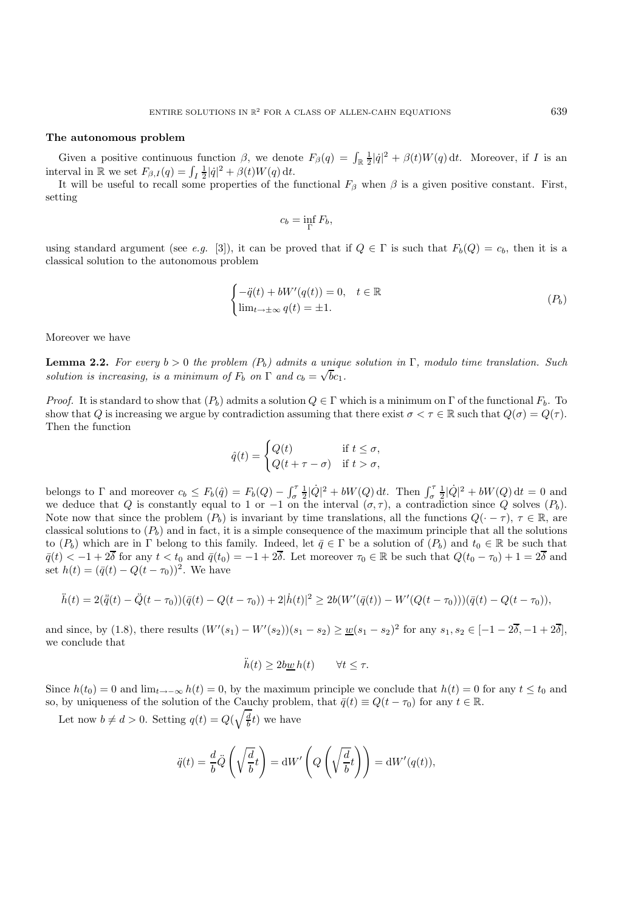**The autonomous problem**

Given a positive continuous function $\beta$, we denote $F_\beta(q) = \int_{\mathbb{R}} \frac{1}{2}|\dot{q}|^2 + \beta(t)W(q)\,\mathrm{d}t$. Moreover, if $I$ is an interval in $\mathbb{R}$ we set $F_{\beta,I}(q) = \int_I \frac{1}{2}|\dot{q}|^2 + \beta(t)W(q)\,\mathrm{d}t$.

It will be useful to recall some properties of the functional $F_\beta$ when $\beta$ is a given positive constant. First, setting

$$c_b = \inf_\Gamma F_b,$$

using standard argument (see *e.g.* [3]), it can be proved that if $Q \in \Gamma$ is such that $F_b(Q) = c_b$, then it is a classical solution to the autonomous problem

$$\begin{cases} -\ddot{q}(t) + bW'(q(t)) = 0, & t \in \mathbb{R} \\ \lim_{t\to\pm\infty} q(t) = \pm 1. \end{cases} \tag{$P_b$}$$

Moreover we have

**Lemma 2.2.** *For every $b > 0$ the problem $(P_b)$ admits a unique solution in $\Gamma$, modulo time translation. Such solution is increasing, is a minimum of $F_b$ on $\Gamma$ and $c_b = \sqrt{b}c_1$.*

*Proof.* It is standard to show that $(P_b)$ admits a solution $Q \in \Gamma$ which is a minimum on $\Gamma$ of the functional $F_b$. To show that $Q$ is increasing we argue by contradiction assuming that there exist $\sigma < \tau \in \mathbb{R}$ such that $Q(\sigma) = Q(\tau)$. Then the function

$$\hat{q}(t) = \begin{cases} Q(t) & \text{if } t \leq \sigma, \\ Q(t + \tau - \sigma) & \text{if } t > \sigma, \end{cases}$$

belongs to $\Gamma$ and moreover $c_b \leq F_b(\hat{q}) = F_b(Q) - \int_\sigma^\tau \frac{1}{2}|\dot{Q}|^2 + bW(Q)\,\mathrm{d}t$. Then $\int_\sigma^\tau \frac{1}{2}|\dot{Q}|^2 + bW(Q)\,\mathrm{d}t = 0$ and we deduce that $Q$ is constantly equal to 1 or $-1$ on the interval $(\sigma, \tau)$, a contradiction since $Q$ solves $(P_b)$. Note now that since the problem $(P_b)$ is invariant by time translations, all the functions $Q(\cdot - \tau)$, $\tau \in \mathbb{R}$, are classical solutions to $(P_b)$ and in fact, it is a simple consequence of the maximum principle that all the solutions to $(P_b)$ which are in $\Gamma$ belong to this family. Indeed, let $\bar{q} \in \Gamma$ be a solution of $(P_b)$ and $t_0 \in \mathbb{R}$ be such that $\bar{q}(t) < -1 + 2\overline{\delta}$ for any $t < t_0$ and $\bar{q}(t_0) = -1 + 2\overline{\delta}$. Let moreover $\tau_0 \in \mathbb{R}$ be such that $Q(t_0 - \tau_0) + 1 = 2\overline{\delta}$ and set $h(t) = (\bar{q}(t) - Q(t - \tau_0))^2$. We have

$$\ddot{h}(t) = 2(\ddot{\bar{q}}(t) - \ddot{Q}(t - \tau_0))(\bar{q}(t) - Q(t - \tau_0)) + 2|\dot{h}(t)|^2 \geq 2b(W'(\bar{q}(t)) - W'(Q(t - \tau_0)))(\bar{q}(t) - Q(t - \tau_0)),$$

and since, by (1.8), there results $(W'(s_1) - W'(s_2))(s_1 - s_2) \geq \underline{w}(s_1 - s_2)^2$ for any $s_1, s_2 \in [-1 - 2\overline{\delta}, -1 + 2\overline{\delta}]$, we conclude that

$$\ddot{h}(t) \geq 2b\underline{w}\,h(t) \qquad \forall t \leq \tau.$$

Since $h(t_0) = 0$ and $\lim_{t\to-\infty} h(t) = 0$, by the maximum principle we conclude that $h(t) = 0$ for any $t \leq t_0$ and so, by uniqueness of the solution of the Cauchy problem, that $\bar{q}(t) \equiv Q(t - \tau_0)$ for any $t \in \mathbb{R}$.

Let now $b \neq d > 0$. Setting $q(t) = Q(\sqrt{\frac{d}{b}}t)$ we have

$$\ddot{q}(t) = \frac{d}{b}\ddot{Q}\left(\sqrt{\frac{d}{b}}t\right) = \mathrm{d}W'\left(Q\left(\sqrt{\frac{d}{b}}t\right)\right) = \mathrm{d}W'(q(t)),$$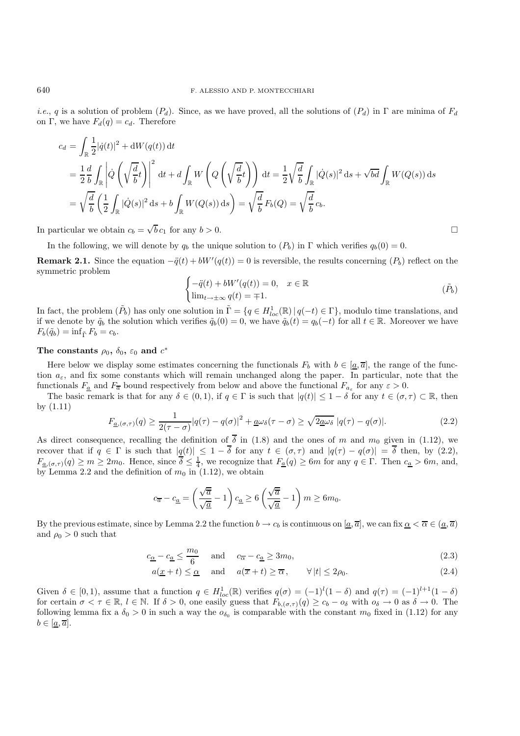*i.e.*, $q$ is a solution of problem $(P_d)$. Since, as we have proved, all the solutions of $(P_d)$ in $\Gamma$ are minima of $F_d$ on $\Gamma$, we have $F_d(q) = c_d$. Therefore

$$
\begin{aligned}
c_d &= \int_{\mathbb{R}} \frac{1}{2}|\dot{q}(t)|^2 + \mathrm{d}W(q(t))\,\mathrm{d}t \\
&= \frac{1}{2}\frac{d}{b}\int_{\mathbb{R}} \left|\dot{Q}\left(\sqrt{\frac{d}{b}}t\right)\right|^2 \mathrm{d}t + d\int_{\mathbb{R}} W\left(Q\left(\sqrt{\frac{d}{b}}t\right)\right)\mathrm{d}t = \frac{1}{2}\sqrt{\frac{d}{b}}\int_{\mathbb{R}} |\dot{Q}(s)|^2\,\mathrm{d}s + \sqrt{bd}\int_{\mathbb{R}} W(Q(s))\,\mathrm{d}s \\
&= \sqrt{\frac{d}{b}}\left(\frac{1}{2}\int_{\mathbb{R}} |\dot{Q}(s)|^2\,\mathrm{d}s + b\int_{\mathbb{R}} W(Q(s))\,\mathrm{d}s\right) = \sqrt{\frac{d}{b}}\,F_b(Q) = \sqrt{\frac{d}{b}}\,c_b.
\end{aligned}
$$

In particular we obtain $c_b = \sqrt{b}\,c_1$ for any $b > 0$. $\square$

In the following, we will denote by $q_b$ the unique solution to $(P_b)$ in $\Gamma$ which verifies $q_b(0) = 0$.

**Remark 2.1.** Since the equation $-\ddot{q}(t) + bW'(q(t)) = 0$ is reversible, the results concerning $(P_b)$ reflect on the symmetric problem

$$
\begin{cases} -\ddot{q}(t) + bW'(q(t)) = 0, & x \in \mathbb{R} \\ \lim_{t\to\pm\infty} q(t) = \mp 1. \end{cases} \tag{$\tilde{P}_b$}
$$

In fact, the problem $(\tilde{P}_b)$ has only one solution in $\tilde{\Gamma} = \{q \in H^1_{loc}(\mathbb{R}) \,|\, q(-t) \in \Gamma\}$, modulo time translations, and if we denote by $\tilde{q}_b$ the solution which verifies $\tilde{q}_b(0) = 0$, we have $\tilde{q}_b(t) = q_b(-t)$ for all $t \in \mathbb{R}$. Moreover we have $F_b(\tilde{q}_b) = \inf_{\tilde{\Gamma}} F_b = c_b$.

**The constants $\rho_0$, $\delta_0$, $\varepsilon_0$ and $c^*$**

Here below we display some estimates concerning the functionals $F_b$ with $b \in [\underline{a}, \overline{a}]$, the range of the function $a_\varepsilon$, and fix some constants which will remain unchanged along the paper. In particular, note that the functionals $F_{\underline{a}}$ and $F_{\overline{a}}$ bound respectively from below and above the functional $F_{a_\varepsilon}$ for any $\varepsilon > 0$.

The basic remark is that for any $\delta \in (0,1)$, if $q \in \Gamma$ is such that $|q(t)| \le 1 - \delta$ for any $t \in (\sigma, \tau) \subset \mathbb{R}$, then by (1.11)

$$
F_{\underline{a},(\sigma,\tau)}(q) \ge \frac{1}{2(\tau-\sigma)}|q(\tau) - q(\sigma)|^2 + \underline{a}\omega_\delta(\tau - \sigma) \ge \sqrt{2\underline{a}\omega_\delta}\;|q(\tau) - q(\sigma)|. \tag{2.2}
$$

As direct consequence, recalling the definition of $\overline{\delta}$ in (1.8) and the ones of $m$ and $m_0$ given in (1.12), we recover that if $q \in \Gamma$ is such that $|q(t)| \le 1 - \overline{\delta}$ for any $t \in (\sigma, \tau)$ and $|q(\tau) - q(\sigma)| = \overline{\delta}$ then, by (2.2), $F_{\underline{a},(\sigma,\tau)}(q) \ge m \ge 2m_0$. Hence, since $\overline{\delta} \le \frac{1}{4}$, we recognize that $F_{\underline{a}}(q) \ge 6m$ for any $q \in \Gamma$. Then $c_{\underline{a}} > 6m$, and, by Lemma 2.2 and the definition of $m_0$ in (1.12), we obtain

$$
c_{\overline{a}} - c_{\underline{a}} = \left(\frac{\sqrt{\overline{a}}}{\sqrt{\underline{a}}} - 1\right)c_{\underline{a}} \ge 6\left(\frac{\sqrt{\overline{a}}}{\sqrt{\underline{a}}} - 1\right)m \ge 6m_0.
$$

By the previous estimate, since by Lemma 2.2 the function $b \to c_b$ is continuous on $[\underline{a}, \overline{a}]$, we can fix $\underline{\alpha} < \overline{\alpha} \in (\underline{a}, \overline{a})$ and $\rho_0 > 0$ such that

$$
c_{\underline{\alpha}} - c_{\underline{a}} \le \frac{m_0}{6} \quad \text{and} \quad c_{\overline{\alpha}} - c_{\underline{a}} \ge 3m_0, \tag{2.3}
$$

$$
a(\underline{x} + t) \le \underline{\alpha} \quad \text{and} \quad a(\overline{x} + t) \ge \overline{\alpha}, \qquad \forall\, |t| \le 2\rho_0. \tag{2.4}
$$

Given $\delta \in [0,1)$, assume that a function $q \in H^1_{loc}(\mathbb{R})$ verifies $q(\sigma) = (-1)^l(1-\delta)$ and $q(\tau) = (-1)^{l+1}(1-\delta)$ for certain $\sigma < \tau \in \mathbb{R}$, $l \in \mathbb{N}$. If $\delta > 0$, one easily guess that $F_{b,(\sigma,\tau)}(q) \ge c_b - o_\delta$ with $o_\delta \to 0$ as $\delta \to 0$. The following lemma fix a $\delta_0 > 0$ in such a way the $o_{\delta_0}$ is comparable with the constant $m_0$ fixed in (1.12) for any $b \in [\underline{a}, \overline{a}]$.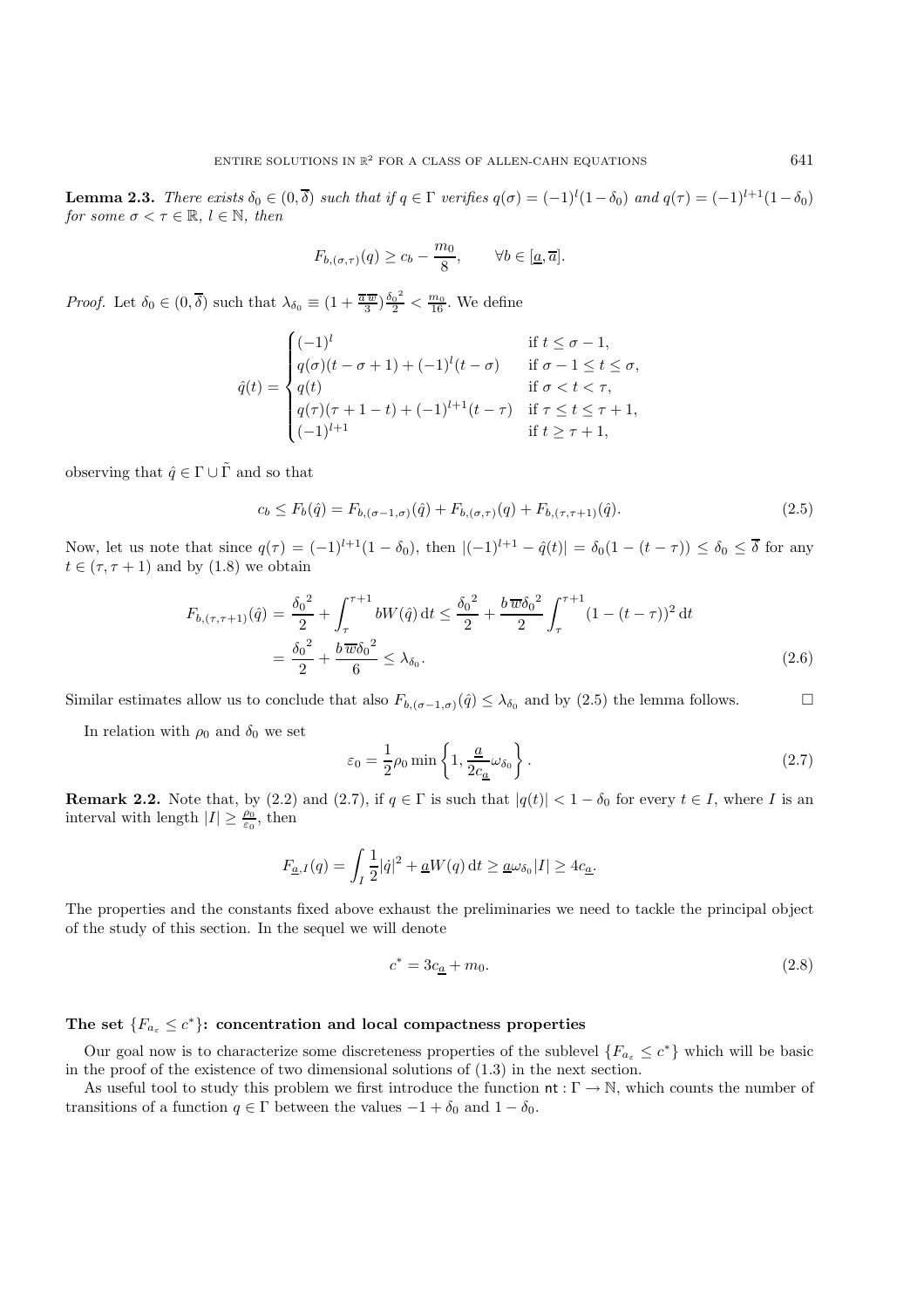**Lemma 2.3.** *There exists $\delta_0 \in (0, \overline{\delta})$ such that if $q \in \Gamma$ verifies $q(\sigma) = (-1)^l(1-\delta_0)$ and $q(\tau) = (-1)^{l+1}(1-\delta_0)$ for some $\sigma < \tau \in \mathbb{R}$, $l \in \mathbb{N}$, then*

$$F_{b,(\sigma,\tau)}(q) \geq c_b - \frac{m_0}{8}, \qquad \forall b \in [\underline{a}, \overline{a}].$$

*Proof.* Let $\delta_0 \in (0, \overline{\delta})$ such that $\lambda_{\delta_0} \equiv (1 + \frac{\overline{a}\,\overline{w}}{3})\frac{\delta_0{}^2}{2} < \frac{m_0}{16}$. We define

$$\hat{q}(t) = \begin{cases} (-1)^l & \text{if } t \leq \sigma - 1, \\ q(\sigma)(t - \sigma + 1) + (-1)^l(t - \sigma) & \text{if } \sigma - 1 \leq t \leq \sigma, \\ q(t) & \text{if } \sigma < t < \tau, \\ q(\tau)(\tau + 1 - t) + (-1)^{l+1}(t - \tau) & \text{if } \tau \leq t \leq \tau + 1, \\ (-1)^{l+1} & \text{if } t \geq \tau + 1, \end{cases}$$

observing that $\hat{q} \in \Gamma \cup \tilde{\Gamma}$ and so that

$$c_b \leq F_b(\hat{q}) = F_{b,(\sigma-1,\sigma)}(\hat{q}) + F_{b,(\sigma,\tau)}(q) + F_{b,(\tau,\tau+1)}(\hat{q}). \tag{2.5}$$

Now, let us note that since $q(\tau) = (-1)^{l+1}(1-\delta_0)$, then $|(-1)^{l+1} - \hat{q}(t)| = \delta_0(1 - (t - \tau)) \leq \delta_0 \leq \overline{\delta}$ for any $t \in (\tau, \tau + 1)$ and by (1.8) we obtain

$$\begin{aligned} F_{b,(\tau,\tau+1)}(\hat{q}) &= \frac{\delta_0{}^2}{2} + \int_\tau^{\tau+1} bW(\hat{q})\,\mathrm{d}t \leq \frac{\delta_0{}^2}{2} + \frac{b\,\overline{w}\delta_0{}^2}{2}\int_\tau^{\tau+1}(1 - (t-\tau))^2\,\mathrm{d}t \\ &= \frac{\delta_0{}^2}{2} + \frac{b\,\overline{w}\delta_0{}^2}{6} \leq \lambda_{\delta_0}. \end{aligned} \tag{2.6}$$

Similar estimates allow us to conclude that also $F_{b,(\sigma-1,\sigma)}(\hat{q}) \leq \lambda_{\delta_0}$ and by (2.5) the lemma follows. $\square$

In relation with $\rho_0$ and $\delta_0$ we set

$$\varepsilon_0 = \frac{1}{2}\rho_0 \min\left\{1, \frac{\underline{a}}{2c_{\underline{a}}}\omega_{\delta_0}\right\}. \tag{2.7}$$

**Remark 2.2.** Note that, by (2.2) and (2.7), if $q \in \Gamma$ is such that $|q(t)| < 1 - \delta_0$ for every $t \in I$, where $I$ is an interval with length $|I| \geq \frac{\rho_0}{\varepsilon_0}$, then

$$F_{\underline{a},I}(q) = \int_I \frac{1}{2}|\dot{q}|^2 + \underline{a}W(q)\,\mathrm{d}t \geq \underline{a}\omega_{\delta_0}|I| \geq 4c_{\underline{a}}.$$

The properties and the constants fixed above exhaust the preliminaries we need to tackle the principal object of the study of this section. In the sequel we will denote

$$c^* = 3c_{\underline{a}} + m_0. \tag{2.8}$$

**The set $\{F_{a_\varepsilon} \leq c^*\}$: concentration and local compactness properties**

Our goal now is to characterize some discreteness properties of the sublevel $\{F_{a_\varepsilon} \leq c^*\}$ which will be basic in the proof of the existence of two dimensional solutions of (1.3) in the next section.

As useful tool to study this problem we first introduce the function $\mathsf{nt} : \Gamma \to \mathbb{N}$, which counts the number of transitions of a function $q \in \Gamma$ between the values $-1 + \delta_0$ and $1 - \delta_0$.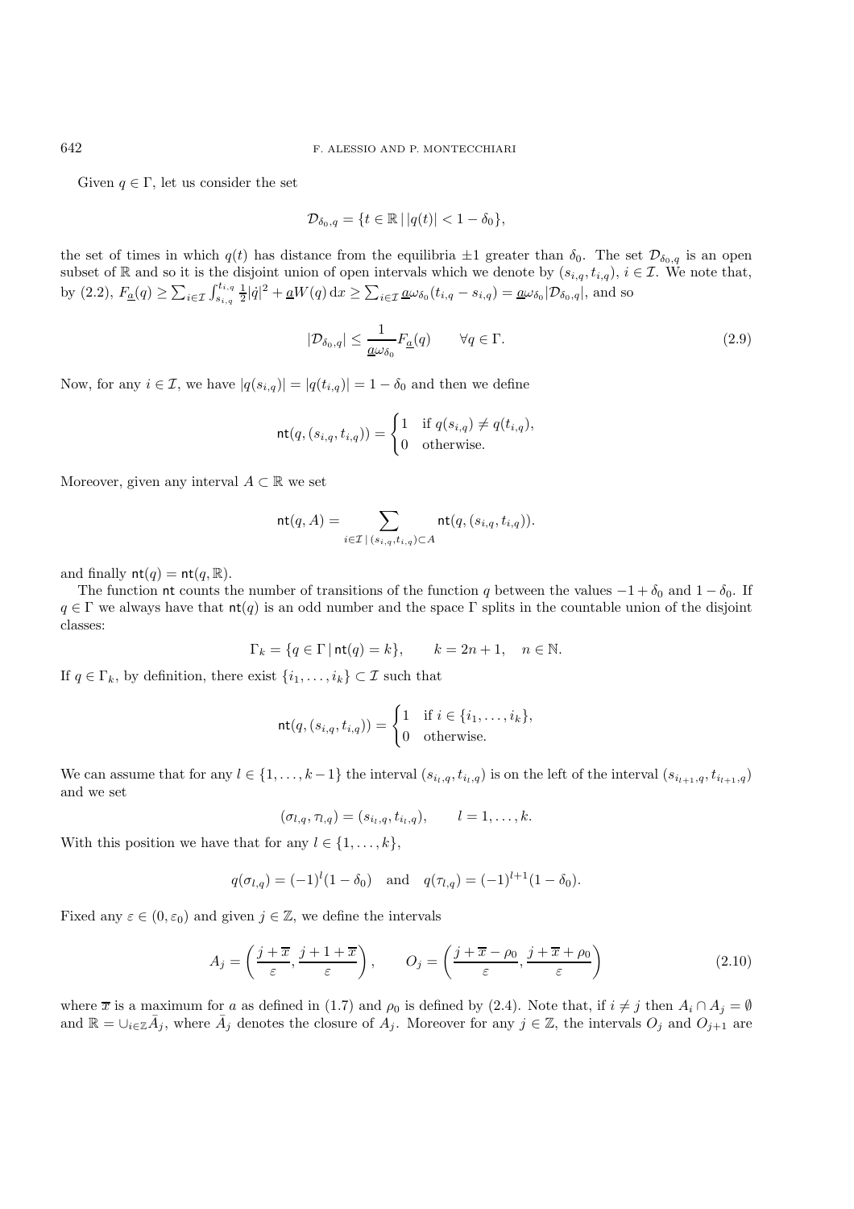Given $q \in \Gamma$, let us consider the set

$$\mathcal{D}_{\delta_0,q} = \{t \in \mathbb{R} \,|\, |q(t)| < 1 - \delta_0\},$$

the set of times in which $q(t)$ has distance from the equilibria $\pm 1$ greater than $\delta_0$. The set $\mathcal{D}_{\delta_0,q}$ is an open subset of $\mathbb{R}$ and so it is the disjoint union of open intervals which we denote by $(s_{i,q}, t_{i,q})$, $i \in \mathcal{I}$. We note that, by (2.2), $F_{\underline{a}}(q) \geq \sum_{i\in\mathcal{I}} \int_{s_{i,q}}^{t_{i,q}} \frac{1}{2}|\dot{q}|^2 + \underline{a}W(q)\,\mathrm{d}x \geq \sum_{i\in\mathcal{I}} \underline{a}\omega_{\delta_0}(t_{i,q} - s_{i,q}) = \underline{a}\omega_{\delta_0}|\mathcal{D}_{\delta_0,q}|$, and so

$$|\mathcal{D}_{\delta_0,q}| \leq \frac{1}{\underline{a}\omega_{\delta_0}} F_{\underline{a}}(q) \qquad \forall q \in \Gamma. \tag{2.9}$$

Now, for any $i \in \mathcal{I}$, we have $|q(s_{i,q})| = |q(t_{i,q})| = 1 - \delta_0$ and then we define

$$\mathsf{nt}(q, (s_{i,q}, t_{i,q})) = \begin{cases} 1 & \text{if } q(s_{i,q}) \neq q(t_{i,q}), \\ 0 & \text{otherwise.} \end{cases}$$

Moreover, given any interval $A \subset \mathbb{R}$ we set

$$\mathsf{nt}(q, A) = \sum_{i \in \mathcal{I} \,|\, (s_{i,q}, t_{i,q}) \subset A} \mathsf{nt}(q, (s_{i,q}, t_{i,q})).$$

and finally $\mathsf{nt}(q) = \mathsf{nt}(q, \mathbb{R})$.

The function $\mathsf{nt}$ counts the number of transitions of the function $q$ between the values $-1 + \delta_0$ and $1 - \delta_0$. If $q \in \Gamma$ we always have that $\mathsf{nt}(q)$ is an odd number and the space $\Gamma$ splits in the countable union of the disjoint classes:

$$\Gamma_k = \{q \in \Gamma \,|\, \mathsf{nt}(q) = k\}, \qquad k = 2n + 1, \quad n \in \mathbb{N}.$$

If $q \in \Gamma_k$, by definition, there exist $\{i_1, \ldots, i_k\} \subset \mathcal{I}$ such that

$$\mathsf{nt}(q, (s_{i,q}, t_{i,q})) = \begin{cases} 1 & \text{if } i \in \{i_1, \ldots, i_k\}, \\ 0 & \text{otherwise.} \end{cases}$$

We can assume that for any $l \in \{1, \ldots, k-1\}$ the interval $(s_{i_l,q}, t_{i_l,q})$ is on the left of the interval $(s_{i_{l+1},q}, t_{i_{l+1},q})$ and we set

$$(\sigma_{l,q}, \tau_{l,q}) = (s_{i_l,q}, t_{i_l,q}), \qquad l = 1, \ldots, k.$$

With this position we have that for any $l \in \{1, \ldots, k\}$,

$$q(\sigma_{l,q}) = (-1)^l (1 - \delta_0) \quad \text{and} \quad q(\tau_{l,q}) = (-1)^{l+1}(1 - \delta_0).$$

Fixed any $\varepsilon \in (0, \varepsilon_0)$ and given $j \in \mathbb{Z}$, we define the intervals

$$A_j = \left( \frac{j + \overline{x}}{\varepsilon}, \frac{j + 1 + \overline{x}}{\varepsilon} \right), \qquad O_j = \left( \frac{j + \overline{x} - \rho_0}{\varepsilon}, \frac{j + \overline{x} + \rho_0}{\varepsilon} \right) \tag{2.10}$$

where $\overline{x}$ is a maximum for $a$ as defined in (1.7) and $\rho_0$ is defined by (2.4). Note that, if $i \neq j$ then $A_i \cap A_j = \emptyset$ and $\mathbb{R} = \cup_{i\in\mathbb{Z}} \bar{A}_j$, where $\bar{A}_j$ denotes the closure of $A_j$. Moreover for any $j \in \mathbb{Z}$, the intervals $O_j$ and $O_{j+1}$ are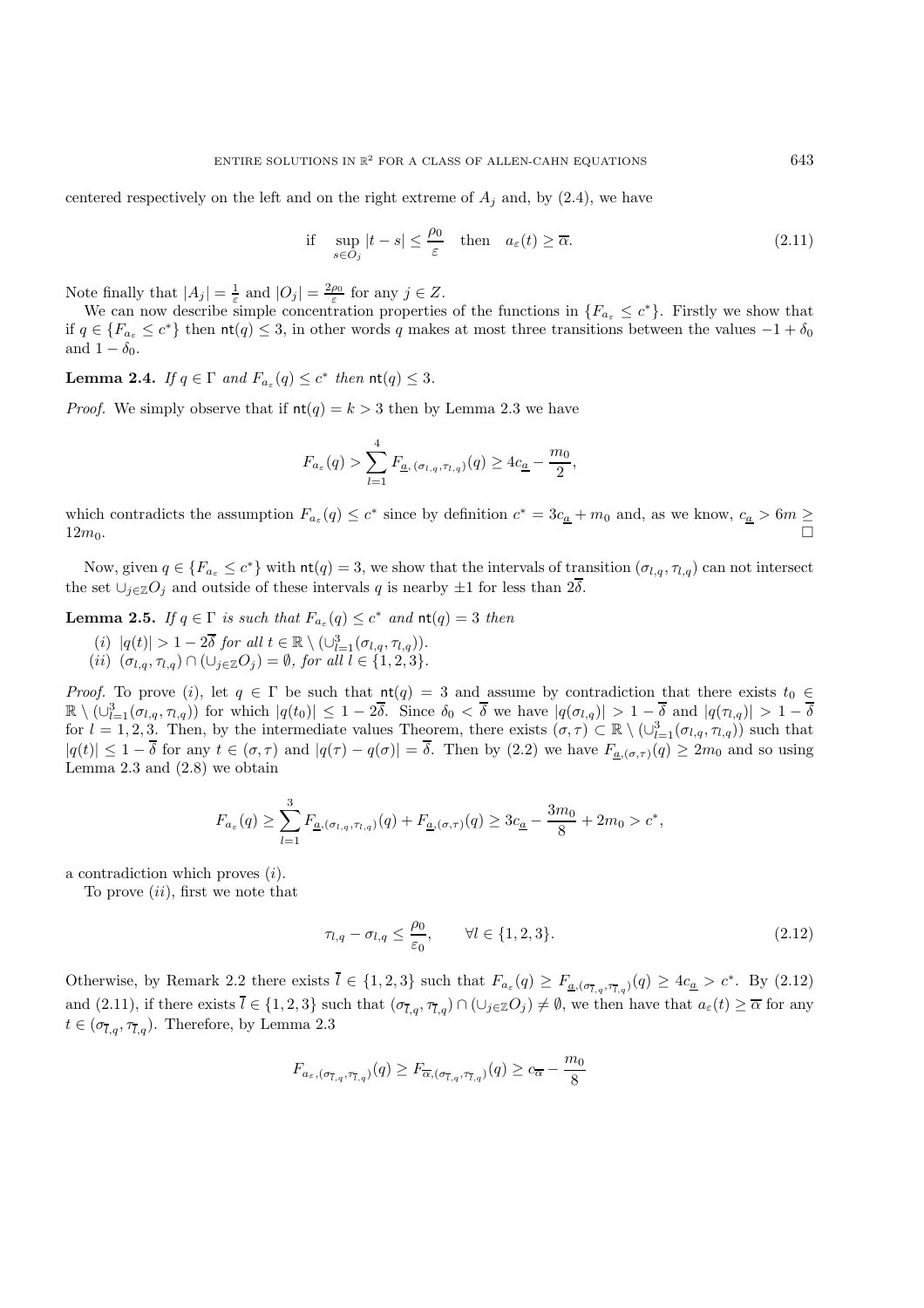centered respectively on the left and on the right extreme of $A_j$ and, by (2.4), we have

$$\text{if} \quad \sup_{s \in O_j} |t-s| \leq \frac{\rho_0}{\varepsilon} \quad \text{then} \quad a_\varepsilon(t) \geq \overline{\alpha}. \tag{2.11}$$

Note finally that $|A_j| = \frac{1}{\varepsilon}$ and $|O_j| = \frac{2\rho_0}{\varepsilon}$ for any $j \in Z$.

We can now describe simple concentration properties of the functions in $\{F_{a_\varepsilon} \leq c^*\}$. Firstly we show that if $q \in \{F_{a_\varepsilon} \leq c^*\}$ then $\mathsf{nt}(q) \leq 3$, in other words $q$ makes at most three transitions between the values $-1+\delta_0$ and $1-\delta_0$.

**Lemma 2.4.** *If $q \in \Gamma$ and $F_{a_\varepsilon}(q) \leq c^*$ then $\mathsf{nt}(q) \leq 3$.*

*Proof.* We simply observe that if $\mathsf{nt}(q) = k > 3$ then by Lemma 2.3 we have

$$F_{a_\varepsilon}(q) > \sum_{l=1}^{4} F_{\underline{a},(\sigma_{l,q},\tau_{l,q})}(q) \geq 4c_{\underline{a}} - \frac{m_0}{2},$$

which contradicts the assumption $F_{a_\varepsilon}(q) \leq c^*$ since by definition $c^* = 3c_{\underline{a}} + m_0$ and, as we know, $c_{\underline{a}} > 6m \geq 12m_0$. □

Now, given $q \in \{F_{a_\varepsilon} \leq c^*\}$ with $\mathsf{nt}(q) = 3$, we show that the intervals of transition $(\sigma_{l,q}, \tau_{l,q})$ can not intersect the set $\cup_{j \in \mathbb{Z}} O_j$ and outside of these intervals $q$ is nearby $\pm 1$ for less than $2\overline{\delta}$.

**Lemma 2.5.** *If $q \in \Gamma$ is such that $F_{a_\varepsilon}(q) \leq c^*$ and $\mathsf{nt}(q) = 3$ then*

(*i*) $|q(t)| > 1 - 2\overline{\delta}$ *for all* $t \in \mathbb{R} \setminus (\cup_{l=1}^{3} (\sigma_{l,q}, \tau_{l,q}))$.

(*ii*) $(\sigma_{l,q}, \tau_{l,q}) \cap (\cup_{j \in \mathbb{Z}} O_j) = \emptyset$, *for all* $l \in \{1, 2, 3\}$.

*Proof.* To prove (*i*), let $q \in \Gamma$ be such that $\mathsf{nt}(q) = 3$ and assume by contradiction that there exists $t_0 \in \mathbb{R} \setminus (\cup_{l=1}^{3} (\sigma_{l,q}, \tau_{l,q}))$ for which $|q(t_0)| \leq 1 - 2\overline{\delta}$. Since $\delta_0 < \overline{\delta}$ we have $|q(\sigma_{l,q})| > 1 - \overline{\delta}$ and $|q(\tau_{l,q})| > 1 - \overline{\delta}$ for $l = 1, 2, 3$. Then, by the intermediate values Theorem, there exists $(\sigma, \tau) \subset \mathbb{R} \setminus (\cup_{l=1}^{3} (\sigma_{l,q}, \tau_{l,q}))$ such that $|q(t)| \leq 1 - \overline{\delta}$ for any $t \in (\sigma, \tau)$ and $|q(\tau) - q(\sigma)| = \overline{\delta}$. Then by (2.2) we have $F_{\underline{a},(\sigma,\tau)}(q) \geq 2m_0$ and so using Lemma 2.3 and (2.8) we obtain

$$F_{a_\varepsilon}(q) \geq \sum_{l=1}^{3} F_{\underline{a},(\sigma_{l,q},\tau_{l,q})}(q) + F_{\underline{a},(\sigma,\tau)}(q) \geq 3c_{\underline{a}} - \frac{3m_0}{8} + 2m_0 > c^*,$$

a contradiction which proves (*i*).

To prove (*ii*), first we note that

$$\tau_{l,q} - \sigma_{l,q} \leq \frac{\rho_0}{\varepsilon_0}, \qquad \forall l \in \{1, 2, 3\}. \tag{2.12}$$

Otherwise, by Remark 2.2 there exists $\overline{l} \in \{1, 2, 3\}$ such that $F_{a_\varepsilon}(q) \geq F_{\underline{a},(\sigma_{\overline{l},q},\tau_{\overline{l},q})}(q) \geq 4c_{\underline{a}} > c^*$. By (2.12) and (2.11), if there exists $\overline{l} \in \{1, 2, 3\}$ such that $(\sigma_{\overline{l},q}, \tau_{\overline{l},q}) \cap (\cup_{j \in \mathbb{Z}} O_j) \neq \emptyset$, we then have that $a_\varepsilon(t) \geq \overline{\alpha}$ for any $t \in (\sigma_{\overline{l},q}, \tau_{\overline{l},q})$. Therefore, by Lemma 2.3

$$F_{a_\varepsilon,(\sigma_{\overline{l},q},\tau_{\overline{l},q})}(q) \geq F_{\overline{\alpha},(\sigma_{\overline{l},q},\tau_{\overline{l},q})}(q) \geq c_{\overline{\alpha}} - \frac{m_0}{8}$$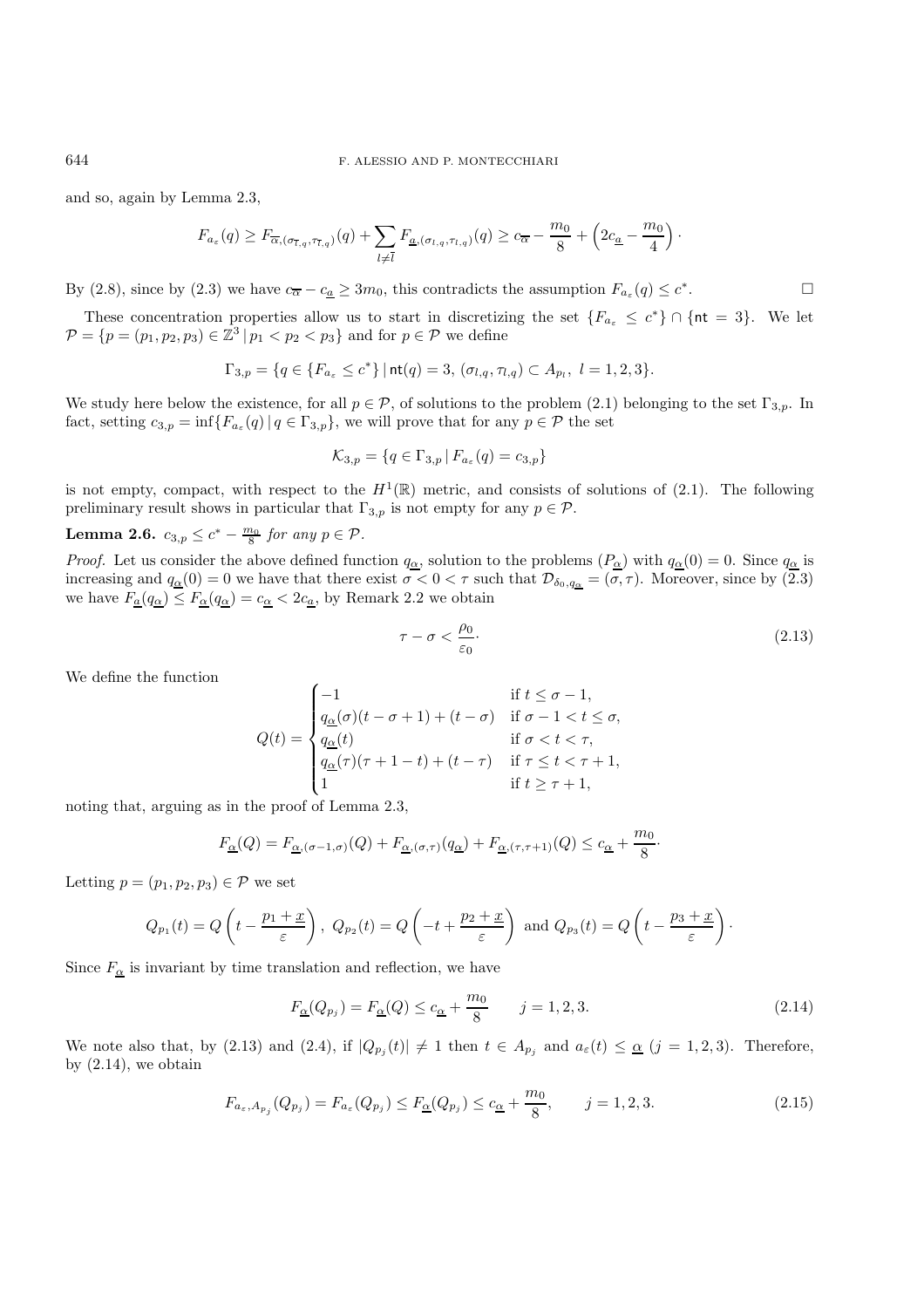and so, again by Lemma 2.3,

$$F_{a_\varepsilon}(q) \geq F_{\overline{\alpha},(\sigma_{\overline{l},q},\tau_{\overline{l},q})}(q) + \sum_{l\neq \overline{l}} F_{\underline{a},(\sigma_{l,q},\tau_{l,q})}(q) \geq c_{\overline{\alpha}} - \frac{m_0}{8} + \left(2c_{\underline{a}} - \frac{m_0}{4}\right)\cdot$$

By (2.8), since by (2.3) we have $c_{\overline{\alpha}} - c_{\underline{a}} \geq 3m_0$, this contradicts the assumption $F_{a_\varepsilon}(q) \leq c^*$. □

These concentration properties allow us to start in discretizing the set $\{F_{a_\varepsilon} \leq c^*\} \cap \{\mathsf{nt} = 3\}$. We let $\mathcal{P} = \{p = (p_1, p_2, p_3) \in \mathbb{Z}^3 \,|\, p_1 < p_2 < p_3\}$ and for $p \in \mathcal{P}$ we define

$$\Gamma_{3,p} = \{q \in \{F_{a_\varepsilon} \leq c^*\} \,|\, \mathsf{nt}(q) = 3,\ (\sigma_{l,q}, \tau_{l,q}) \subset A_{p_l},\ l = 1, 2, 3\}.$$

We study here below the existence, for all $p \in \mathcal{P}$, of solutions to the problem (2.1) belonging to the set $\Gamma_{3,p}$. In fact, setting $c_{3,p} = \inf\{F_{a_\varepsilon}(q) \,|\, q \in \Gamma_{3,p}\}$, we will prove that for any $p \in \mathcal{P}$ the set

$$\mathcal{K}_{3,p} = \{q \in \Gamma_{3,p} \,|\, F_{a_\varepsilon}(q) = c_{3,p}\}$$

is not empty, compact, with respect to the $H^1(\mathbb{R})$ metric, and consists of solutions of (2.1). The following preliminary result shows in particular that $\Gamma_{3,p}$ is not empty for any $p \in \mathcal{P}$.

**Lemma 2.6.** *$c_{3,p} \leq c^* - \frac{m_0}{8}$ for any $p \in \mathcal{P}$.*

*Proof.* Let us consider the above defined function $q_{\underline{\alpha}}$, solution to the problems $(P_{\underline{\alpha}})$ with $q_{\underline{\alpha}}(0) = 0$. Since $q_{\underline{\alpha}}$ is increasing and $q_{\underline{\alpha}}(0) = 0$ we have that there exist $\sigma < 0 < \tau$ such that $\mathcal{D}_{\delta_0, q_{\underline{\alpha}}} = (\sigma, \tau)$. Moreover, since by (2.3) we have $F_{\underline{a}}(q_{\underline{\alpha}}) \leq F_{\underline{\alpha}}(q_{\underline{\alpha}}) = c_{\underline{\alpha}} < 2c_{\underline{a}}$, by Remark 2.2 we obtain

$$\tau - \sigma < \frac{\rho_0}{\varepsilon_0}\cdot \tag{2.13}$$

We define the function

$$Q(t) = \begin{cases} -1 & \text{if } t \leq \sigma - 1, \\ q_{\underline{\alpha}}(\sigma)(t - \sigma + 1) + (t - \sigma) & \text{if } \sigma - 1 < t \leq \sigma, \\ q_{\underline{\alpha}}(t) & \text{if } \sigma < t < \tau, \\ q_{\underline{\alpha}}(\tau)(\tau + 1 - t) + (t - \tau) & \text{if } \tau \leq t < \tau + 1, \\ 1 & \text{if } t \geq \tau + 1, \end{cases}$$

noting that, arguing as in the proof of Lemma 2.3,

$$F_{\underline{\alpha}}(Q) = F_{\underline{\alpha},(\sigma-1,\sigma)}(Q) + F_{\underline{\alpha},(\sigma,\tau)}(q_{\underline{\alpha}}) + F_{\underline{\alpha},(\tau,\tau+1)}(Q) \leq c_{\underline{\alpha}} + \frac{m_0}{8}\cdot$$

Letting $p = (p_1, p_2, p_3) \in \mathcal{P}$ we set

$$Q_{p_1}(t) = Q\left(t - \frac{p_1 + \underline{x}}{\varepsilon}\right),\ Q_{p_2}(t) = Q\left(-t + \frac{p_2 + \underline{x}}{\varepsilon}\right) \text{ and } Q_{p_3}(t) = Q\left(t - \frac{p_3 + \underline{x}}{\varepsilon}\right)\cdot$$

Since $F_{\underline{\alpha}}$ is invariant by time translation and reflection, we have

$$F_{\underline{\alpha}}(Q_{p_j}) = F_{\underline{\alpha}}(Q) \leq c_{\underline{\alpha}} + \frac{m_0}{8} \qquad j = 1, 2, 3. \tag{2.14}$$

We note also that, by (2.13) and (2.4), if $|Q_{p_j}(t)| \neq 1$ then $t \in A_{p_j}$ and $a_\varepsilon(t) \leq \underline{\alpha}$ $(j = 1, 2, 3)$. Therefore, by (2.14), we obtain

$$F_{a_\varepsilon, A_{p_j}}(Q_{p_j}) = F_{a_\varepsilon}(Q_{p_j}) \leq F_{\underline{\alpha}}(Q_{p_j}) \leq c_{\underline{\alpha}} + \frac{m_0}{8}, \qquad j = 1, 2, 3. \tag{2.15}$$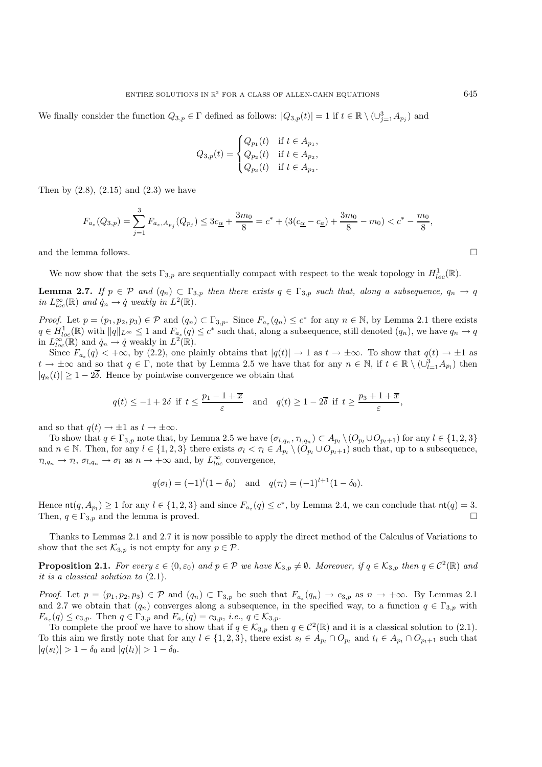We finally consider the function $Q_{3,p} \in \Gamma$ defined as follows: $|Q_{3,p}(t)| = 1$ if $t \in \mathbb{R} \setminus (\cup_{j=1}^{3} A_{p_j})$ and

$$
Q_{3,p}(t) = \begin{cases} Q_{p_1}(t) & \text{if } t \in A_{p_1}, \\ Q_{p_2}(t) & \text{if } t \in A_{p_2}, \\ Q_{p_3}(t) & \text{if } t \in A_{p_3}. \end{cases}
$$

Then by (2.8), (2.15) and (2.3) we have

$$
F_{a_\varepsilon}(Q_{3,p}) = \sum_{j=1}^{3} F_{a_\varepsilon, A_{p_j}}(Q_{p_j}) \leq 3c_{\underline{\alpha}} + \frac{3m_0}{8} = c^* + (3(c_{\underline{\alpha}} - c_{\underline{a}}) + \frac{3m_0}{8} - m_0) < c^* - \frac{m_0}{8},
$$

and the lemma follows. □

We now show that the sets $\Gamma_{3,p}$ are sequentially compact with respect to the weak topology in $H^1_{loc}(\mathbb{R})$.

**Lemma 2.7.** *If $p \in \mathcal{P}$ and $(q_n) \subset \Gamma_{3,p}$ then there exists $q \in \Gamma_{3,p}$ such that, along a subsequence, $q_n \to q$ in $L^\infty_{loc}(\mathbb{R})$ and $\dot{q}_n \to \dot{q}$ weakly in $L^2(\mathbb{R})$.*

*Proof.* Let $p = (p_1, p_2, p_3) \in \mathcal{P}$ and $(q_n) \subset \Gamma_{3,p}$. Since $F_{a_\varepsilon}(q_n) \leq c^*$ for any $n \in \mathbb{N}$, by Lemma 2.1 there exists $q \in H^1_{loc}(\mathbb{R})$ with $\|q\|_{L^\infty} \leq 1$ and $F_{a_\varepsilon}(q) \leq c^*$ such that, along a subsequence, still denoted $(q_n)$, we have $q_n \to q$ in $L^\infty_{loc}(\mathbb{R})$ and $\dot{q}_n \to \dot{q}$ weakly in $L^2(\mathbb{R})$.

Since $F_{a_\varepsilon}(q) < +\infty$, by (2.2), one plainly obtains that $|q(t)| \to 1$ as $t \to \pm\infty$. To show that $q(t) \to \pm 1$ as $t \to \pm\infty$ and so that $q \in \Gamma$, note that by Lemma 2.5 we have that for any $n \in \mathbb{N}$, if $t \in \mathbb{R} \setminus (\cup_{l=1}^{3} A_{p_l})$ then $|q_n(t)| \geq 1 - 2\overline{\delta}$. Hence by pointwise convergence we obtain that

$$
q(t) \leq -1 + 2\delta \;\text{ if }\; t \leq \frac{p_1 - 1 + \overline{x}}{\varepsilon} \quad \text{and} \quad q(t) \geq 1 - 2\overline{\delta} \;\text{ if }\; t \geq \frac{p_3 + 1 + \overline{x}}{\varepsilon},
$$

and so that $q(t) \to \pm 1$ as $t \to \pm\infty$.

To show that $q \in \Gamma_{3,p}$ note that, by Lemma 2.5 we have $(\sigma_{l,q_n}, \tau_{l,q_n}) \subset A_{p_l} \setminus (O_{p_l} \cup O_{p_l+1})$ for any $l \in \{1,2,3\}$ and $n \in \mathbb{N}$. Then, for any $l \in \{1,2,3\}$ there exists $\sigma_l < \tau_l \in A_{p_l} \setminus (O_{p_l} \cup O_{p_l+1})$ such that, up to a subsequence, $\tau_{l,q_n} \to \tau_l$, $\sigma_{l,q_n} \to \sigma_l$ as $n \to +\infty$ and, by $L^\infty_{loc}$ convergence,

$$
q(\sigma_l) = (-1)^l (1 - \delta_0) \quad \text{and} \quad q(\tau_l) = (-1)^{l+1}(1 - \delta_0).
$$

Hence $\mathsf{nt}(q, A_{p_l}) \geq 1$ for any $l \in \{1,2,3\}$ and since $F_{a_\varepsilon}(q) \leq c^*$, by Lemma 2.4, we can conclude that $\mathsf{nt}(q) = 3$. Then, $q \in \Gamma_{3,p}$ and the lemma is proved. □

Thanks to Lemmas 2.1 and 2.7 it is now possible to apply the direct method of the Calculus of Variations to show that the set $\mathcal{K}_{3,p}$ is not empty for any $p \in \mathcal{P}$.

**Proposition 2.1.** *For every $\varepsilon \in (0, \varepsilon_0)$ and $p \in \mathcal{P}$ we have $\mathcal{K}_{3,p} \neq \emptyset$. Moreover, if $q \in \mathcal{K}_{3,p}$ then $q \in \mathcal{C}^2(\mathbb{R})$ and it is a classical solution to* (2.1).

*Proof.* Let $p = (p_1, p_2, p_3) \in \mathcal{P}$ and $(q_n) \subset \Gamma_{3,p}$ be such that $F_{a_\varepsilon}(q_n) \to c_{3,p}$ as $n \to +\infty$. By Lemmas 2.1 and 2.7 we obtain that $(q_n)$ converges along a subsequence, in the specified way, to a function $q \in \Gamma_{3,p}$ with $F_{a_\varepsilon}(q) \leq c_{3,p}$. Then $q \in \Gamma_{3,p}$ and $F_{a_\varepsilon}(q) = c_{3,p}$, *i.e.*, $q \in \mathcal{K}_{3,p}$.

To complete the proof we have to show that if $q \in \mathcal{K}_{3,p}$ then $q \in \mathcal{C}^2(\mathbb{R})$ and it is a classical solution to (2.1). To this aim we firstly note that for any $l \in \{1,2,3\}$, there exist $s_l \in A_{p_l} \cap O_{p_l}$ and $t_l \in A_{p_l} \cap O_{p_l+1}$ such that $|q(s_l)| > 1 - \delta_0$ and $|q(t_l)| > 1 - \delta_0$.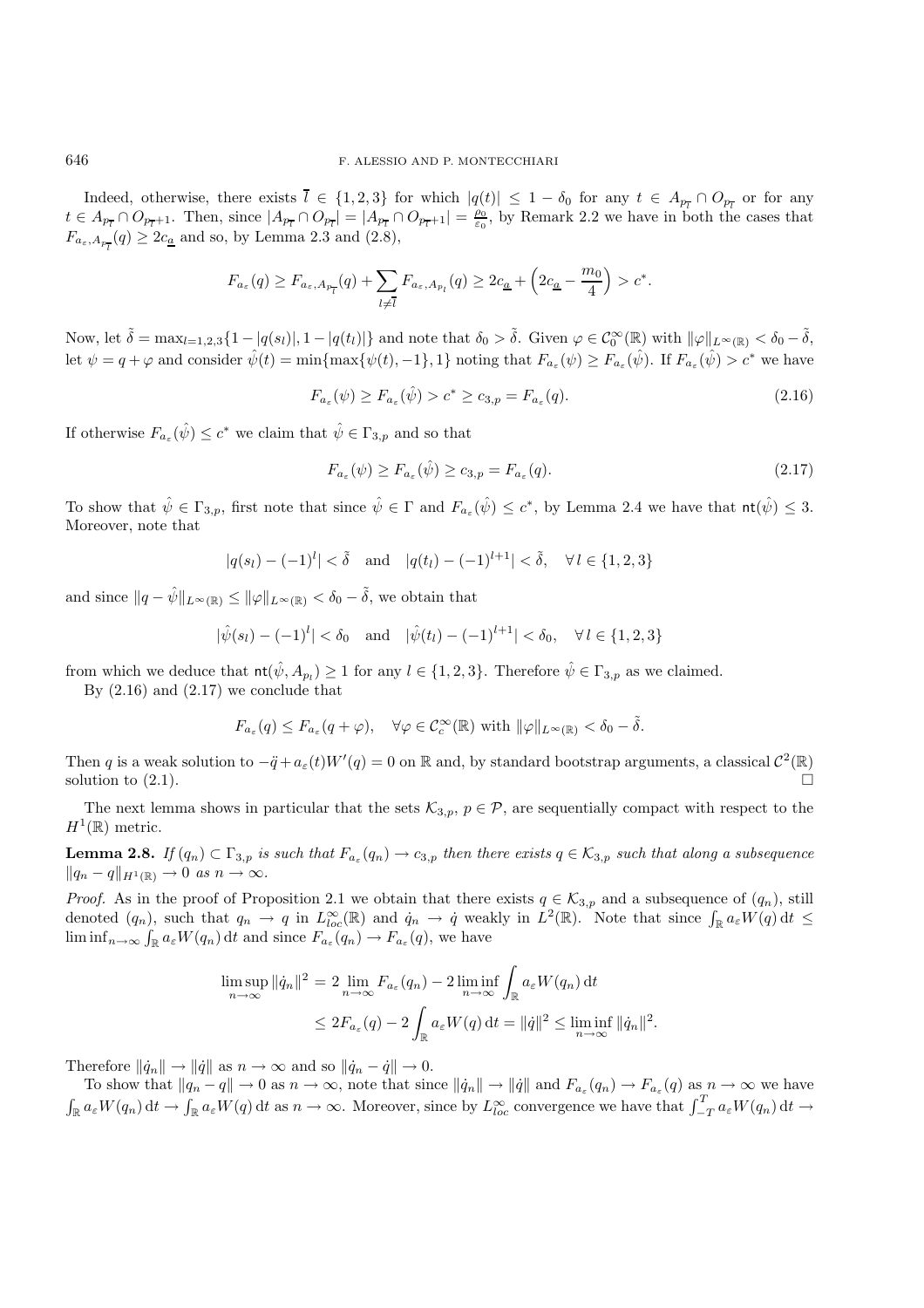Indeed, otherwise, there exists $\overline{l} \in \{1,2,3\}$ for which $|q(t)| \le 1 - \delta_0$ for any $t \in A_{p_{\overline{l}}} \cap O_{p_{\overline{l}}}$ or for any $t \in A_{p_{\overline{l}}} \cap O_{p_{\overline{l}}+1}$. Then, since $|A_{p_{\overline{l}}} \cap O_{p_{\overline{l}}}| = |A_{p_{\overline{l}}} \cap O_{p_{\overline{l}}+1}| = \frac{\rho_0}{\varepsilon_0}$, by Remark 2.2 we have in both the cases that $F_{a_\varepsilon, A_{p_{\overline{l}}}}(q) \ge 2c_{\underline{a}}$ and so, by Lemma 2.3 and (2.8),

$$F_{a_\varepsilon}(q) \ge F_{a_\varepsilon, A_{p_{\overline{l}}}}(q) + \sum_{l \ne \overline{l}} F_{a_\varepsilon, A_{p_l}}(q) \ge 2c_{\underline{a}} + \left(2c_{\underline{a}} - \frac{m_0}{4}\right) > c^*.$$

Now, let $\tilde{\delta} = \max_{l=1,2,3}\{1 - |q(s_l)|, 1 - |q(t_l)|\}$ and note that $\delta_0 > \tilde{\delta}$. Given $\varphi \in \mathcal{C}_0^\infty(\mathbb{R})$ with $\|\varphi\|_{L^\infty(\mathbb{R})} < \delta_0 - \tilde{\delta}$, let $\psi = q + \varphi$ and consider $\hat{\psi}(t) = \min\{\max\{\psi(t), -1\}, 1\}$ noting that $F_{a_\varepsilon}(\psi) \ge F_{a_\varepsilon}(\hat{\psi})$. If $F_{a_\varepsilon}(\hat{\psi}) > c^*$ we have

$$F_{a_\varepsilon}(\psi) \ge F_{a_\varepsilon}(\hat{\psi}) > c^* \ge c_{3,p} = F_{a_\varepsilon}(q). \tag{2.16}$$

If otherwise $F_{a_\varepsilon}(\hat{\psi}) \le c^*$ we claim that $\hat{\psi} \in \Gamma_{3,p}$ and so that

$$F_{a_\varepsilon}(\psi) \ge F_{a_\varepsilon}(\hat{\psi}) \ge c_{3,p} = F_{a_\varepsilon}(q). \tag{2.17}$$

To show that $\hat{\psi} \in \Gamma_{3,p}$, first note that since $\hat{\psi} \in \Gamma$ and $F_{a_\varepsilon}(\hat{\psi}) \le c^*$, by Lemma 2.4 we have that $\mathsf{nt}(\hat{\psi}) \le 3$. Moreover, note that

$$|q(s_l) - (-1)^l| < \tilde{\delta} \quad \text{and} \quad |q(t_l) - (-1)^{l+1}| < \tilde{\delta}, \quad \forall\, l \in \{1,2,3\}$$

and since $\|q - \hat{\psi}\|_{L^\infty(\mathbb{R})} \le \|\varphi\|_{L^\infty(\mathbb{R})} < \delta_0 - \tilde{\delta}$, we obtain that

$$|\hat{\psi}(s_l) - (-1)^l| < \delta_0 \quad \text{and} \quad |\hat{\psi}(t_l) - (-1)^{l+1}| < \delta_0, \quad \forall\, l \in \{1,2,3\}$$

from which we deduce that $\mathsf{nt}(\hat{\psi}, A_{p_l}) \ge 1$ for any $l \in \{1,2,3\}$. Therefore $\hat{\psi} \in \Gamma_{3,p}$ as we claimed.

By (2.16) and (2.17) we conclude that

$$F_{a_\varepsilon}(q) \le F_{a_\varepsilon}(q + \varphi), \quad \forall \varphi \in \mathcal{C}_c^\infty(\mathbb{R}) \text{ with } \|\varphi\|_{L^\infty(\mathbb{R})} < \delta_0 - \tilde{\delta}.$$

Then $q$ is a weak solution to $-\ddot{q} + a_\varepsilon(t)W'(q) = 0$ on $\mathbb{R}$ and, by standard bootstrap arguments, a classical $\mathcal{C}^2(\mathbb{R})$ solution to (2.1). □

The next lemma shows in particular that the sets $\mathcal{K}_{3,p}$, $p \in \mathcal{P}$, are sequentially compact with respect to the $H^1(\mathbb{R})$ metric.

**Lemma 2.8.** *If $(q_n) \subset \Gamma_{3,p}$ is such that $F_{a_\varepsilon}(q_n) \to c_{3,p}$ then there exists $q \in \mathcal{K}_{3,p}$ such that along a subsequence $\|q_n - q\|_{H^1(\mathbb{R})} \to 0$ as $n \to \infty$.*

*Proof.* As in the proof of Proposition 2.1 we obtain that there exists $q \in \mathcal{K}_{3,p}$ and a subsequence of $(q_n)$, still denoted $(q_n)$, such that $q_n \to q$ in $L^\infty_{loc}(\mathbb{R})$ and $\dot{q}_n \to \dot{q}$ weakly in $L^2(\mathbb{R})$. Note that since $\int_{\mathbb{R}} a_\varepsilon W(q)\,dt \le \liminf_{n\to\infty} \int_{\mathbb{R}} a_\varepsilon W(q_n)\,dt$ and since $F_{a_\varepsilon}(q_n) \to F_{a_\varepsilon}(q)$, we have

$$\begin{aligned}
\limsup_{n\to\infty} \|\dot{q}_n\|^2 &= 2\lim_{n\to\infty} F_{a_\varepsilon}(q_n) - 2\liminf_{n\to\infty} \int_{\mathbb{R}} a_\varepsilon W(q_n)\,dt \\
&\le 2F_{a_\varepsilon}(q) - 2\int_{\mathbb{R}} a_\varepsilon W(q)\,dt = \|\dot{q}\|^2 \le \liminf_{n\to\infty} \|\dot{q}_n\|^2.
\end{aligned}$$

Therefore $\|\dot{q}_n\| \to \|\dot{q}\|$ as $n \to \infty$ and so $\|\dot{q}_n - \dot{q}\| \to 0$.

To show that $\|q_n - q\| \to 0$ as $n \to \infty$, note that since $\|\dot{q}_n\| \to \|\dot{q}\|$ and $F_{a_\varepsilon}(q_n) \to F_{a_\varepsilon}(q)$ as $n \to \infty$ we have $\int_{\mathbb{R}} a_\varepsilon W(q_n)\,dt \to \int_{\mathbb{R}} a_\varepsilon W(q)\,dt$ as $n \to \infty$. Moreover, since by $L^\infty_{loc}$ convergence we have that $\int_{-T}^T a_\varepsilon W(q_n)\,dt \to$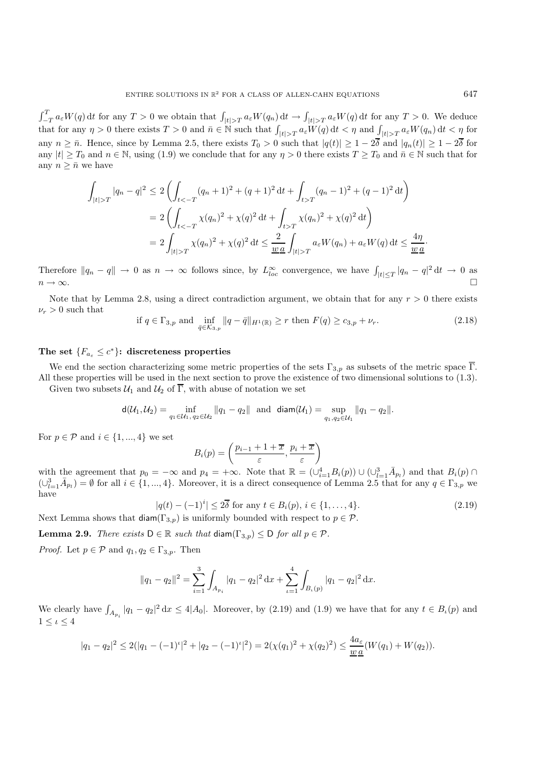$\int_{-T}^{T} a_\varepsilon W(q)\,\mathrm{d}t$ for any $T > 0$ we obtain that $\int_{|t|>T} a_\varepsilon W(q_n)\,\mathrm{d}t \to \int_{|t|>T} a_\varepsilon W(q)\,\mathrm{d}t$ for any $T > 0$. We deduce that for any $\eta > 0$ there exists $T > 0$ and $\bar{n} \in \mathbb{N}$ such that $\int_{|t|>T} a_\varepsilon W(q)\,\mathrm{d}t < \eta$ and $\int_{|t|>T} a_\varepsilon W(q_n)\,\mathrm{d}t < \eta$ for any $n \geq \bar{n}$. Hence, since by Lemma 2.5, there exists $T_0 > 0$ such that $|q(t)| \geq 1 - 2\overline{\delta}$ and $|q_n(t)| \geq 1 - 2\overline{\delta}$ for any $|t| \geq T_0$ and $n \in \mathbb{N}$, using (1.9) we conclude that for any $\eta > 0$ there exists $T \geq T_0$ and $\bar{n} \in \mathbb{N}$ such that for any $n \geq \bar{n}$ we have

$$
\begin{aligned}
\int_{|t|>T} |q_n - q|^2 &\leq 2\left(\int_{t<-T} (q_n+1)^2 + (q+1)^2\,\mathrm{d}t + \int_{t>T} (q_n-1)^2 + (q-1)^2\,\mathrm{d}t\right) \\
&= 2\left(\int_{t<-T} \chi(q_n)^2 + \chi(q)^2\,\mathrm{d}t + \int_{t>T} \chi(q_n)^2 + \chi(q)^2\,\mathrm{d}t\right) \\
&= 2\int_{|t|>T} \chi(q_n)^2 + \chi(q)^2\,\mathrm{d}t \leq \frac{2}{\underline{w}\,\underline{a}} \int_{|t|>T} a_\varepsilon W(q_n) + a_\varepsilon W(q)\,\mathrm{d}t \leq \frac{4\eta}{\underline{w}\,\underline{a}}.
\end{aligned}
$$

Therefore $\|q_n - q\| \to 0$ as $n \to \infty$ follows since, by $L^\infty_{loc}$ convergence, we have $\int_{|t|\leq T} |q_n - q|^2\,\mathrm{d}t \to 0$ as $n \to \infty$. $\square$

Note that by Lemma 2.8, using a direct contradiction argument, we obtain that for any $r > 0$ there exists $\nu_r > 0$ such that

$$
\text{if } q \in \Gamma_{3,p} \text{ and } \inf_{\bar{q}\in\mathcal{K}_{3,p}} \|q - \bar{q}\|_{H^1(\mathbb{R})} \geq r \text{ then } F(q) \geq c_{3,p} + \nu_r. \tag{2.18}
$$

**The set $\{F_{a_\varepsilon} \leq c^*\}$: discreteness properties**

We end the section characterizing some metric properties of the sets $\Gamma_{3,p}$ as subsets of the metric space $\overline{\Gamma}$. All these properties will be used in the next section to prove the existence of two dimensional solutions to (1.3).

Given two subsets $\mathcal{U}_1$ and $\mathcal{U}_2$ of $\overline{\Gamma}$, with abuse of notation we set

$$
\mathsf{d}(\mathcal{U}_1, \mathcal{U}_2) = \inf_{q_1\in\mathcal{U}_1,\, q_2\in\mathcal{U}_2} \|q_1 - q_2\| \;\text{ and }\; \mathsf{diam}(\mathcal{U}_1) = \sup_{q_1,q_2\in\mathcal{U}_1} \|q_1 - q_2\|.
$$

For $p \in \mathcal{P}$ and $i \in \{1, ..., 4\}$ we set

$$
B_i(p) = \left(\frac{p_{i-1} + 1 + \overline{x}}{\varepsilon}, \frac{p_i + \overline{x}}{\varepsilon}\right)
$$

with the agreement that $p_0 = -\infty$ and $p_4 = +\infty$. Note that $\mathbb{R} = (\cup_{i=1}^4 B_i(p)) \cup (\cup_{l=1}^3 \bar{A}_{p_l})$ and that $B_i(p) \cap (\cup_{l=1}^3 \bar{A}_{p_l}) = \emptyset$ for all $i \in \{1, ..., 4\}$. Moreover, it is a direct consequence of Lemma 2.5 that for any $q \in \Gamma_{3,p}$ we have

$$
|q(t) - (-1)^i| \leq 2\overline{\delta} \text{ for any } t \in B_i(p),\, i \in \{1, \ldots, 4\}. \tag{2.19}
$$

Next Lemma shows that $\mathsf{diam}(\Gamma_{3,p})$ is uniformly bounded with respect to $p \in \mathcal{P}$.

**Lemma 2.9.** *There exists $\mathsf{D} \in \mathbb{R}$ such that $\mathsf{diam}(\Gamma_{3,p}) \leq \mathsf{D}$ for all $p \in \mathcal{P}$.*

*Proof.* Let $p \in \mathcal{P}$ and $q_1, q_2 \in \Gamma_{3,p}$. Then

$$
\|q_1 - q_2\|^2 = \sum_{i=1}^3 \int_{A_{p_i}} |q_1 - q_2|^2\,\mathrm{d}x + \sum_{\iota=1}^4 \int_{B_\iota(p)} |q_1 - q_2|^2\,\mathrm{d}x.
$$

We clearly have $\int_{A_{p_i}} |q_1 - q_2|^2\,\mathrm{d}x \leq 4|A_0|$. Moreover, by (2.19) and (1.9) we have that for any $t \in B_\iota(p)$ and $1 \leq \iota \leq 4$

$$
|q_1 - q_2|^2 \leq 2(|q_1 - (-1)^\iota|^2 + |q_2 - (-1)^\iota|^2) = 2(\chi(q_1)^2 + \chi(q_2)^2) \leq \frac{4a_\varepsilon}{\underline{w}\,\underline{a}}(W(q_1) + W(q_2)).
$$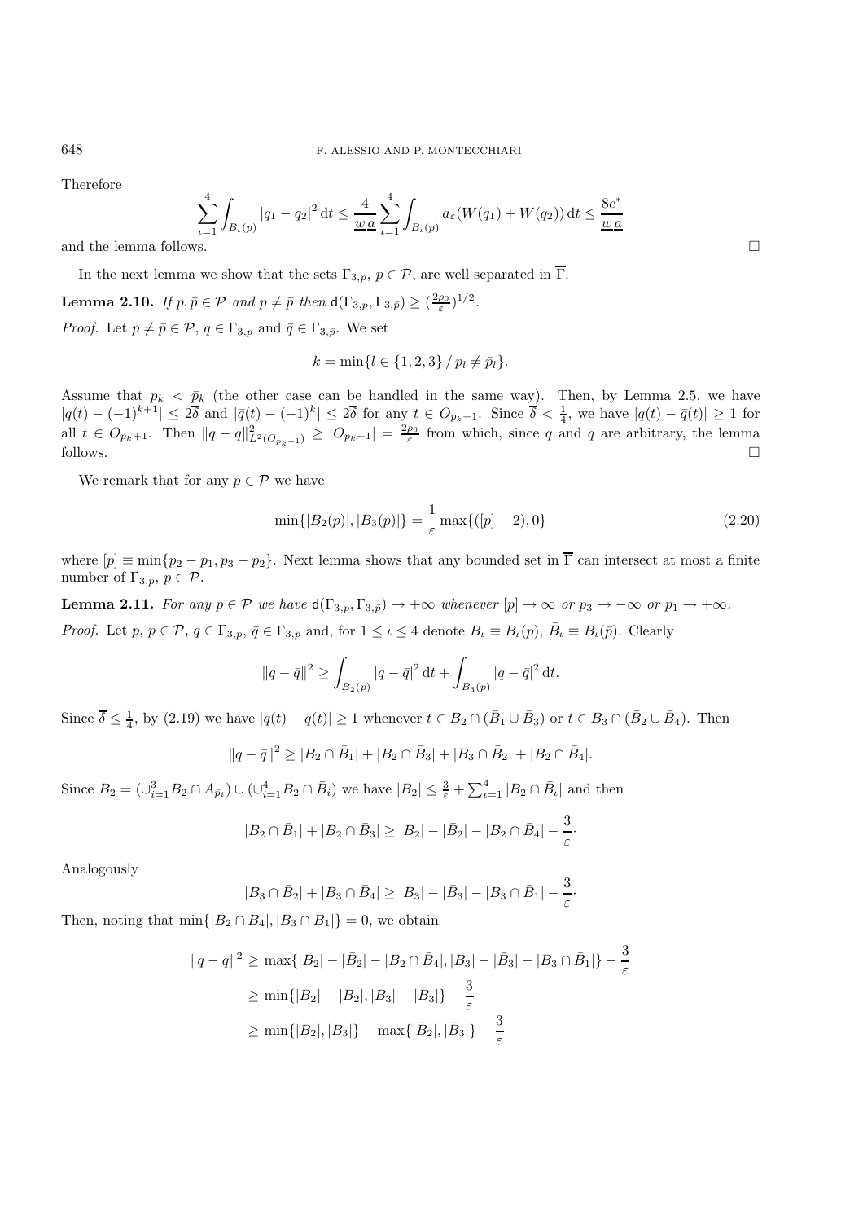Therefore

$$\sum_{\iota=1}^{4}\int_{B_\iota(p)}|q_1-q_2|^2\,dt \le \frac{4}{\underline{w}\,\underline{a}}\sum_{\iota=1}^{4}\int_{B_\iota(p)}a_\varepsilon(W(q_1)+W(q_2))\,dt \le \frac{8c^*}{\underline{w}\,\underline{a}}$$

and the lemma follows. $\square$

In the next lemma we show that the sets $\Gamma_{3,p}$, $p\in\mathcal{P}$, are well separated in $\overline{\Gamma}$.

**Lemma 2.10.** *If $p,\bar p\in\mathcal{P}$ and $p\neq\bar p$ then $\mathsf{d}(\Gamma_{3,p},\Gamma_{3,\bar p})\ge(\frac{2\rho_0}{\varepsilon})^{1/2}$.*

*Proof.* Let $p\neq\bar p\in\mathcal{P}$, $q\in\Gamma_{3,p}$ and $\bar q\in\Gamma_{3,\bar p}$. We set

$$k=\min\{l\in\{1,2,3\}\,/\,p_l\neq\bar p_l\}.$$

Assume that $p_k<\bar p_k$ (the other case can be handled in the same way). Then, by Lemma 2.5, we have $|q(t)-(-1)^{k+1}|\le 2\overline{\delta}$ and $|\bar q(t)-(-1)^k|\le 2\overline{\delta}$ for any $t\in O_{p_k+1}$. Since $\overline{\delta}<\frac14$, we have $|q(t)-\bar q(t)|\ge 1$ for all $t\in O_{p_k+1}$. Then $\|q-\bar q\|^2_{L^2(O_{p_k+1})}\ge|O_{p_k+1}|=\frac{2\rho_0}{\varepsilon}$ from which, since $q$ and $\bar q$ are arbitrary, the lemma follows. $\square$

We remark that for any $p\in\mathcal{P}$ we have

$$\min\{|B_2(p)|,|B_3(p)|\}=\frac{1}{\varepsilon}\max\{([p]-2),0\} \tag{2.20}$$

where $[p]\equiv\min\{p_2-p_1,p_3-p_2\}$. Next lemma shows that any bounded set in $\overline{\Gamma}$ can intersect at most a finite number of $\Gamma_{3,p}$, $p\in\mathcal{P}$.

**Lemma 2.11.** *For any $\bar p\in\mathcal{P}$ we have $\mathsf{d}(\Gamma_{3,p},\Gamma_{3,\bar p})\to+\infty$ whenever $[p]\to\infty$ or $p_3\to-\infty$ or $p_1\to+\infty$.*

*Proof.* Let $p,\bar p\in\mathcal{P}$, $q\in\Gamma_{3,p}$, $\bar q\in\Gamma_{3,\bar p}$ and, for $1\le\iota\le 4$ denote $B_\iota\equiv B_\iota(p)$, $\bar B_\iota\equiv B_\iota(\bar p)$. Clearly

$$\|q-\bar q\|^2\ge\int_{B_2(p)}|q-\bar q|^2\,dt+\int_{B_3(p)}|q-\bar q|^2\,dt.$$

Since $\overline{\delta}\le\frac14$, by (2.19) we have $|q(t)-\bar q(t)|\ge 1$ whenever $t\in B_2\cap(\bar B_1\cup\bar B_3)$ or $t\in B_3\cap(\bar B_2\cup\bar B_4)$. Then

$$\|q-\bar q\|^2\ge|B_2\cap\bar B_1|+|B_2\cap\bar B_3|+|B_3\cap\bar B_2|+|B_2\cap\bar B_4|.$$

Since $B_2=(\cup_{i=1}^{3}B_2\cap A_{\bar p_i})\cup(\cup_{i=1}^{4}B_2\cap\bar B_i)$ we have $|B_2|\le\frac{3}{\varepsilon}+\sum_{\iota=1}^{4}|B_2\cap\bar B_\iota|$ and then

$$|B_2\cap\bar B_1|+|B_2\cap\bar B_3|\ge|B_2|-|\bar B_2|-|B_2\cap\bar B_4|-\frac{3}{\varepsilon}\cdot$$

Analogously

$$|B_3\cap\bar B_2|+|B_3\cap\bar B_4|\ge|B_3|-|\bar B_3|-|B_3\cap\bar B_1|-\frac{3}{\varepsilon}\cdot$$

Then, noting that $\min\{|B_2\cap\bar B_4|,|B_3\cap\bar B_1|\}=0$, we obtain

$$\begin{aligned}
\|q-\bar q\|^2&\ge\max\{|B_2|-|\bar B_2|-|B_2\cap\bar B_4|,|B_3|-|\bar B_3|-|B_3\cap\bar B_1|\}-\frac{3}{\varepsilon}\\
&\ge\min\{|B_2|-|\bar B_2|,|B_3|-|\bar B_3|\}-\frac{3}{\varepsilon}\\
&\ge\min\{|B_2|,|B_3|\}-\max\{|\bar B_2|,|\bar B_3|\}-\frac{3}{\varepsilon}
\end{aligned}$$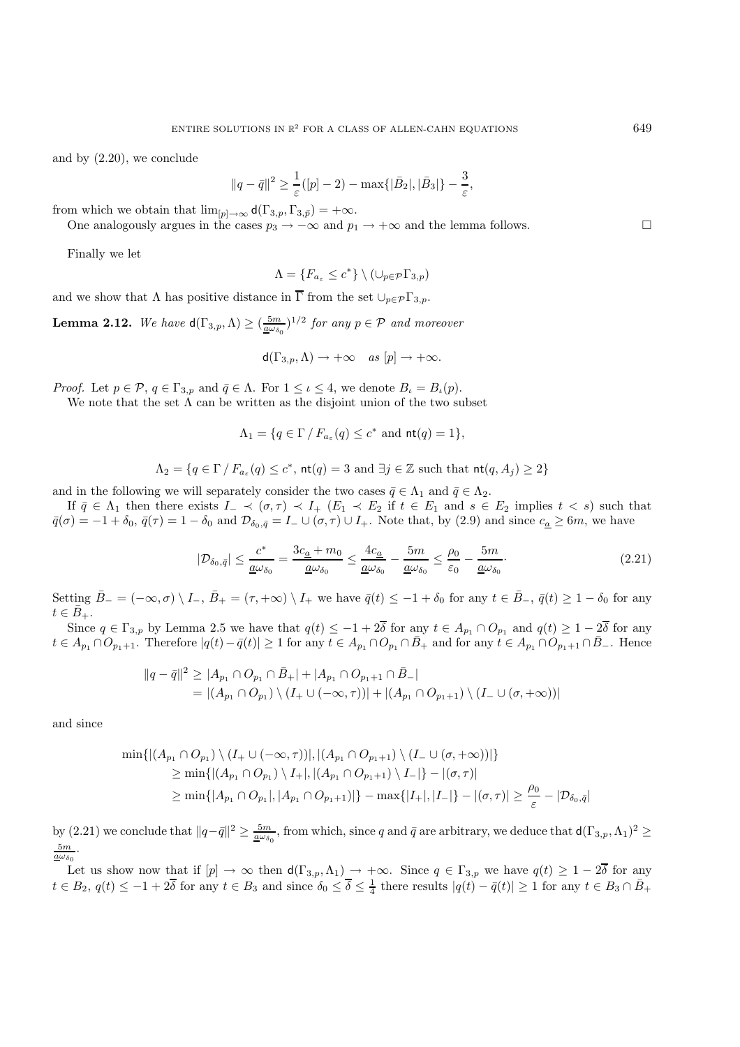and by (2.20), we conclude

$$\|q-\bar{q}\|^2 \geq \frac{1}{\varepsilon}([p]-2) - \max\{|\bar{B}_2|, |\bar{B}_3|\} - \frac{3}{\varepsilon},$$

from which we obtain that $\lim_{[p]\to\infty} \mathsf{d}(\Gamma_{3,p}, \Gamma_{3,\bar{p}}) = +\infty$.

One analogously argues in the cases $p_3 \to -\infty$ and $p_1 \to +\infty$ and the lemma follows. □

Finally we let

$$\Lambda = \{F_{a_\varepsilon} \leq c^*\} \setminus (\cup_{p\in\mathcal{P}} \Gamma_{3,p})$$

and we show that $\Lambda$ has positive distance in $\overline{\Gamma}$ from the set $\cup_{p\in\mathcal{P}}\Gamma_{3,p}$.

**Lemma 2.12.** *We have* $\mathsf{d}(\Gamma_{3,p}, \Lambda) \geq (\frac{5m}{\underline{a}\omega_{\delta_0}})^{1/2}$ *for any* $p \in \mathcal{P}$ *and moreover*

$$\mathsf{d}(\Gamma_{3,p}, \Lambda) \to +\infty \quad \textit{as } [p] \to +\infty.$$

*Proof.* Let $p \in \mathcal{P}$, $q \in \Gamma_{3,p}$ and $\bar{q} \in \Lambda$. For $1 \leq \iota \leq 4$, we denote $B_\iota = B_\iota(p)$.

We note that the set $\Lambda$ can be written as the disjoint union of the two subset

$$\Lambda_1 = \{q \in \Gamma \,/\, F_{a_\varepsilon}(q) \leq c^* \text{ and } \mathsf{nt}(q) = 1\},$$

$$\Lambda_2 = \{q \in \Gamma \,/\, F_{a_\varepsilon}(q) \leq c^*,\ \mathsf{nt}(q) = 3 \text{ and } \exists j \in \mathbb{Z} \text{ such that } \mathsf{nt}(q, A_j) \geq 2\}$$

and in the following we will separately consider the two cases $\bar{q} \in \Lambda_1$ and $\bar{q} \in \Lambda_2$.

If $\bar{q} \in \Lambda_1$ then there exists $I_- \prec (\sigma,\tau) \prec I_+$ ($E_1 \prec E_2$ if $t \in E_1$ and $s \in E_2$ implies $t < s$) such that $\bar{q}(\sigma) = -1 + \delta_0$, $\bar{q}(\tau) = 1 - \delta_0$ and $\mathcal{D}_{\delta_0,\bar{q}} = I_- \cup (\sigma,\tau) \cup I_+$. Note that, by (2.9) and since $c_{\underline{a}} \geq 6m$, we have

$$|\mathcal{D}_{\delta_0,\bar{q}}| \leq \frac{c^*}{\underline{a}\omega_{\delta_0}} = \frac{3c_{\underline{a}} + m_0}{\underline{a}\omega_{\delta_0}} \leq \frac{4c_{\underline{a}}}{\underline{a}\omega_{\delta_0}} - \frac{5m}{\underline{a}\omega_{\delta_0}} \leq \frac{\rho_0}{\varepsilon_0} - \frac{5m}{\underline{a}\omega_{\delta_0}}. \tag{2.21}$$

Setting $\bar{B}_- = (-\infty,\sigma) \setminus I_-$, $\bar{B}_+ = (\tau,+\infty) \setminus I_+$ we have $\bar{q}(t) \leq -1 + \delta_0$ for any $t \in \bar{B}_-$, $\bar{q}(t) \geq 1 - \delta_0$ for any $t \in \bar{B}_+$.

Since $q \in \Gamma_{3,p}$ by Lemma 2.5 we have that $q(t) \leq -1 + 2\overline{\delta}$ for any $t \in A_{p_1} \cap O_{p_1}$ and $q(t) \geq 1 - 2\overline{\delta}$ for any $t \in A_{p_1} \cap O_{p_1+1}$. Therefore $|q(t) - \bar{q}(t)| \geq 1$ for any $t \in A_{p_1} \cap O_{p_1} \cap \bar{B}_+$ and for any $t \in A_{p_1} \cap O_{p_1+1} \cap \bar{B}_-$. Hence

$$\begin{aligned}\|q-\bar{q}\|^2 &\geq |A_{p_1} \cap O_{p_1} \cap \bar{B}_+| + |A_{p_1} \cap O_{p_1+1} \cap \bar{B}_-| \\ &= |(A_{p_1} \cap O_{p_1}) \setminus (I_+ \cup (-\infty,\tau))| + |(A_{p_1} \cap O_{p_1+1}) \setminus (I_- \cup (\sigma,+\infty))|\end{aligned}$$

and since

$$\begin{aligned}\min\{&|(A_{p_1} \cap O_{p_1}) \setminus (I_+ \cup (-\infty,\tau))|, |(A_{p_1} \cap O_{p_1+1}) \setminus (I_- \cup (\sigma,+\infty))|\} \\ &\geq \min\{|(A_{p_1} \cap O_{p_1}) \setminus I_+|, |(A_{p_1} \cap O_{p_1+1}) \setminus I_-|\} - |(\sigma,\tau)| \\ &\geq \min\{|A_{p_1} \cap O_{p_1}|, |A_{p_1} \cap O_{p_1+1})|\} - \max\{|I_+|, |I_-|\} - |(\sigma,\tau)| \geq \frac{\rho_0}{\varepsilon} - |\mathcal{D}_{\delta_0,\bar{q}}|\end{aligned}$$

by (2.21) we conclude that $\|q-\bar{q}\|^2 \geq \frac{5m}{\underline{a}\omega_{\delta_0}}$, from which, since $q$ and $\bar{q}$ are arbitrary, we deduce that $\mathsf{d}(\Gamma_{3,p}, \Lambda_1)^2 \geq \frac{5m}{\underline{a}\omega_{\delta_0}}$.

Let us show now that if $[p] \to \infty$ then $\mathsf{d}(\Gamma_{3,p}, \Lambda_1) \to +\infty$. Since $q \in \Gamma_{3,p}$ we have $q(t) \geq 1 - 2\overline{\delta}$ for any $t \in B_2$, $q(t) \leq -1 + 2\overline{\delta}$ for any $t \in B_3$ and since $\delta_0 \leq \overline{\delta} \leq \frac{1}{4}$ there results $|q(t) - \bar{q}(t)| \geq 1$ for any $t \in B_3 \cap \bar{B}_+$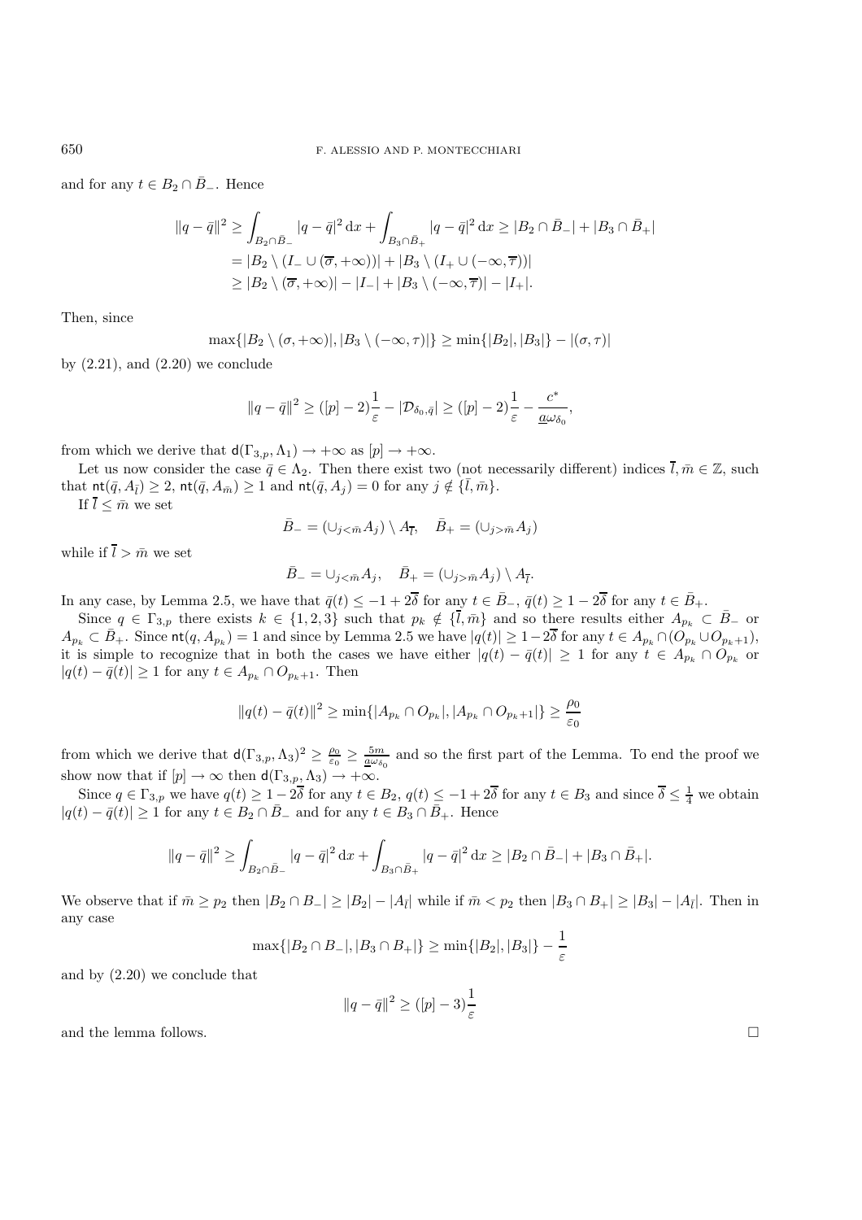and for any $t \in B_2 \cap \bar{B}_-$. Hence

$$\|q - \bar{q}\|^2 \geq \int_{B_2 \cap \bar{B}_-} |q - \bar{q}|^2 \, dx + \int_{B_3 \cap \bar{B}_+} |q - \bar{q}|^2 \, dx \geq |B_2 \cap \bar{B}_-| + |B_3 \cap \bar{B}_+|$$
$$= |B_2 \setminus (I_- \cup (\overline{\sigma}, +\infty))| + |B_3 \setminus (I_+ \cup (-\infty, \overline{\tau}))|$$
$$\geq |B_2 \setminus (\overline{\sigma}, +\infty)| - |I_-| + |B_3 \setminus (-\infty, \overline{\tau})| - |I_+|.$$

Then, since

$$\max\{|B_2 \setminus (\sigma, +\infty)|, |B_3 \setminus (-\infty, \tau)|\} \geq \min\{|B_2|, |B_3|\} - |(\sigma, \tau)|$$

by (2.21), and (2.20) we conclude

$$\|q - \bar{q}\|^2 \geq ([p] - 2)\frac{1}{\varepsilon} - |\mathcal{D}_{\delta_0, \bar{q}}| \geq ([p] - 2)\frac{1}{\varepsilon} - \frac{c^*}{\underline{a}\omega_{\delta_0}},$$

from which we derive that $\mathsf{d}(\Gamma_{3,p}, \Lambda_1) \to +\infty$ as $[p] \to +\infty$.

Let us now consider the case $\bar{q} \in \Lambda_2$. Then there exist two (not necessarily different) indices $\overline{l}, \bar{m} \in \mathbb{Z}$, such that $\mathsf{nt}(\bar{q}, A_{\bar{l}}) \geq 2$, $\mathsf{nt}(\bar{q}, A_{\bar{m}}) \geq 1$ and $\mathsf{nt}(\bar{q}, A_j) = 0$ for any $j \notin \{\bar{l}, \bar{m}\}$.

If $\overline{l} \leq \bar{m}$ we set

$$\bar{B}_- = (\cup_{j<\bar{m}} A_j) \setminus A_{\overline{l}}, \quad \bar{B}_+ = (\cup_{j>\bar{m}} A_j)$$

while if $\overline{l} > \bar{m}$ we set

$$\bar{B}_- = \cup_{j<\bar{m}} A_j, \quad \bar{B}_+ = (\cup_{j>\bar{m}} A_j) \setminus A_{\overline{l}}.$$

In any case, by Lemma 2.5, we have that $\bar{q}(t) \leq -1 + 2\overline{\delta}$ for any $t \in \bar{B}_-$, $\bar{q}(t) \geq 1 - 2\overline{\delta}$ for any $t \in \bar{B}_+$.

Since $q \in \Gamma_{3,p}$ there exists $k \in \{1, 2, 3\}$ such that $p_k \notin \{\overline{l}, \bar{m}\}$ and so there results either $A_{p_k} \subset \bar{B}_-$ or $A_{p_k} \subset \bar{B}_+$. Since $\mathsf{nt}(q, A_{p_k}) = 1$ and since by Lemma 2.5 we have $|q(t)| \geq 1 - 2\overline{\delta}$ for any $t \in A_{p_k} \cap (O_{p_k} \cup O_{p_k+1})$, it is simple to recognize that in both the cases we have either $|q(t) - \bar{q}(t)| \geq 1$ for any $t \in A_{p_k} \cap O_{p_k}$ or $|q(t) - \bar{q}(t)| \geq 1$ for any $t \in A_{p_k} \cap O_{p_k+1}$. Then

$$\|q(t) - \bar{q}(t)\|^2 \geq \min\{|A_{p_k} \cap O_{p_k}|, |A_{p_k} \cap O_{p_k+1}|\} \geq \frac{\rho_0}{\varepsilon_0}$$

from which we derive that $\mathsf{d}(\Gamma_{3,p}, \Lambda_3)^2 \geq \frac{\rho_0}{\varepsilon_0} \geq \frac{5m}{\underline{a}\omega_{\delta_0}}$ and so the first part of the Lemma. To end the proof we show now that if $[p] \to \infty$ then $\mathsf{d}(\Gamma_{3,p}, \Lambda_3) \to +\infty$.

Since $q \in \Gamma_{3,p}$ we have $q(t) \geq 1 - 2\overline{\delta}$ for any $t \in B_2$, $q(t) \leq -1 + 2\overline{\delta}$ for any $t \in B_3$ and since $\overline{\delta} \leq \frac{1}{4}$ we obtain $|q(t) - \bar{q}(t)| \geq 1$ for any $t \in B_2 \cap \bar{B}_-$ and for any $t \in B_3 \cap \bar{B}_+$. Hence

$$\|q - \bar{q}\|^2 \geq \int_{B_2 \cap \bar{B}_-} |q - \bar{q}|^2 \, dx + \int_{B_3 \cap \bar{B}_+} |q - \bar{q}|^2 \, dx \geq |B_2 \cap \bar{B}_-| + |B_3 \cap \bar{B}_+|.$$

We observe that if $\bar{m} \geq p_2$ then $|B_2 \cap B_-| \geq |B_2| - |A_{\bar{l}}|$ while if $\bar{m} < p_2$ then $|B_3 \cap B_+| \geq |B_3| - |A_{\bar{l}}|$. Then in any case

$$\max\{|B_2 \cap B_-|, |B_3 \cap B_+|\} \geq \min\{|B_2|, |B_3|\} - \frac{1}{\varepsilon}$$

and by (2.20) we conclude that

$$\|q - \bar{q}\|^2 \geq ([p] - 3)\frac{1}{\varepsilon}$$

and the lemma follows. □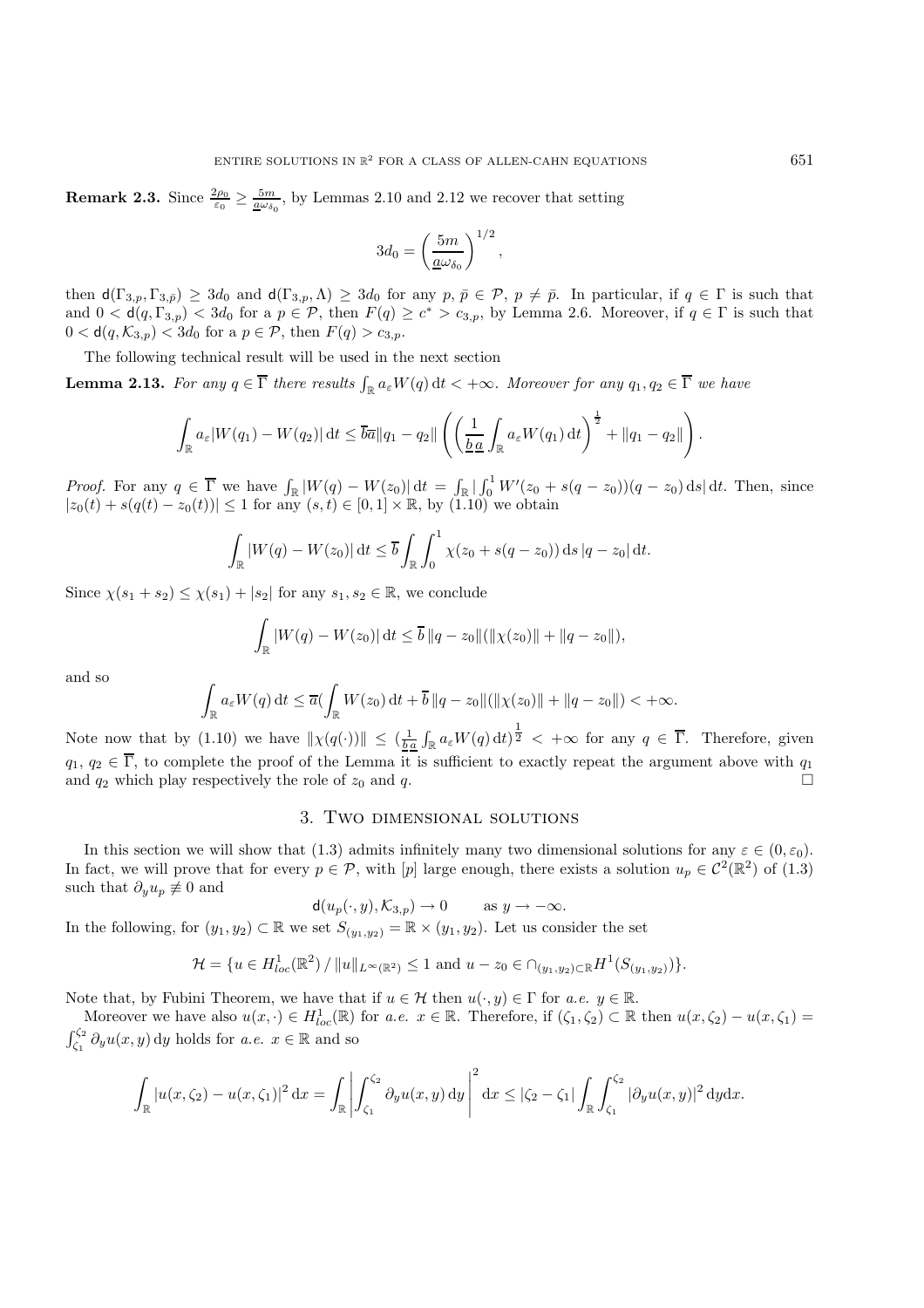**Remark 2.3.** Since $\frac{2\rho_0}{\varepsilon_0} \geq \frac{5m}{\underline{a}\omega_{\delta_0}}$, by Lemmas 2.10 and 2.12 we recover that setting

$$3d_0 = \left(\frac{5m}{\underline{a}\omega_{\delta_0}}\right)^{1/2},$$

then $\mathsf{d}(\Gamma_{3,p}, \Gamma_{3,\bar{p}}) \geq 3d_0$ and $\mathsf{d}(\Gamma_{3,p}, \Lambda) \geq 3d_0$ for any $p, \bar{p} \in \mathcal{P}$, $p \neq \bar{p}$. In particular, if $q \in \Gamma$ is such that and $0 < \mathsf{d}(q, \Gamma_{3,p}) < 3d_0$ for a $p \in \mathcal{P}$, then $F(q) \geq c^* > c_{3,p}$, by Lemma 2.6. Moreover, if $q \in \Gamma$ is such that $0 < \mathsf{d}(q, \mathcal{K}_{3,p}) < 3d_0$ for a $p \in \mathcal{P}$, then $F(q) > c_{3,p}$.

The following technical result will be used in the next section

**Lemma 2.13.** *For any $q \in \overline{\Gamma}$ there results $\int_{\mathbb{R}} a_\varepsilon W(q)\,\mathrm{d}t < +\infty$. Moreover for any $q_1, q_2 \in \overline{\Gamma}$ we have*

$$\int_{\mathbb{R}} a_\varepsilon |W(q_1) - W(q_2)|\,\mathrm{d}t \leq \overline{b}\overline{a}\|q_1 - q_2\| \left( \left( \frac{1}{\underline{b}\,\underline{a}} \int_{\mathbb{R}} a_\varepsilon W(q_1)\,\mathrm{d}t \right)^{\frac{1}{2}} + \|q_1 - q_2\| \right).$$

*Proof.* For any $q \in \overline{\Gamma}$ we have $\int_{\mathbb{R}} |W(q) - W(z_0)|\,\mathrm{d}t = \int_{\mathbb{R}} |\int_0^1 W'(z_0 + s(q - z_0))(q - z_0)\,\mathrm{d}s|\,\mathrm{d}t$. Then, since $|z_0(t) + s(q(t) - z_0(t))| \leq 1$ for any $(s, t) \in [0, 1] \times \mathbb{R}$, by (1.10) we obtain

$$\int_{\mathbb{R}} |W(q) - W(z_0)|\,\mathrm{d}t \leq \overline{b} \int_{\mathbb{R}} \int_0^1 \chi(z_0 + s(q - z_0))\,\mathrm{d}s\,|q - z_0|\,\mathrm{d}t.$$

Since $\chi(s_1 + s_2) \leq \chi(s_1) + |s_2|$ for any $s_1, s_2 \in \mathbb{R}$, we conclude

$$\int_{\mathbb{R}} |W(q) - W(z_0)|\,\mathrm{d}t \leq \overline{b}\,\|q - z_0\|(\|\chi(z_0)\| + \|q - z_0\|),$$

and so

$$\int_{\mathbb{R}} a_\varepsilon W(q)\,\mathrm{d}t \leq \overline{a}(\int_{\mathbb{R}} W(z_0)\,\mathrm{d}t + \overline{b}\,\|q - z_0\|(\|\chi(z_0)\| + \|q - z_0\|) < +\infty.$$

Note now that by (1.10) we have $\|\chi(q(\cdot))\| \leq (\frac{1}{\underline{b}\,\underline{a}} \int_{\mathbb{R}} a_\varepsilon W(q)\,\mathrm{d}t)^{\frac{1}{2}} < +\infty$ for any $q \in \overline{\Gamma}$. Therefore, given $q_1, q_2 \in \overline{\Gamma}$, to complete the proof of the Lemma it is sufficient to exactly repeat the argument above with $q_1$ and $q_2$ which play respectively the role of $z_0$ and $q$. $\square$

## 3. Two dimensional solutions

In this section we will show that (1.3) admits infinitely many two dimensional solutions for any $\varepsilon \in (0, \varepsilon_0)$. In fact, we will prove that for every $p \in \mathcal{P}$, with $[p]$ large enough, there exists a solution $u_p \in \mathcal{C}^2(\mathbb{R}^2)$ of (1.3) such that $\partial_y u_p \not\equiv 0$ and

$$\mathsf{d}(u_p(\cdot, y), \mathcal{K}_{3,p}) \to 0 \qquad \text{as } y \to -\infty.$$

In the following, for $(y_1, y_2) \subset \mathbb{R}$ we set $S_{(y_1,y_2)} = \mathbb{R} \times (y_1, y_2)$. Let us consider the set

$$\mathcal{H} = \{u \in H^1_{loc}(\mathbb{R}^2) \,/\, \|u\|_{L^\infty(\mathbb{R}^2)} \leq 1 \text{ and } u - z_0 \in \cap_{(y_1,y_2) \subset \mathbb{R}} H^1(S_{(y_1,y_2)})\}.$$

Note that, by Fubini Theorem, we have that if $u \in \mathcal{H}$ then $u(\cdot, y) \in \Gamma$ for *a.e.* $y \in \mathbb{R}$.

Moreover we have also $u(x, \cdot) \in H^1_{loc}(\mathbb{R})$ for *a.e.* $x \in \mathbb{R}$. Therefore, if $(\zeta_1, \zeta_2) \subset \mathbb{R}$ then $u(x, \zeta_2) - u(x, \zeta_1) = \int_{\zeta_1}^{\zeta_2} \partial_y u(x, y)\,\mathrm{d}y$ holds for *a.e.* $x \in \mathbb{R}$ and so

$$\int_{\mathbb{R}} |u(x, \zeta_2) - u(x, \zeta_1)|^2\,\mathrm{d}x = \int_{\mathbb{R}} \left| \int_{\zeta_1}^{\zeta_2} \partial_y u(x, y)\,\mathrm{d}y \right|^2 \mathrm{d}x \leq |\zeta_2 - \zeta_1| \int_{\mathbb{R}} \int_{\zeta_1}^{\zeta_2} |\partial_y u(x, y)|^2\,\mathrm{d}y\mathrm{d}x.$$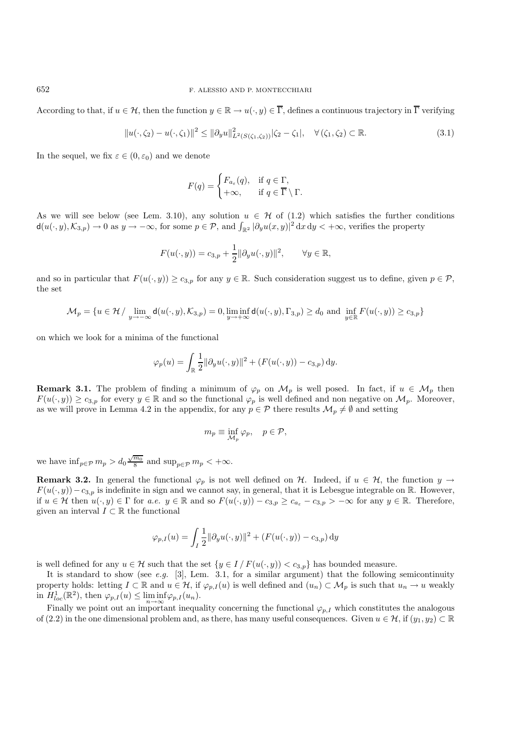According to that, if $u \in \mathcal{H}$, then the function $y \in \mathbb{R} \to u(\cdot, y) \in \overline{\Gamma}$, defines a continuous trajectory in $\overline{\Gamma}$ verifying

$$\|u(\cdot,\zeta_2) - u(\cdot,\zeta_1)\|^2 \leq \|\partial_y u\|^2_{L^2(S(\zeta_1,\zeta_2))}|\zeta_2 - \zeta_1|, \quad \forall\, (\zeta_1,\zeta_2) \subset \mathbb{R}. \tag{3.1}$$

In the sequel, we fix $\varepsilon \in (0, \varepsilon_0)$ and we denote

$$F(q) = \begin{cases} F_{a_\varepsilon}(q), & \text{if } q \in \Gamma, \\ +\infty, & \text{if } q \in \overline{\Gamma} \setminus \Gamma. \end{cases}$$

As we will see below (see Lem. 3.10), any solution $u \in \mathcal{H}$ of (1.2) which satisfies the further conditions $\mathsf{d}(u(\cdot, y), \mathcal{K}_{3,p}) \to 0$ as $y \to -\infty$, for some $p \in \mathcal{P}$, and $\int_{\mathbb{R}^2} |\partial_y u(x, y)|^2 \,\mathrm{d}x\,\mathrm{d}y < +\infty$, verifies the property

$$F(u(\cdot,y)) = c_{3,p} + \frac{1}{2}\|\partial_y u(\cdot,y)\|^2, \qquad \forall y \in \mathbb{R},$$

and so in particular that $F(u(\cdot, y)) \geq c_{3,p}$ for any $y \in \mathbb{R}$. Such consideration suggest us to define, given $p \in \mathcal{P}$, the set

$$\mathcal{M}_p = \{u \in \mathcal{H} \,/ \lim_{y\to-\infty} \mathsf{d}(u(\cdot,y),\mathcal{K}_{3,p}) = 0, \liminf_{y\to+\infty} \mathsf{d}(u(\cdot,y),\Gamma_{3,p}) \geq d_0 \text{ and } \inf_{y\in\mathbb{R}} F(u(\cdot,y)) \geq c_{3,p}\}$$

on which we look for a minima of the functional

$$\varphi_p(u) = \int_{\mathbb{R}} \frac{1}{2}\|\partial_y u(\cdot,y)\|^2 + (F(u(\cdot,y)) - c_{3,p})\,\mathrm{d}y.$$

**Remark 3.1.** The problem of finding a minimum of $\varphi_p$ on $\mathcal{M}_p$ is well posed. In fact, if $u \in \mathcal{M}_p$ then $F(u(\cdot, y)) \geq c_{3,p}$ for every $y \in \mathbb{R}$ and so the functional $\varphi_p$ is well defined and non negative on $\mathcal{M}_p$. Moreover, as we will prove in Lemma 4.2 in the appendix, for any $p \in \mathcal{P}$ there results $\mathcal{M}_p \neq \emptyset$ and setting

$$m_p \equiv \inf_{\mathcal{M}_p} \varphi_p, \quad p \in \mathcal{P},$$

we have $\inf_{p\in\mathcal{P}} m_p > d_0 \frac{\sqrt{m_0}}{8}$ and $\sup_{p\in\mathcal{P}} m_p < +\infty$.

**Remark 3.2.** In general the functional $\varphi_p$ is not well defined on $\mathcal{H}$. Indeed, if $u \in \mathcal{H}$, the function $y \to F(u(\cdot, y)) - c_{3,p}$ is indefinite in sign and we cannot say, in general, that it is Lebesgue integrable on $\mathbb{R}$. However, if $u \in \mathcal{H}$ then $u(\cdot, y) \in \Gamma$ for *a.e.* $y \in \mathbb{R}$ and so $F(u(\cdot, y)) - c_{3,p} \geq c_{a_\varepsilon} - c_{3,p} > -\infty$ for any $y \in \mathbb{R}$. Therefore, given an interval $I \subset \mathbb{R}$ the functional

$$\varphi_{p,I}(u) = \int_I \frac{1}{2}\|\partial_y u(\cdot,y)\|^2 + (F(u(\cdot,y)) - c_{3,p})\,\mathrm{d}y$$

is well defined for any $u \in \mathcal{H}$ such that the set $\{y \in I \,/\, F(u(\cdot, y)) < c_{3,p}\}$ has bounded measure.

It is standard to show (see *e.g.* [3], Lem. 3.1, for a similar argument) that the following semicontinuity property holds: letting $I \subset \mathbb{R}$ and $u \in \mathcal{H}$, if $\varphi_{p,I}(u)$ is well defined and $(u_n) \subset \mathcal{M}_p$ is such that $u_n \to u$ weakly in $H^1_{loc}(\mathbb{R}^2)$, then $\varphi_{p,I}(u) \leq \liminf_{n\to\infty} \varphi_{p,I}(u_n)$.

Finally we point out an important inequality concerning the functional $\varphi_{p,I}$ which constitutes the analogous of (2.2) in the one dimensional problem and, as there, has many useful consequences. Given $u \in \mathcal{H}$, if $(y_1, y_2) \subset \mathbb{R}$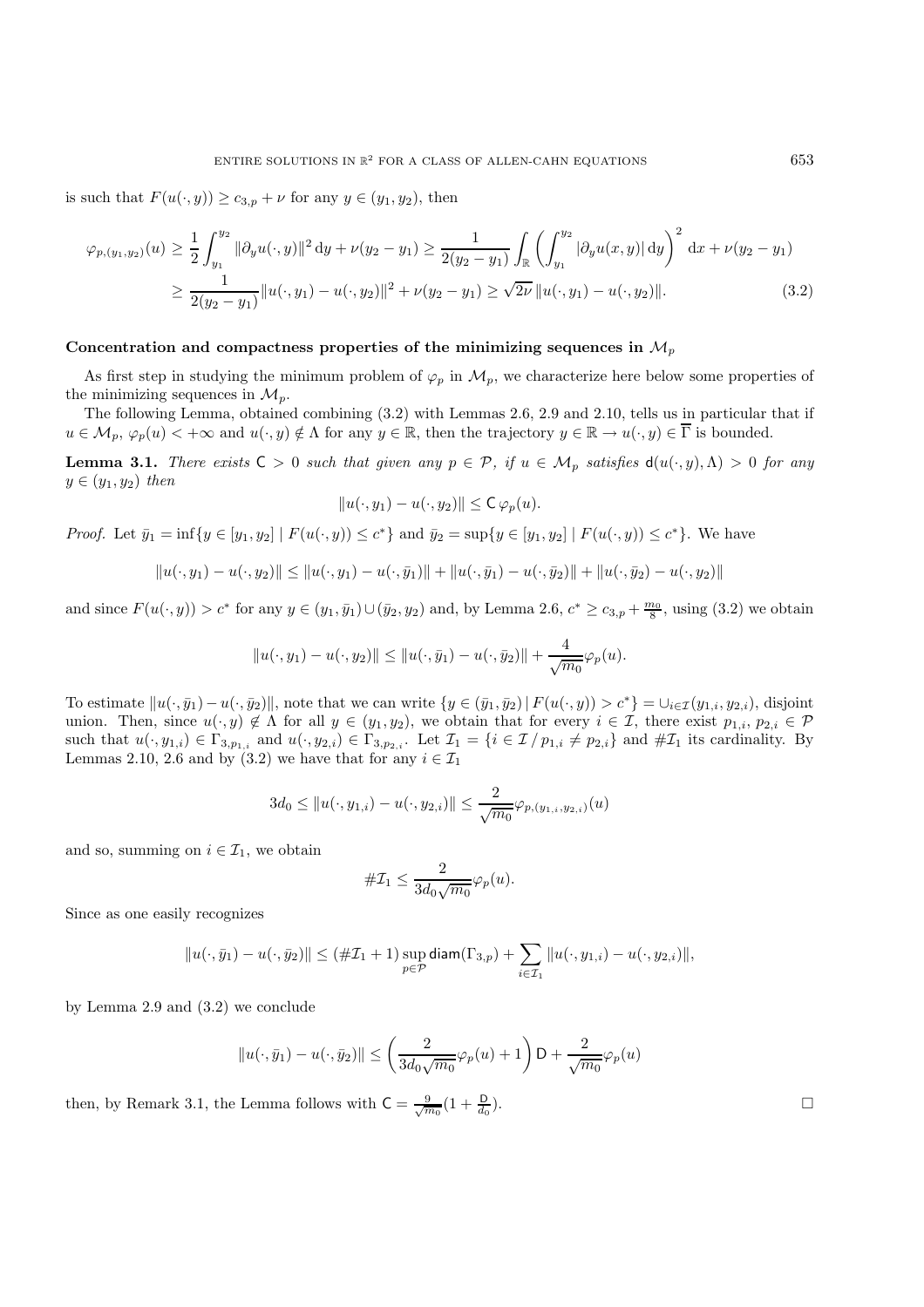is such that $F(u(\cdot,y)) \geq c_{3,p} + \nu$ for any $y \in (y_1, y_2)$, then

$$\begin{aligned}
\varphi_{p,(y_1,y_2)}(u) &\geq \frac{1}{2}\int_{y_1}^{y_2} \|\partial_y u(\cdot,y)\|^2 \, \mathrm{d}y + \nu(y_2 - y_1) \geq \frac{1}{2(y_2-y_1)} \int_{\mathbb{R}} \left( \int_{y_1}^{y_2} |\partial_y u(x,y)| \, \mathrm{d}y \right)^2 \, \mathrm{d}x + \nu(y_2 - y_1) \\
&\geq \frac{1}{2(y_2-y_1)} \|u(\cdot,y_1) - u(\cdot,y_2)\|^2 + \nu(y_2-y_1) \geq \sqrt{2\nu}\, \|u(\cdot,y_1) - u(\cdot,y_2)\|. 
\end{aligned} \tag{3.2}$$

**Concentration and compactness properties of the minimizing sequences in $\mathcal{M}_p$**

As first step in studying the minimum problem of $\varphi_p$ in $\mathcal{M}_p$, we characterize here below some properties of the minimizing sequences in $\mathcal{M}_p$.

The following Lemma, obtained combining (3.2) with Lemmas 2.6, 2.9 and 2.10, tells us in particular that if $u \in \mathcal{M}_p$, $\varphi_p(u) < +\infty$ and $u(\cdot,y) \notin \Lambda$ for any $y \in \mathbb{R}$, then the trajectory $y \in \mathbb{R} \to u(\cdot,y) \in \overline{\Gamma}$ is bounded.

**Lemma 3.1.** *There exists $\mathsf{C} > 0$ such that given any $p \in \mathcal{P}$, if $u \in \mathcal{M}_p$ satisfies $\mathsf{d}(u(\cdot,y),\Lambda) > 0$ for any $y \in (y_1, y_2)$ then*

$$\|u(\cdot,y_1) - u(\cdot,y_2)\| \leq \mathsf{C}\, \varphi_p(u).$$

*Proof.* Let $\bar{y}_1 = \inf\{y \in [y_1,y_2] \mid F(u(\cdot,y)) \leq c^*\}$ and $\bar{y}_2 = \sup\{y \in [y_1,y_2] \mid F(u(\cdot,y)) \leq c^*\}$. We have

$$\|u(\cdot,y_1) - u(\cdot,y_2)\| \leq \|u(\cdot,y_1) - u(\cdot,\bar{y}_1)\| + \|u(\cdot,\bar{y}_1) - u(\cdot,\bar{y}_2)\| + \|u(\cdot,\bar{y}_2) - u(\cdot,y_2)\|$$

and since $F(u(\cdot,y)) > c^*$ for any $y \in (y_1,\bar{y}_1) \cup (\bar{y}_2, y_2)$ and, by Lemma 2.6, $c^* \geq c_{3,p} + \frac{m_0}{8}$, using (3.2) we obtain

$$\|u(\cdot,y_1) - u(\cdot,y_2)\| \leq \|u(\cdot,\bar{y}_1) - u(\cdot,\bar{y}_2)\| + \frac{4}{\sqrt{m_0}}\varphi_p(u).$$

To estimate $\|u(\cdot,\bar{y}_1) - u(\cdot,\bar{y}_2)\|$, note that we can write $\{y \in (\bar{y}_1,\bar{y}_2) \,|\, F(u(\cdot,y)) > c^*\} = \cup_{i \in \mathcal{I}}(y_{1,i}, y_{2,i})$, disjoint union. Then, since $u(\cdot,y) \notin \Lambda$ for all $y \in (y_1,y_2)$, we obtain that for every $i \in \mathcal{I}$, there exist $p_{1,i}$, $p_{2,i} \in \mathcal{P}$ such that $u(\cdot,y_{1,i}) \in \Gamma_{3,p_{1,i}}$ and $u(\cdot,y_{2,i}) \in \Gamma_{3,p_{2,i}}$. Let $\mathcal{I}_1 = \{i \in \mathcal{I} \,/\, p_{1,i} \neq p_{2,i}\}$ and $\#\mathcal{I}_1$ its cardinality. By Lemmas 2.10, 2.6 and by (3.2) we have that for any $i \in \mathcal{I}_1$

$$3d_0 \leq \|u(\cdot,y_{1,i}) - u(\cdot,y_{2,i})\| \leq \frac{2}{\sqrt{m_0}}\varphi_{p,(y_{1,i},y_{2,i})}(u)$$

and so, summing on $i \in \mathcal{I}_1$, we obtain

$$\#\mathcal{I}_1 \leq \frac{2}{3d_0\sqrt{m_0}}\varphi_p(u).$$

Since as one easily recognizes

$$\|u(\cdot,\bar{y}_1) - u(\cdot,\bar{y}_2)\| \leq (\#\mathcal{I}_1 + 1)\sup_{p \in \mathcal{P}} \mathsf{diam}(\Gamma_{3,p}) + \sum_{i \in \mathcal{I}_1} \|u(\cdot,y_{1,i}) - u(\cdot,y_{2,i})\|,$$

by Lemma 2.9 and (3.2) we conclude

$$\|u(\cdot,\bar{y}_1) - u(\cdot,\bar{y}_2)\| \leq \left(\frac{2}{3d_0\sqrt{m_0}}\varphi_p(u) + 1\right)\mathsf{D} + \frac{2}{\sqrt{m_0}}\varphi_p(u)$$

then, by Remark 3.1, the Lemma follows with $\mathsf{C} = \frac{9}{\sqrt{m_0}}(1 + \frac{\mathsf{D}}{d_0})$. $\square$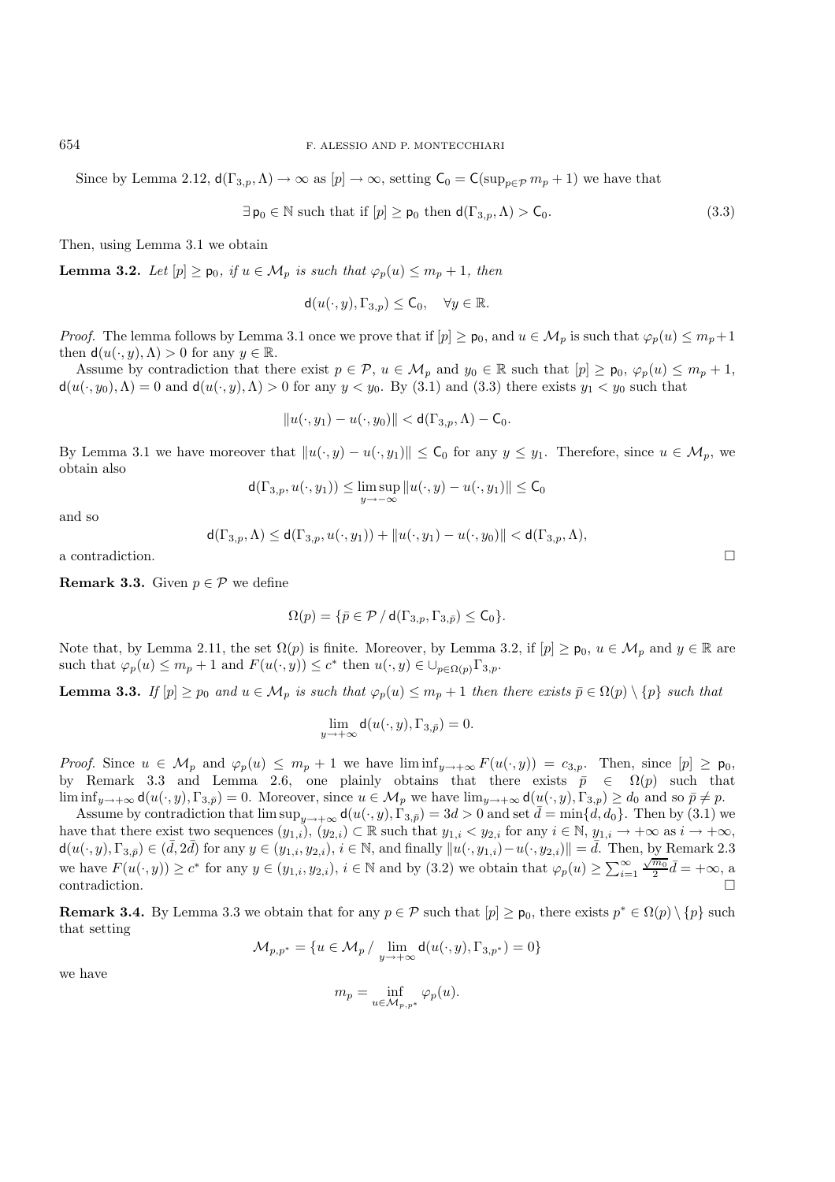Since by Lemma 2.12, $\mathsf{d}(\Gamma_{3,p},\Lambda)\to\infty$ as $[p]\to\infty$, setting $\mathsf{C}_0=\mathsf{C}(\sup_{p\in\mathcal{P}}m_p+1)$ we have that

$$\exists\, \mathsf{p}_0\in\mathbb{N} \text{ such that if } [p]\geq \mathsf{p}_0 \text{ then } \mathsf{d}(\Gamma_{3,p},\Lambda)>\mathsf{C}_0. \tag{3.3}$$

Then, using Lemma 3.1 we obtain

**Lemma 3.2.** *Let $[p]\geq \mathsf{p}_0$, if $u\in\mathcal{M}_p$ is such that $\varphi_p(u)\leq m_p+1$, then*

$$\mathsf{d}(u(\cdot,y),\Gamma_{3,p})\leq \mathsf{C}_0,\quad \forall y\in\mathbb{R}.$$

*Proof.* The lemma follows by Lemma 3.1 once we prove that if $[p]\geq \mathsf{p}_0$, and $u\in\mathcal{M}_p$ is such that $\varphi_p(u)\leq m_p+1$ then $\mathsf{d}(u(\cdot,y),\Lambda)>0$ for any $y\in\mathbb{R}$.

Assume by contradiction that there exist $p\in\mathcal{P}$, $u\in\mathcal{M}_p$ and $y_0\in\mathbb{R}$ such that $[p]\geq \mathsf{p}_0$, $\varphi_p(u)\leq m_p+1$, $\mathsf{d}(u(\cdot,y_0),\Lambda)=0$ and $\mathsf{d}(u(\cdot,y),\Lambda)>0$ for any $y<y_0$. By (3.1) and (3.3) there exists $y_1<y_0$ such that

$$\|u(\cdot,y_1)-u(\cdot,y_0)\|<\mathsf{d}(\Gamma_{3,p},\Lambda)-\mathsf{C}_0.$$

By Lemma 3.1 we have moreover that $\|u(\cdot,y)-u(\cdot,y_1)\|\leq \mathsf{C}_0$ for any $y\leq y_1$. Therefore, since $u\in\mathcal{M}_p$, we obtain also

$$\mathsf{d}(\Gamma_{3,p},u(\cdot,y_1))\leq \limsup_{y\to-\infty}\|u(\cdot,y)-u(\cdot,y_1)\|\leq \mathsf{C}_0$$

and so

$$\mathsf{d}(\Gamma_{3,p},\Lambda)\leq \mathsf{d}(\Gamma_{3,p},u(\cdot,y_1))+\|u(\cdot,y_1)-u(\cdot,y_0)\|<\mathsf{d}(\Gamma_{3,p},\Lambda),$$

a contradiction. □

**Remark 3.3.** Given $p\in\mathcal{P}$ we define

$$\Omega(p)=\{\bar p\in\mathcal{P}\,/\,\mathsf{d}(\Gamma_{3,p},\Gamma_{3,\bar p})\leq \mathsf{C}_0\}.$$

Note that, by Lemma 2.11, the set $\Omega(p)$ is finite. Moreover, by Lemma 3.2, if $[p]\geq \mathsf{p}_0$, $u\in\mathcal{M}_p$ and $y\in\mathbb{R}$ are such that $\varphi_p(u)\leq m_p+1$ and $F(u(\cdot,y))\leq c^*$ then $u(\cdot,y)\in\cup_{p\in\Omega(p)}\Gamma_{3,p}$.

**Lemma 3.3.** *If $[p]\geq p_0$ and $u\in\mathcal{M}_p$ is such that $\varphi_p(u)\leq m_p+1$ then there exists $\bar p\in\Omega(p)\setminus\{p\}$ such that*

$$\lim_{y\to+\infty}\mathsf{d}(u(\cdot,y),\Gamma_{3,\bar p})=0.$$

*Proof.* Since $u\in\mathcal{M}_p$ and $\varphi_p(u)\leq m_p+1$ we have $\liminf_{y\to+\infty}F(u(\cdot,y))=c_{3,p}$. Then, since $[p]\geq \mathsf{p}_0$, by Remark 3.3 and Lemma 2.6, one plainly obtains that there exists $\bar p\in\Omega(p)$ such that $\liminf_{y\to+\infty}\mathsf{d}(u(\cdot,y),\Gamma_{3,\bar p})=0$. Moreover, since $u\in\mathcal{M}_p$ we have $\lim_{y\to+\infty}\mathsf{d}(u(\cdot,y),\Gamma_{3,p})\geq d_0$ and so $\bar p\neq p$.

Assume by contradiction that $\limsup_{y\to+\infty}\mathsf{d}(u(\cdot,y),\Gamma_{3,\bar p})=3d>0$ and set $\bar d=\min\{d,d_0\}$. Then by (3.1) we have that there exist two sequences $(y_{1,i})$, $(y_{2,i})\subset\mathbb{R}$ such that $y_{1,i}<y_{2,i}$ for any $i\in\mathbb{N}$, $y_{1,i}\to+\infty$ as $i\to+\infty$, $\mathsf{d}(u(\cdot,y),\Gamma_{3,\bar p})\in(\bar d,2\bar d)$ for any $y\in(y_{1,i},y_{2,i})$, $i\in\mathbb{N}$, and finally $\|u(\cdot,y_{1,i})-u(\cdot,y_{2,i})\|=\bar d$. Then, by Remark 2.3 we have $F(u(\cdot,y))\geq c^*$ for any $y\in(y_{1,i},y_{2,i})$, $i\in\mathbb{N}$ and by (3.2) we obtain that $\varphi_p(u)\geq\sum_{i=1}^{\infty}\frac{\sqrt{m_0}}{2}\bar d=+\infty$, a contradiction. □

**Remark 3.4.** By Lemma 3.3 we obtain that for any $p\in\mathcal{P}$ such that $[p]\geq \mathsf{p}_0$, there exists $p^*\in\Omega(p)\setminus\{p\}$ such that setting

$$\mathcal{M}_{p,p^*}=\{u\in\mathcal{M}_p\,/\,\lim_{y\to+\infty}\mathsf{d}(u(\cdot,y),\Gamma_{3,p^*})=0\}$$

we have

$$m_p=\inf_{u\in\mathcal{M}_{p,p^*}}\varphi_p(u).$$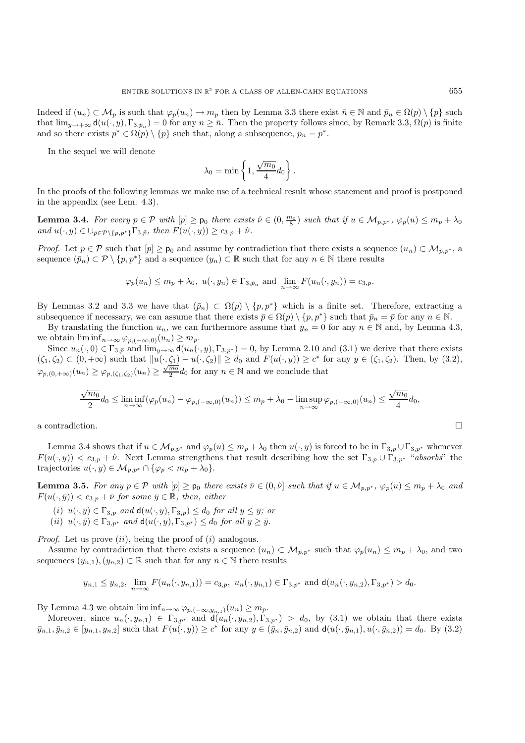Indeed if $(u_n) \subset \mathcal{M}_p$ is such that $\varphi_p(u_n) \to m_p$ then by Lemma 3.3 there exist $\bar{n} \in \mathbb{N}$ and $\bar{p}_n \in \Omega(p) \setminus \{p\}$ such that $\lim_{y\to+\infty} \mathsf{d}(u(\cdot, y), \Gamma_{3,\bar{p}_n}) = 0$ for any $n \geq \bar{n}$. Then the property follows since, by Remark 3.3, $\Omega(p)$ is finite and so there exists $p^* \in \Omega(p) \setminus \{p\}$ such that, along a subsequence, $p_n = p^*$.

In the sequel we will denote

$$\lambda_0 = \min\left\{1, \frac{\sqrt{m_0}}{4} d_0\right\}.$$

In the proofs of the following lemmas we make use of a technical result whose statement and proof is postponed in the appendix (see Lem. 4.3).

**Lemma 3.4.** *For every $p \in \mathcal{P}$ with $[p] \geq \mathsf{p}_0$ there exists $\hat{\nu} \in (0, \frac{m_0}{8})$ such that if $u \in \mathcal{M}_{p,p^*}$, $\varphi_p(u) \leq m_p + \lambda_0$ and $u(\cdot, y) \in \cup_{\bar{p} \in \mathcal{P}\setminus\{p,p^*\}} \Gamma_{3,\bar{p}}$, then $F(u(\cdot, y)) \geq c_{3,p} + \hat{\nu}$.*

*Proof.* Let $p \in \mathcal{P}$ such that $[p] \geq \mathsf{p}_0$ and assume by contradiction that there exists a sequence $(u_n) \subset \mathcal{M}_{p,p^*}$, a sequence $(\bar{p}_n) \subset \mathcal{P} \setminus \{p, p^*\}$ and a sequence $(y_n) \subset \mathbb{R}$ such that for any $n \in \mathbb{N}$ there results

$$\varphi_p(u_n) \leq m_p + \lambda_0,\ u(\cdot, y_n) \in \Gamma_{3,\bar{p}_n} \text{ and } \lim_{n\to\infty} F(u_n(\cdot, y_n)) = c_{3,p}.$$

By Lemmas 3.2 and 3.3 we have that $(\bar{p}_n) \subset \Omega(p) \setminus \{p, p^*\}$ which is a finite set. Therefore, extracting a subsequence if necessary, we can assume that there exists $\bar{p} \in \Omega(p) \setminus \{p, p^*\}$ such that $\bar{p}_n = \bar{p}$ for any $n \in \mathbb{N}$.

By translating the function $u_n$, we can furthermore assume that $y_n = 0$ for any $n \in \mathbb{N}$ and, by Lemma 4.3, we obtain $\liminf_{n\to\infty} \varphi_{p,(-\infty,0)}(u_n) \geq m_p$.

Since $u_n(\cdot, 0) \in \Gamma_{3,\bar{p}}$ and $\lim_{y\to\infty} \mathsf{d}(u_n(\cdot, y), \Gamma_{3,p^*}) = 0$, by Lemma 2.10 and (3.1) we derive that there exists $(\zeta_1, \zeta_2) \subset (0, +\infty)$ such that $\|u(\cdot, \zeta_1) - u(\cdot, \zeta_2)\| \geq d_0$ and $F(u(\cdot, y)) \geq c^*$ for any $y \in (\zeta_1, \zeta_2)$. Then, by (3.2), $\varphi_{p,(0,+\infty)}(u_n) \geq \varphi_{p,(\zeta_1,\zeta_2)}(u_n) \geq \frac{\sqrt{m_0}}{2} d_0$ for any $n \in \mathbb{N}$ and we conclude that

$$\frac{\sqrt{m_0}}{2} d_0 \leq \liminf_{n\to\infty}(\varphi_p(u_n) - \varphi_{p,(-\infty,0)}(u_n)) \leq m_p + \lambda_0 - \limsup_{n\to\infty} \varphi_{p,(-\infty,0)}(u_n) \leq \frac{\sqrt{m_0}}{4} d_0,$$

a contradiction. $\square$

Lemma 3.4 shows that if $u \in \mathcal{M}_{p,p^*}$ and $\varphi_p(u) \leq m_p + \lambda_0$ then $u(\cdot, y)$ is forced to be in $\Gamma_{3,p} \cup \Gamma_{3,p^*}$ whenever $F(u(\cdot, y)) < c_{3,p} + \hat{\nu}$. Next Lemma strengthens that result describing how the set $\Gamma_{3,p} \cup \Gamma_{3,p^*}$ "*absorbs*" the trajectories $u(\cdot, y) \in \mathcal{M}_{p,p^*} \cap \{\varphi_p < m_p + \lambda_0\}$.

**Lemma 3.5.** *For any $p \in \mathcal{P}$ with $[p] \geq \mathsf{p}_0$ there exists $\bar{\nu} \in (0, \hat{\nu}]$ such that if $u \in \mathcal{M}_{p,p^*}$, $\varphi_p(u) \leq m_p + \lambda_0$ and $F(u(\cdot, \bar{y})) < c_{3,p} + \bar{\nu}$ for some $\bar{y} \in \mathbb{R}$, then, either*

(*i*) *$u(\cdot, \bar{y}) \in \Gamma_{3,p}$ and $\mathsf{d}(u(\cdot, y), \Gamma_{3,p}) \leq d_0$ for all $y \leq \bar{y}$; or*

(*ii*) *$u(\cdot, \bar{y}) \in \Gamma_{3,p^*}$ and $\mathsf{d}(u(\cdot, y), \Gamma_{3,p^*}) \leq d_0$ for all $y \geq \bar{y}$.*

*Proof.* Let us prove (*ii*), being the proof of (*i*) analogous.

Assume by contradiction that there exists a sequence $(u_n) \subset \mathcal{M}_{p,p^*}$ such that $\varphi_p(u_n) \leq m_p + \lambda_0$, and two sequences $(y_{n,1}), (y_{n,2}) \subset \mathbb{R}$ such that for any $n \in \mathbb{N}$ there results

$$y_{n,1} \leq y_{n,2},\ \lim_{n\to\infty} F(u_n(\cdot, y_{n,1})) = c_{3,p},\ u_n(\cdot, y_{n,1}) \in \Gamma_{3,p^*} \text{ and } \mathsf{d}(u_n(\cdot, y_{n,2}), \Gamma_{3,p^*}) > d_0.$$

By Lemma 4.3 we obtain $\liminf_{n\to\infty} \varphi_{p,(-\infty,y_{n,1})}(u_n) \geq m_p$.

Moreover, since $u_n(\cdot, y_{n,1}) \in \Gamma_{3,p^*}$ and $\mathsf{d}(u_n(\cdot, y_{n,2}), \Gamma_{3,p^*}) > d_0$, by (3.1) we obtain that there exists $\bar{y}_{n,1}, \bar{y}_{n,2} \in [y_{n,1}, y_{n,2}]$ such that $F(u(\cdot, y)) \geq c^*$ for any $y \in (\bar{y}_n, \bar{y}_{n,2})$ and $\mathsf{d}(u(\cdot, \bar{y}_{n,1}), u(\cdot, \bar{y}_{n,2})) = d_0$. By (3.2)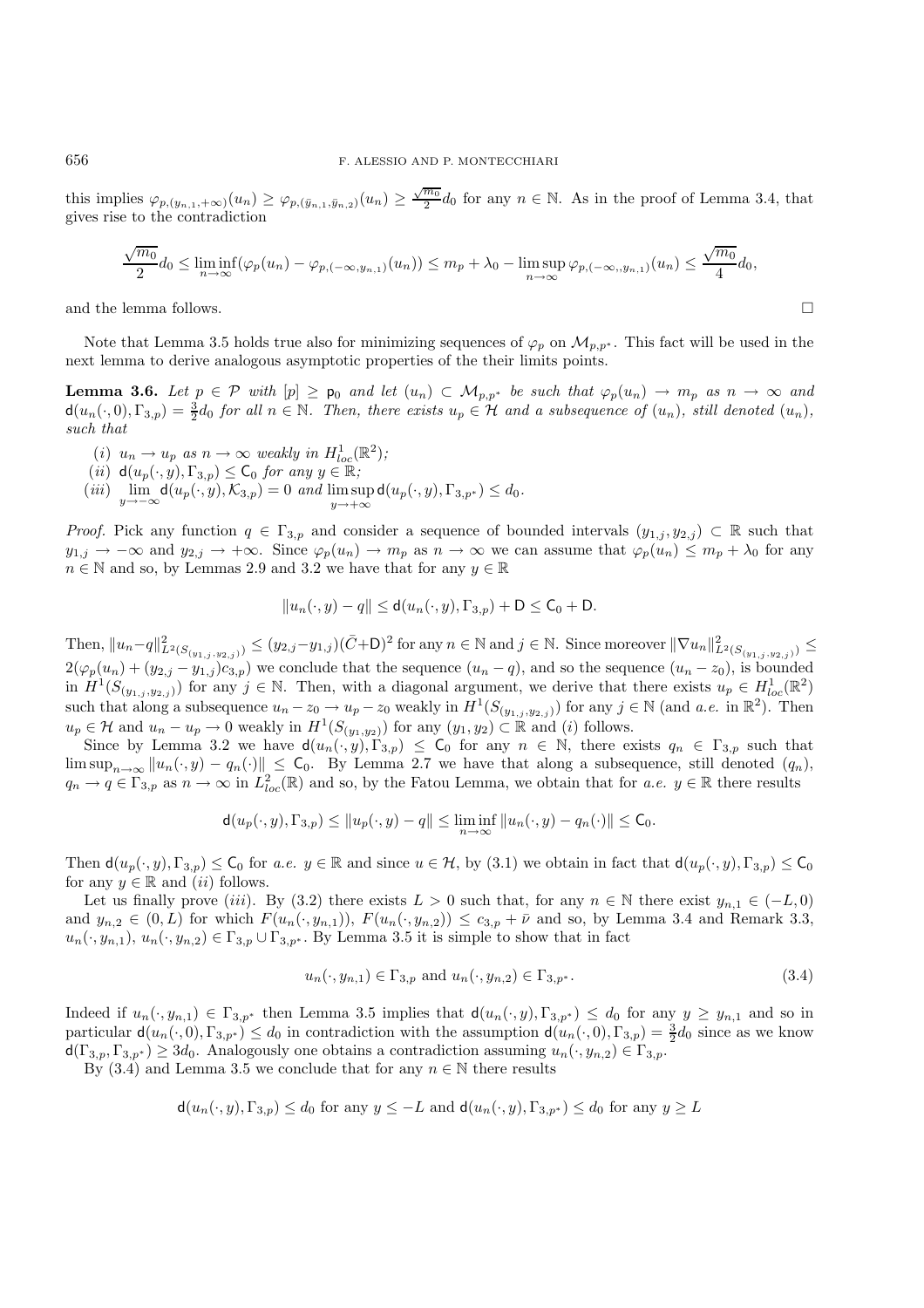this implies $\varphi_{p,(y_{n,1},+\infty)}(u_n) \geq \varphi_{p,(\bar{y}_{n,1},\bar{y}_{n,2})}(u_n) \geq \frac{\sqrt{m_0}}{2} d_0$ for any $n \in \mathbb{N}$. As in the proof of Lemma 3.4, that gives rise to the contradiction

$$\frac{\sqrt{m_0}}{2} d_0 \leq \liminf_{n\to\infty} (\varphi_p(u_n) - \varphi_{p,(-\infty,y_{n,1})}(u_n)) \leq m_p + \lambda_0 - \limsup_{n\to\infty} \varphi_{p,(-\infty,,y_{n,1})}(u_n) \leq \frac{\sqrt{m_0}}{4} d_0,$$

and the lemma follows. □

Note that Lemma 3.5 holds true also for minimizing sequences of $\varphi_p$ on $\mathcal{M}_{p,p^*}$. This fact will be used in the next lemma to derive analogous asymptotic properties of the their limits points.

**Lemma 3.6.** *Let $p \in \mathcal{P}$ with $[p] \geq \mathsf{p}_0$ and let $(u_n) \subset \mathcal{M}_{p,p^*}$ be such that $\varphi_p(u_n) \to m_p$ as $n \to \infty$ and $\mathsf{d}(u_n(\cdot,0), \Gamma_{3,p}) = \frac{3}{2} d_0$ for all $n \in \mathbb{N}$. Then, there exists $u_p \in \mathcal{H}$ and a subsequence of $(u_n)$, still denoted $(u_n)$, such that*

(*i*) *$u_n \to u_p$ as $n \to \infty$ weakly in $H^1_{loc}(\mathbb{R}^2)$;*

(*ii*) *$\mathsf{d}(u_p(\cdot,y), \Gamma_{3,p}) \leq \mathsf{C}_0$ for any $y \in \mathbb{R}$;*

(*iii*) *$\lim_{y\to-\infty} \mathsf{d}(u_p(\cdot,y), \mathcal{K}_{3,p}) = 0$ and $\limsup_{y\to+\infty} \mathsf{d}(u_p(\cdot,y), \Gamma_{3,p^*}) \leq d_0$.*

*Proof.* Pick any function $q \in \Gamma_{3,p}$ and consider a sequence of bounded intervals $(y_{1,j}, y_{2,j}) \subset \mathbb{R}$ such that $y_{1,j} \to -\infty$ and $y_{2,j} \to +\infty$. Since $\varphi_p(u_n) \to m_p$ as $n \to \infty$ we can assume that $\varphi_p(u_n) \leq m_p + \lambda_0$ for any $n \in \mathbb{N}$ and so, by Lemmas 2.9 and 3.2 we have that for any $y \in \mathbb{R}$

$$\|u_n(\cdot,y) - q\| \leq \mathsf{d}(u_n(\cdot,y), \Gamma_{3,p}) + \mathsf{D} \leq \mathsf{C}_0 + \mathsf{D}.$$

Then, $\|u_n - q\|^2_{L^2(S_{(y_{1,j},y_{2,j})})} \leq (y_{2,j} - y_{1,j})(\bar{C} + \mathsf{D})^2$ for any $n \in \mathbb{N}$ and $j \in \mathbb{N}$. Since moreover $\|\nabla u_n\|^2_{L^2(S_{(y_{1,j},y_{2,j})})} \leq 2(\varphi_p(u_n) + (y_{2,j} - y_{1,j})c_{3,p})$ we conclude that the sequence $(u_n - q)$, and so the sequence $(u_n - z_0)$, is bounded in $H^1(S_{(y_{1,j},y_{2,j})})$ for any $j \in \mathbb{N}$. Then, with a diagonal argument, we derive that there exists $u_p \in H^1_{loc}(\mathbb{R}^2)$ such that along a subsequence $u_n - z_0 \to u_p - z_0$ weakly in $H^1(S_{(y_{1,j},y_{2,j})})$ for any $j \in \mathbb{N}$ (and *a.e.* in $\mathbb{R}^2$). Then $u_p \in \mathcal{H}$ and $u_n - u_p \to 0$ weakly in $H^1(S_{(y_1,y_2)})$ for any $(y_1, y_2) \subset \mathbb{R}$ and (*i*) follows.

Since by Lemma 3.2 we have $\mathsf{d}(u_n(\cdot,y), \Gamma_{3,p}) \leq \mathsf{C}_0$ for any $n \in \mathbb{N}$, there exists $q_n \in \Gamma_{3,p}$ such that $\limsup_{n\to\infty} \|u_n(\cdot,y) - q_n(\cdot)\| \leq \mathsf{C}_0$. By Lemma 2.7 we have that along a subsequence, still denoted $(q_n)$, $q_n \to q \in \Gamma_{3,p}$ as $n \to \infty$ in $L^2_{loc}(\mathbb{R})$ and so, by the Fatou Lemma, we obtain that for *a.e.* $y \in \mathbb{R}$ there results

$$\mathsf{d}(u_p(\cdot,y), \Gamma_{3,p}) \leq \|u_p(\cdot,y) - q\| \leq \liminf_{n\to\infty} \|u_n(\cdot,y) - q_n(\cdot)\| \leq \mathsf{C}_0.$$

Then $\mathsf{d}(u_p(\cdot,y), \Gamma_{3,p}) \leq \mathsf{C}_0$ for *a.e.* $y \in \mathbb{R}$ and since $u \in \mathcal{H}$, by (3.1) we obtain in fact that $\mathsf{d}(u_p(\cdot,y), \Gamma_{3,p}) \leq \mathsf{C}_0$ for any $y \in \mathbb{R}$ and (*ii*) follows.

Let us finally prove (*iii*). By (3.2) there exists $L > 0$ such that, for any $n \in \mathbb{N}$ there exist $y_{n,1} \in (-L, 0)$ and $y_{n,2} \in (0, L)$ for which $F(u_n(\cdot,y_{n,1}))$, $F(u_n(\cdot,y_{n,2})) \leq c_{3,p} + \bar{\nu}$ and so, by Lemma 3.4 and Remark 3.3, $u_n(\cdot,y_{n,1})$, $u_n(\cdot,y_{n,2}) \in \Gamma_{3,p} \cup \Gamma_{3,p^*}$. By Lemma 3.5 it is simple to show that in fact

$$u_n(\cdot,y_{n,1}) \in \Gamma_{3,p} \text{ and } u_n(\cdot,y_{n,2}) \in \Gamma_{3,p^*}. \tag{3.4}$$

Indeed if $u_n(\cdot,y_{n,1}) \in \Gamma_{3,p^*}$ then Lemma 3.5 implies that $\mathsf{d}(u_n(\cdot,y), \Gamma_{3,p^*}) \leq d_0$ for any $y \geq y_{n,1}$ and so in particular $\mathsf{d}(u_n(\cdot,0), \Gamma_{3,p^*}) \leq d_0$ in contradiction with the assumption $\mathsf{d}(u_n(\cdot,0), \Gamma_{3,p}) = \frac{3}{2} d_0$ since as we know $\mathsf{d}(\Gamma_{3,p}, \Gamma_{3,p^*}) \geq 3d_0$. Analogously one obtains a contradiction assuming $u_n(\cdot,y_{n,2}) \in \Gamma_{3,p}$.

By (3.4) and Lemma 3.5 we conclude that for any $n \in \mathbb{N}$ there results

$$\mathsf{d}(u_n(\cdot,y), \Gamma_{3,p}) \leq d_0 \text{ for any } y \leq -L \text{ and } \mathsf{d}(u_n(\cdot,y), \Gamma_{3,p^*}) \leq d_0 \text{ for any } y \geq L$$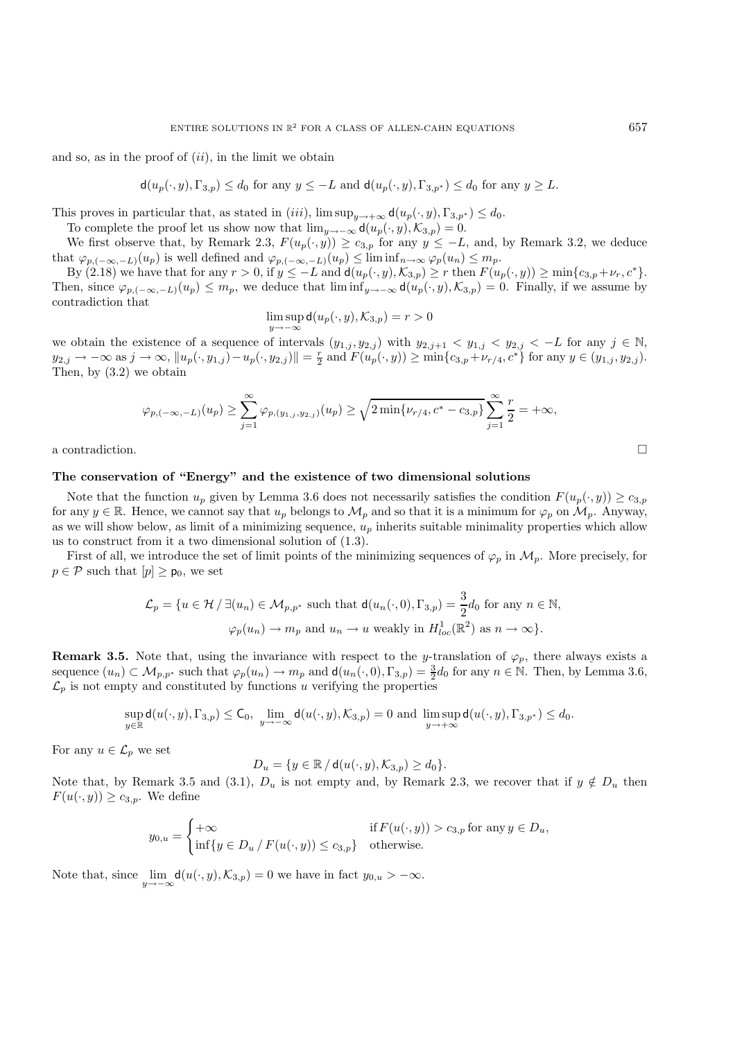and so, as in the proof of $(ii)$, in the limit we obtain

$$\mathsf{d}(u_p(\cdot,y),\Gamma_{3,p})\le d_0 \text{ for any } y\le -L \text{ and } \mathsf{d}(u_p(\cdot,y),\Gamma_{3,p^*})\le d_0 \text{ for any } y\ge L.$$

This proves in particular that, as stated in $(iii)$, $\limsup_{y\to+\infty}\mathsf{d}(u_p(\cdot,y),\Gamma_{3,p^*})\le d_0$.

To complete the proof let us show now that $\lim_{y\to-\infty}\mathsf{d}(u_p(\cdot,y),\mathcal{K}_{3,p})=0$.

We first observe that, by Remark 2.3, $F(u_p(\cdot,y))\ge c_{3,p}$ for any $y\le -L$, and, by Remark 3.2, we deduce that $\varphi_{p,(-\infty,-L)}(u_p)$ is well defined and $\varphi_{p,(-\infty,-L)}(u_p)\le\liminf_{n\to\infty}\varphi_p(u_n)\le m_p$.

By (2.18) we have that for any $r>0$, if $y\le -L$ and $\mathsf{d}(u_p(\cdot,y),\mathcal{K}_{3,p})\ge r$ then $F(u_p(\cdot,y))\ge\min\{c_{3,p}+\nu_r,c^*\}$. Then, since $\varphi_{p,(-\infty,-L)}(u_p)\le m_p$, we deduce that $\liminf_{y\to-\infty}\mathsf{d}(u_p(\cdot,y),\mathcal{K}_{3,p})=0$. Finally, if we assume by contradiction that

$$\limsup_{y\to-\infty}\mathsf{d}(u_p(\cdot,y),\mathcal{K}_{3,p})=r>0$$

we obtain the existence of a sequence of intervals $(y_{1,j},y_{2,j})$ with $y_{2,j+1}<y_{1,j}<y_{2,j}<-L$ for any $j\in\mathbb{N}$, $y_{2,j}\to-\infty$ as $j\to\infty$, $\|u_p(\cdot,y_{1,j})-u_p(\cdot,y_{2,j})\|=\frac{r}{2}$ and $F(u_p(\cdot,y))\ge\min\{c_{3,p}+\nu_{r/4},c^*\}$ for any $y\in(y_{1,j},y_{2,j})$. Then, by (3.2) we obtain

$$\varphi_{p,(-\infty,-L)}(u_p)\ge\sum_{j=1}^{\infty}\varphi_{p,(y_{1,j},y_{2,j})}(u_p)\ge\sqrt{2\min\{\nu_{r/4},c^*-c_{3,p}\}}\sum_{j=1}^{\infty}\frac{r}{2}=+\infty,$$

a contradiction. $\square$

**The conservation of "Energy" and the existence of two dimensional solutions**

Note that the function $u_p$ given by Lemma 3.6 does not necessarily satisfies the condition $F(u_p(\cdot,y))\ge c_{3,p}$ for any $y\in\mathbb{R}$. Hence, we cannot say that $u_p$ belongs to $\mathcal{M}_p$ and so that it is a minimum for $\varphi_p$ on $\mathcal{M}_p$. Anyway, as we will show below, as limit of a minimizing sequence, $u_p$ inherits suitable minimality properties which allow us to construct from it a two dimensional solution of (1.3).

First of all, we introduce the set of limit points of the minimizing sequences of $\varphi_p$ in $\mathcal{M}_p$. More precisely, for $p\in\mathcal{P}$ such that $[p]\ge\mathsf{p}_0$, we set

$$\mathcal{L}_p=\{u\in\mathcal{H}\,/\,\exists(u_n)\in\mathcal{M}_{p,p^*}\text{ such that }\mathsf{d}(u_n(\cdot,0),\Gamma_{3,p})=\frac{3}{2}d_0\text{ for any }n\in\mathbb{N},$$
$$\varphi_p(u_n)\to m_p\text{ and }u_n\to u\text{ weakly in }H^1_{loc}(\mathbb{R}^2)\text{ as }n\to\infty\}.$$

**Remark 3.5.** Note that, using the invariance with respect to the $y$-translation of $\varphi_p$, there always exists a sequence $(u_n)\subset\mathcal{M}_{p,p^*}$ such that $\varphi_p(u_n)\to m_p$ and $\mathsf{d}(u_n(\cdot,0),\Gamma_{3,p})=\frac{3}{2}d_0$ for any $n\in\mathbb{N}$. Then, by Lemma 3.6, $\mathcal{L}_p$ is not empty and constituted by functions $u$ verifying the properties

$$\sup_{y\in\mathbb{R}}\mathsf{d}(u(\cdot,y),\Gamma_{3,p})\le\mathsf{C}_0,\ \lim_{y\to-\infty}\mathsf{d}(u(\cdot,y),\mathcal{K}_{3,p})=0\text{ and }\limsup_{y\to+\infty}\mathsf{d}(u(\cdot,y),\Gamma_{3,p^*})\le d_0.$$

For any $u\in\mathcal{L}_p$ we set

$$D_u=\{y\in\mathbb{R}\,/\,\mathsf{d}(u(\cdot,y),\mathcal{K}_{3,p})\ge d_0\}.$$

Note that, by Remark 3.5 and (3.1), $D_u$ is not empty and, by Remark 2.3, we recover that if $y\notin D_u$ then $F(u(\cdot,y))\ge c_{3,p}$. We define

$$y_{0,u}=\begin{cases}+\infty & \text{if } F(u(\cdot,y))>c_{3,p}\text{ for any } y\in D_u,\\ \inf\{y\in D_u\,/\,F(u(\cdot,y))\le c_{3,p}\} & \text{otherwise.}\end{cases}$$

Note that, since $\lim_{y\to-\infty}\mathsf{d}(u(\cdot,y),\mathcal{K}_{3,p})=0$ we have in fact $y_{0,u}>-\infty$.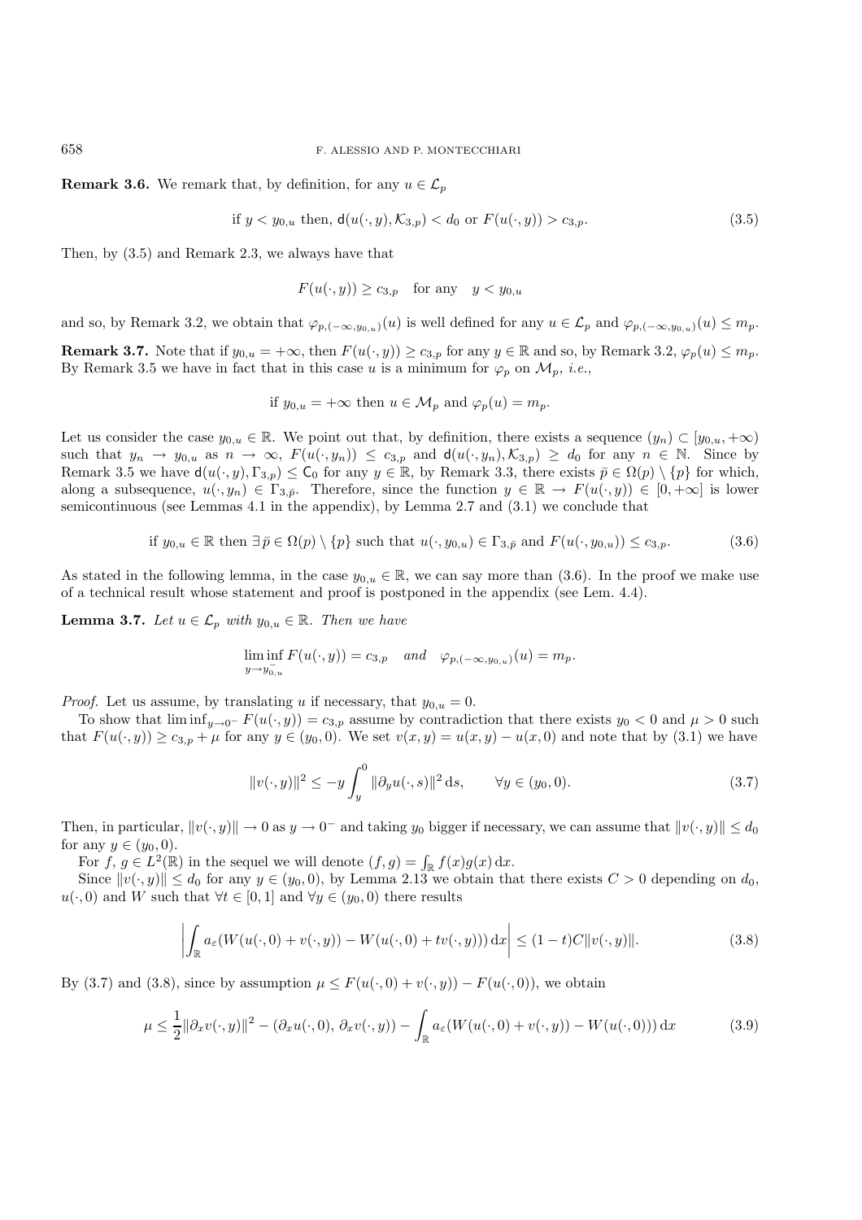**Remark 3.6.** We remark that, by definition, for any $u \in \mathcal{L}_p$

$$\text{if } y < y_{0,u} \text{ then, } \mathsf{d}(u(\cdot,y),\mathcal{K}_{3,p}) < d_0 \text{ or } F(u(\cdot,y)) > c_{3,p}. \tag{3.5}$$

Then, by (3.5) and Remark 2.3, we always have that

$$F(u(\cdot,y)) \geq c_{3,p} \quad \text{for any} \quad y < y_{0,u}$$

and so, by Remark 3.2, we obtain that $\varphi_{p,(-\infty,y_{0,u})}(u)$ is well defined for any $u \in \mathcal{L}_p$ and $\varphi_{p,(-\infty,y_{0,u})}(u) \leq m_p$.

**Remark 3.7.** Note that if $y_{0,u} = +\infty$, then $F(u(\cdot,y)) \geq c_{3,p}$ for any $y \in \mathbb{R}$ and so, by Remark 3.2, $\varphi_p(u) \leq m_p$. By Remark 3.5 we have in fact that in this case $u$ is a minimum for $\varphi_p$ on $\mathcal{M}_p$, *i.e.*,

$$\text{if } y_{0,u} = +\infty \text{ then } u \in \mathcal{M}_p \text{ and } \varphi_p(u) = m_p.$$

Let us consider the case $y_{0,u} \in \mathbb{R}$. We point out that, by definition, there exists a sequence $(y_n) \subset [y_{0,u}, +\infty)$ such that $y_n \to y_{0,u}$ as $n \to \infty$, $F(u(\cdot,y_n)) \leq c_{3,p}$ and $\mathsf{d}(u(\cdot,y_n),\mathcal{K}_{3,p}) \geq d_0$ for any $n \in \mathbb{N}$. Since by Remark 3.5 we have $\mathsf{d}(u(\cdot,y),\Gamma_{3,p}) \leq \mathsf{C}_0$ for any $y \in \mathbb{R}$, by Remark 3.3, there exists $\bar{p} \in \Omega(p) \setminus \{p\}$ for which, along a subsequence, $u(\cdot,y_n) \in \Gamma_{3,\bar{p}}$. Therefore, since the function $y \in \mathbb{R} \to F(u(\cdot,y)) \in [0,+\infty]$ is lower semicontinuous (see Lemmas 4.1 in the appendix), by Lemma 2.7 and (3.1) we conclude that

$$\text{if } y_{0,u} \in \mathbb{R} \text{ then } \exists\, \bar{p} \in \Omega(p) \setminus \{p\} \text{ such that } u(\cdot,y_{0,u}) \in \Gamma_{3,\bar{p}} \text{ and } F(u(\cdot,y_{0,u})) \leq c_{3,p}. \tag{3.6}$$

As stated in the following lemma, in the case $y_{0,u} \in \mathbb{R}$, we can say more than (3.6). In the proof we make use of a technical result whose statement and proof is postponed in the appendix (see Lem. 4.4).

**Lemma 3.7.** *Let $u \in \mathcal{L}_p$ with $y_{0,u} \in \mathbb{R}$. Then we have*

$$\liminf_{y \to y_{0,u}^-} F(u(\cdot,y)) = c_{3,p} \quad \textit{and} \quad \varphi_{p,(-\infty,y_{0,u})}(u) = m_p.$$

*Proof.* Let us assume, by translating $u$ if necessary, that $y_{0,u} = 0$.

To show that $\liminf_{y \to 0^-} F(u(\cdot,y)) = c_{3,p}$ assume by contradiction that there exists $y_0 < 0$ and $\mu > 0$ such that $F(u(\cdot,y)) \geq c_{3,p} + \mu$ for any $y \in (y_0, 0)$. We set $v(x,y) = u(x,y) - u(x,0)$ and note that by (3.1) we have

$$\|v(\cdot,y)\|^2 \leq -y \int_y^0 \|\partial_y u(\cdot,s)\|^2 \,\mathrm{d}s, \qquad \forall y \in (y_0,0). \tag{3.7}$$

Then, in particular, $\|v(\cdot,y)\| \to 0$ as $y \to 0^-$ and taking $y_0$ bigger if necessary, we can assume that $\|v(\cdot,y)\| \leq d_0$ for any $y \in (y_0,0)$.

For $f, g \in L^2(\mathbb{R})$ in the sequel we will denote $(f,g) = \int_{\mathbb{R}} f(x)g(x)\,\mathrm{d}x$.

Since $\|v(\cdot,y)\| \leq d_0$ for any $y \in (y_0,0)$, by Lemma 2.13 we obtain that there exists $C > 0$ depending on $d_0$, $u(\cdot,0)$ and $W$ such that $\forall t \in [0,1]$ and $\forall y \in (y_0,0)$ there results

$$\left| \int_{\mathbb{R}} a_\varepsilon (W(u(\cdot,0) + v(\cdot,y)) - W(u(\cdot,0) + tv(\cdot,y)))\,\mathrm{d}x \right| \leq (1-t)C\|v(\cdot,y)\|. \tag{3.8}$$

By (3.7) and (3.8), since by assumption $\mu \leq F(u(\cdot,0) + v(\cdot,y)) - F(u(\cdot,0))$, we obtain

$$\mu \leq \frac{1}{2}\|\partial_x v(\cdot,y)\|^2 - (\partial_x u(\cdot,0),\, \partial_x v(\cdot,y)) - \int_{\mathbb{R}} a_\varepsilon (W(u(\cdot,0) + v(\cdot,y)) - W(u(\cdot,0)))\,\mathrm{d}x \tag{3.9}$$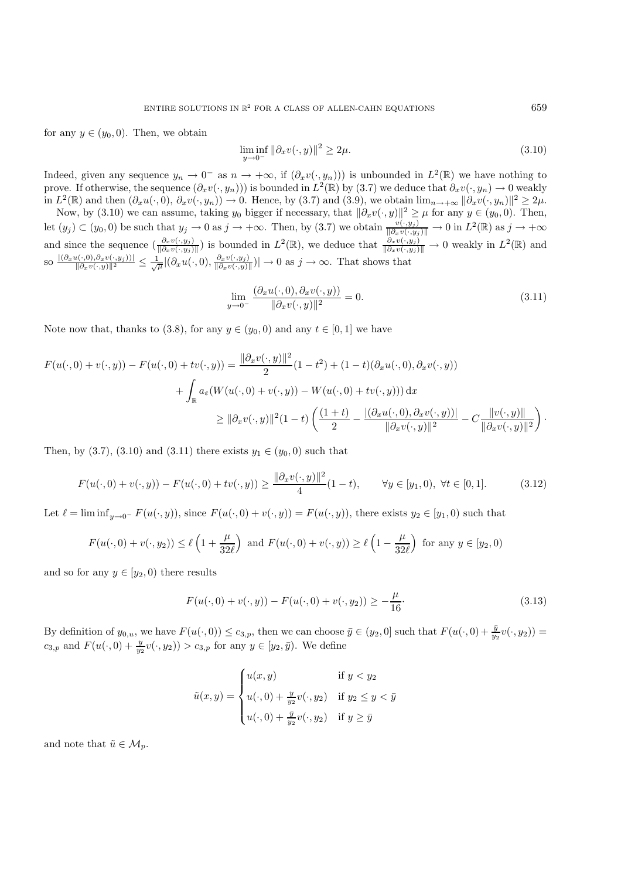for any $y \in (y_0, 0)$. Then, we obtain

$$\liminf_{y \to 0^-} \|\partial_x v(\cdot, y)\|^2 \geq 2\mu. \tag{3.10}$$

Indeed, given any sequence $y_n \to 0^-$ as $n \to +\infty$, if $(\partial_x v(\cdot, y_n)))$ is unbounded in $L^2(\mathbb{R})$ we have nothing to prove. If otherwise, the sequence $(\partial_x v(\cdot, y_n)))$ is bounded in $L^2(\mathbb{R})$ by (3.7) we deduce that $\partial_x v(\cdot, y_n) \to 0$ weakly in $L^2(\mathbb{R})$ and then $(\partial_x u(\cdot, 0), \partial_x v(\cdot, y_n)) \to 0$. Hence, by (3.7) and (3.9), we obtain $\lim_{n \to +\infty} \|\partial_x v(\cdot, y_n)\|^2 \geq 2\mu$.

Now, by (3.10) we can assume, taking $y_0$ bigger if necessary, that $\|\partial_x v(\cdot, y)\|^2 \geq \mu$ for any $y \in (y_0, 0)$. Then, let $(y_j) \subset (y_0, 0)$ be such that $y_j \to 0$ as $j \to +\infty$. Then, by (3.7) we obtain $\frac{v(\cdot, y_j)}{\|\partial_x v(\cdot, y_j)\|} \to 0$ in $L^2(\mathbb{R})$ as $j \to +\infty$ and since the sequence $(\frac{\partial_x v(\cdot, y_j)}{\|\partial_x v(\cdot, y_j)\|})$ is bounded in $L^2(\mathbb{R})$, we deduce that $\frac{\partial_x v(\cdot, y_j)}{\|\partial_x v(\cdot, y_j)\|} \to 0$ weakly in $L^2(\mathbb{R})$ and so $\frac{|(\partial_x u(\cdot, 0), \partial_x v(\cdot, y_j))|}{\|\partial_x v(\cdot, y)\|^2} \leq \frac{1}{\sqrt{\mu}} |(\partial_x u(\cdot, 0), \frac{\partial_x v(\cdot, y_j)}{\|\partial_x v(\cdot, y)\|})| \to 0$ as $j \to \infty$. That shows that

$$\lim_{y \to 0^-} \frac{(\partial_x u(\cdot, 0), \partial_x v(\cdot, y))}{\|\partial_x v(\cdot, y)\|^2} = 0. \tag{3.11}$$

Note now that, thanks to (3.8), for any $y \in (y_0, 0)$ and any $t \in [0, 1]$ we have

$$\begin{aligned}
F(u(\cdot, 0) + v(\cdot, y)) - F(u(\cdot, 0) + tv(\cdot, y)) &= \frac{\|\partial_x v(\cdot, y)\|^2}{2}(1 - t^2) + (1 - t)(\partial_x u(\cdot, 0), \partial_x v(\cdot, y)) \\
&\quad + \int_{\mathbb{R}} a_\varepsilon (W(u(\cdot, 0) + v(\cdot, y)) - W(u(\cdot, 0) + tv(\cdot, y))) \,\mathrm{d}x \\
&\geq \|\partial_x v(\cdot, y)\|^2 (1 - t) \left( \frac{(1 + t)}{2} - \frac{|(\partial_x u(\cdot, 0), \partial_x v(\cdot, y))|}{\|\partial_x v(\cdot, y)\|^2} - C \frac{\|v(\cdot, y)\|}{\|\partial_x v(\cdot, y)\|^2} \right) \cdot
\end{aligned}$$

Then, by (3.7), (3.10) and (3.11) there exists $y_1 \in (y_0, 0)$ such that

$$F(u(\cdot, 0) + v(\cdot, y)) - F(u(\cdot, 0) + tv(\cdot, y)) \geq \frac{\|\partial_x v(\cdot, y)\|^2}{4}(1 - t), \qquad \forall y \in [y_1, 0),\ \forall t \in [0, 1]. \tag{3.12}$$

Let $\ell = \liminf_{y \to 0^-} F(u(\cdot, y))$, since $F(u(\cdot, 0) + v(\cdot, y)) = F(u(\cdot, y))$, there exists $y_2 \in [y_1, 0)$ such that

$$F(u(\cdot, 0) + v(\cdot, y_2)) \leq \ell \left(1 + \frac{\mu}{32\ell}\right) \text{ and } F(u(\cdot, 0) + v(\cdot, y)) \geq \ell \left(1 - \frac{\mu}{32\ell}\right) \text{ for any } y \in [y_2, 0)$$

and so for any $y \in [y_2, 0)$ there results

$$F(u(\cdot, 0) + v(\cdot, y)) - F(u(\cdot, 0) + v(\cdot, y_2)) \geq -\frac{\mu}{16}\cdot \tag{3.13}$$

By definition of $y_{0,u}$, we have $F(u(\cdot, 0)) \leq c_{3,p}$, then we can choose $\bar{y} \in (y_2, 0]$ such that $F(u(\cdot, 0) + \frac{\bar{y}}{y_2} v(\cdot, y_2)) = c_{3,p}$ and $F(u(\cdot, 0) + \frac{y}{y_2} v(\cdot, y_2)) > c_{3,p}$ for any $y \in [y_2, \bar{y})$. We define

$$\tilde{u}(x, y) = \begin{cases} u(x, y) & \text{if } y < y_2 \\ u(\cdot, 0) + \frac{y}{y_2} v(\cdot, y_2) & \text{if } y_2 \leq y < \bar{y} \\ u(\cdot, 0) + \frac{\bar{y}}{y_2} v(\cdot, y_2) & \text{if } y \geq \bar{y} \end{cases}$$

and note that $\tilde{u} \in \mathcal{M}_p$.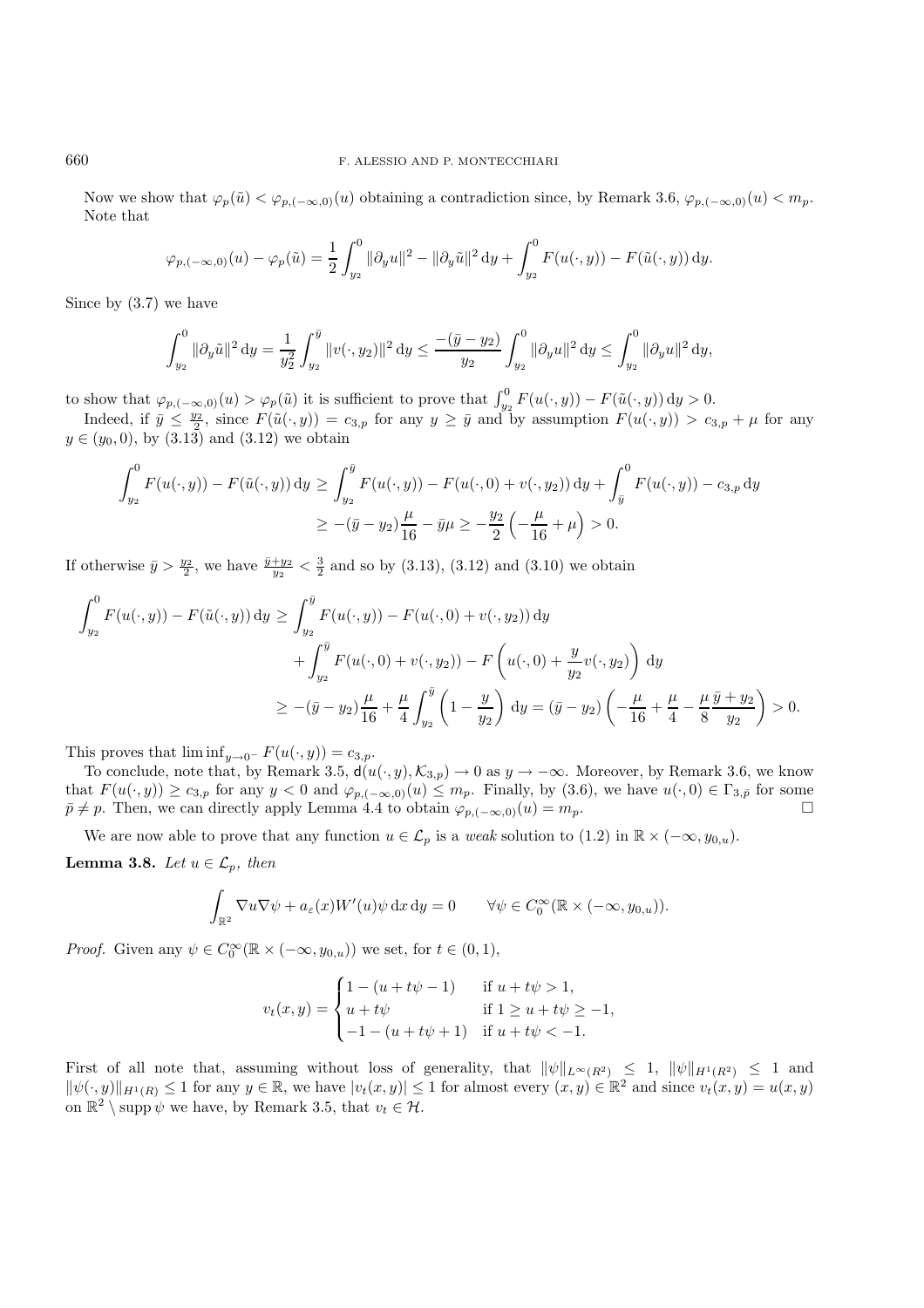Now we show that $\varphi_p(\tilde{u}) < \varphi_{p,(-\infty,0)}(u)$ obtaining a contradiction since, by Remark 3.6, $\varphi_{p,(-\infty,0)}(u) < m_p$. Note that

$$\varphi_{p,(-\infty,0)}(u) - \varphi_p(\tilde{u}) = \frac{1}{2}\int_{y_2}^{0} \|\partial_y u\|^2 - \|\partial_y \tilde{u}\|^2 \, \mathrm{d}y + \int_{y_2}^{0} F(u(\cdot,y)) - F(\tilde{u}(\cdot,y))\, \mathrm{d}y.$$

Since by (3.7) we have

$$\int_{y_2}^{0} \|\partial_y \tilde{u}\|^2 \, \mathrm{d}y = \frac{1}{y_2^2}\int_{y_2}^{\bar{y}} \|v(\cdot,y_2)\|^2 \, \mathrm{d}y \le \frac{-(\bar{y}-y_2)}{y_2}\int_{y_2}^{0} \|\partial_y u\|^2 \, \mathrm{d}y \le \int_{y_2}^{0} \|\partial_y u\|^2 \, \mathrm{d}y,$$

to show that $\varphi_{p,(-\infty,0)}(u) > \varphi_p(\tilde{u})$ it is sufficient to prove that $\int_{y_2}^{0} F(u(\cdot,y)) - F(\tilde{u}(\cdot,y))\, \mathrm{d}y > 0$.

Indeed, if $\bar{y} \le \frac{y_2}{2}$, since $F(\tilde{u}(\cdot,y)) = c_{3,p}$ for any $y \ge \bar{y}$ and by assumption $F(u(\cdot,y)) > c_{3,p} + \mu$ for any $y \in (y_0,0)$, by (3.13) and (3.12) we obtain

$$\begin{aligned}
\int_{y_2}^{0} F(u(\cdot,y)) - F(\tilde{u}(\cdot,y))\, \mathrm{d}y &\ge \int_{y_2}^{\bar{y}} F(u(\cdot,y)) - F(u(\cdot,0) + v(\cdot,y_2))\, \mathrm{d}y + \int_{\bar{y}}^{0} F(u(\cdot,y)) - c_{3,p}\, \mathrm{d}y \\
&\ge -(\bar{y}-y_2)\frac{\mu}{16} - \bar{y}\mu \ge -\frac{y_2}{2}\left(-\frac{\mu}{16} + \mu\right) > 0.
\end{aligned}$$

If otherwise $\bar{y} > \frac{y_2}{2}$, we have $\frac{\bar{y}+y_2}{y_2} < \frac{3}{2}$ and so by (3.13), (3.12) and (3.10) we obtain

$$\begin{aligned}
\int_{y_2}^{0} F(u(\cdot,y)) - F(\tilde{u}(\cdot,y))\, \mathrm{d}y &\ge \int_{y_2}^{\bar{y}} F(u(\cdot,y)) - F(u(\cdot,0) + v(\cdot,y_2))\, \mathrm{d}y \\
&\quad + \int_{y_2}^{\bar{y}} F(u(\cdot,0) + v(\cdot,y_2)) - F\left(u(\cdot,0) + \frac{y}{y_2}v(\cdot,y_2)\right)\, \mathrm{d}y \\
&\ge -(\bar{y}-y_2)\frac{\mu}{16} + \frac{\mu}{4}\int_{y_2}^{\bar{y}}\left(1 - \frac{y}{y_2}\right)\mathrm{d}y = (\bar{y}-y_2)\left(-\frac{\mu}{16} + \frac{\mu}{4} - \frac{\mu}{8}\frac{\bar{y}+y_2}{y_2}\right) > 0.
\end{aligned}$$

This proves that $\liminf_{y\to 0^-} F(u(\cdot,y)) = c_{3,p}$.

To conclude, note that, by Remark 3.5, $\mathsf{d}(u(\cdot,y),\mathcal{K}_{3,p}) \to 0$ as $y \to -\infty$. Moreover, by Remark 3.6, we know that $F(u(\cdot,y)) \ge c_{3,p}$ for any $y < 0$ and $\varphi_{p,(-\infty,0)}(u) \le m_p$. Finally, by (3.6), we have $u(\cdot,0) \in \Gamma_{3,\bar{p}}$ for some $\bar{p} \ne p$. Then, we can directly apply Lemma 4.4 to obtain $\varphi_{p,(-\infty,0)}(u) = m_p$. $\square$

We are now able to prove that any function $u \in \mathcal{L}_p$ is a *weak* solution to (1.2) in $\mathbb{R} \times (-\infty, y_{0,u})$.

**Lemma 3.8.** *Let $u \in \mathcal{L}_p$, then*

$$\int_{\mathbb{R}^2} \nabla u \nabla \psi + a_\varepsilon(x) W'(u)\psi \, \mathrm{d}x\, \mathrm{d}y = 0 \qquad \forall \psi \in C_0^\infty(\mathbb{R} \times (-\infty, y_{0,u})).$$

*Proof.* Given any $\psi \in C_0^\infty(\mathbb{R} \times (-\infty, y_{0,u}))$ we set, for $t \in (0,1)$,

$$v_t(x,y) = \begin{cases} 1 - (u + t\psi - 1) & \text{if } u + t\psi > 1, \\ u + t\psi & \text{if } 1 \ge u + t\psi \ge -1, \\ -1 - (u + t\psi + 1) & \text{if } u + t\psi < -1. \end{cases}$$

First of all note that, assuming without loss of generality, that $\|\psi\|_{L^\infty(R^2)} \le 1$, $\|\psi\|_{H^1(R^2)} \le 1$ and $\|\psi(\cdot,y)\|_{H^1(R)} \le 1$ for any $y \in \mathbb{R}$, we have $|v_t(x,y)| \le 1$ for almost every $(x,y) \in \mathbb{R}^2$ and since $v_t(x,y) = u(x,y)$ on $\mathbb{R}^2 \setminus \operatorname{supp}\psi$ we have, by Remark 3.5, that $v_t \in \mathcal{H}$.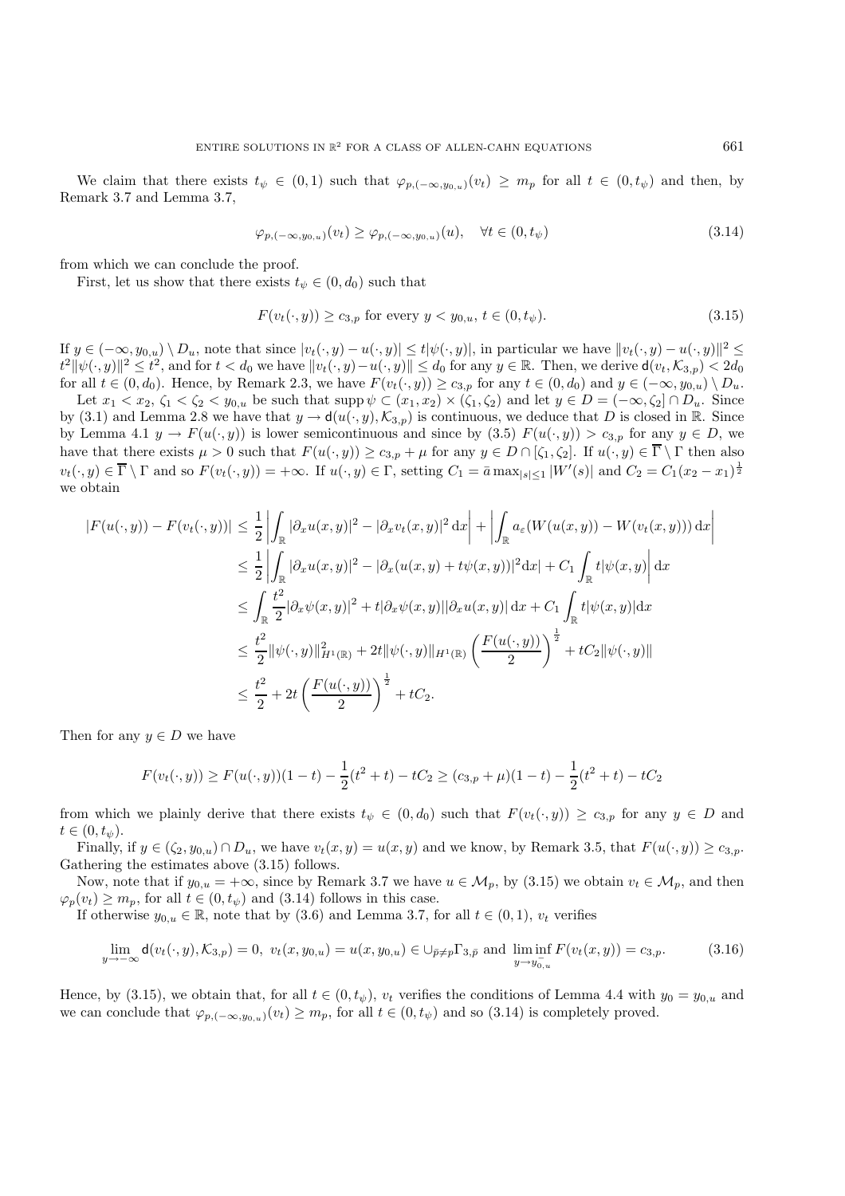We claim that there exists $t_\psi \in (0,1)$ such that $\varphi_{p,(-\infty,y_{0,u})}(v_t) \geq m_p$ for all $t \in (0,t_\psi)$ and then, by Remark 3.7 and Lemma 3.7,

$$\varphi_{p,(-\infty,y_{0,u})}(v_t) \geq \varphi_{p,(-\infty,y_{0,u})}(u), \quad \forall t \in (0,t_\psi) \tag{3.14}$$

from which we can conclude the proof.

First, let us show that there exists $t_\psi \in (0,d_0)$ such that

$$F(v_t(\cdot,y)) \geq c_{3,p} \text{ for every } y < y_{0,u},\ t \in (0,t_\psi). \tag{3.15}$$

If $y \in (-\infty,y_{0,u}) \setminus D_u$, note that since $|v_t(\cdot,y) - u(\cdot,y)| \leq t|\psi(\cdot,y)|$, in particular we have $\|v_t(\cdot,y) - u(\cdot,y)\|^2 \leq t^2\|\psi(\cdot,y)\|^2 \leq t^2$, and for $t < d_0$ we have $\|v_t(\cdot,y) - u(\cdot,y)\| \leq d_0$ for any $y \in \mathbb{R}$. Then, we derive $\mathsf{d}(v_t,\mathcal{K}_{3,p}) < 2d_0$ for all $t \in (0,d_0)$. Hence, by Remark 2.3, we have $F(v_t(\cdot,y)) \geq c_{3,p}$ for any $t \in (0,d_0)$ and $y \in (-\infty,y_{0,u}) \setminus D_u$.

Let $x_1 < x_2$, $\zeta_1 < \zeta_2 < y_{0,u}$ be such that $\operatorname{supp}\psi \subset (x_1,x_2) \times (\zeta_1,\zeta_2)$ and let $y \in D = (-\infty,\zeta_2] \cap D_u$. Since by (3.1) and Lemma 2.8 we have that $y \to \mathsf{d}(u(\cdot,y),\mathcal{K}_{3,p})$ is continuous, we deduce that $D$ is closed in $\mathbb{R}$. Since by Lemma 4.1 $y \to F(u(\cdot,y))$ is lower semicontinuous and since by (3.5) $F(u(\cdot,y)) > c_{3,p}$ for any $y \in D$, we have that there exists $\mu > 0$ such that $F(u(\cdot,y)) \geq c_{3,p} + \mu$ for any $y \in D \cap [\zeta_1,\zeta_2]$. If $u(\cdot,y) \in \overline{\Gamma} \setminus \Gamma$ then also $v_t(\cdot,y) \in \overline{\Gamma} \setminus \Gamma$ and so $F(v_t(\cdot,y)) = +\infty$. If $u(\cdot,y) \in \Gamma$, setting $C_1 = \bar{a}\max_{|s|\leq 1}|W'(s)|$ and $C_2 = C_1(x_2 - x_1)^{\frac{1}{2}}$ we obtain

$$\begin{aligned}
|F(u(\cdot,y)) - F(v_t(\cdot,y))| &\leq \frac{1}{2}\left|\int_{\mathbb{R}} |\partial_x u(x,y)|^2 - |\partial_x v_t(x,y)|^2\,\mathrm{d}x\right| + \left|\int_{\mathbb{R}} a_\varepsilon(W(u(x,y)) - W(v_t(x,y)))\,\mathrm{d}x\right| \\
&\leq \frac{1}{2}\left|\int_{\mathbb{R}} |\partial_x u(x,y)|^2 - |\partial_x(u(x,y) + t\psi(x,y))|^2\mathrm{d}x\right| + C_1\int_{\mathbb{R}} t|\psi(x,y)\Big|\,\mathrm{d}x \\
&\leq \int_{\mathbb{R}} \frac{t^2}{2}|\partial_x\psi(x,y)|^2 + t|\partial_x\psi(x,y)||\partial_x u(x,y)|\,\mathrm{d}x + C_1\int_{\mathbb{R}} t|\psi(x,y)|\mathrm{d}x \\
&\leq \frac{t^2}{2}\|\psi(\cdot,y)\|^2_{H^1(\mathbb{R})} + 2t\|\psi(\cdot,y)\|_{H^1(\mathbb{R})}\left(\frac{F(u(\cdot,y))}{2}\right)^{\frac{1}{2}} + tC_2\|\psi(\cdot,y)\| \\
&\leq \frac{t^2}{2} + 2t\left(\frac{F(u(\cdot,y))}{2}\right)^{\frac{1}{2}} + tC_2.
\end{aligned}$$

Then for any $y \in D$ we have

$$F(v_t(\cdot,y)) \geq F(u(\cdot,y))(1-t) - \frac{1}{2}(t^2 + t) - tC_2 \geq (c_{3,p} + \mu)(1-t) - \frac{1}{2}(t^2 + t) - tC_2$$

from which we plainly derive that there exists $t_\psi \in (0,d_0)$ such that $F(v_t(\cdot,y)) \geq c_{3,p}$ for any $y \in D$ and $t \in (0,t_\psi)$.

Finally, if $y \in (\zeta_2,y_{0,u}) \cap D_u$, we have $v_t(x,y) = u(x,y)$ and we know, by Remark 3.5, that $F(u(\cdot,y)) \geq c_{3,p}$. Gathering the estimates above (3.15) follows.

Now, note that if $y_{0,u} = +\infty$, since by Remark 3.7 we have $u \in \mathcal{M}_p$, by (3.15) we obtain $v_t \in \mathcal{M}_p$, and then $\varphi_p(v_t) \geq m_p$, for all $t \in (0,t_\psi)$ and (3.14) follows in this case.

If otherwise $y_{0,u} \in \mathbb{R}$, note that by (3.6) and Lemma 3.7, for all $t \in (0,1)$, $v_t$ verifies

$$\lim_{y\to-\infty}\mathsf{d}(v_t(\cdot,y),\mathcal{K}_{3,p}) = 0,\ v_t(x,y_{0,u}) = u(x,y_{0,u}) \in \cup_{\bar{p}\neq p}\Gamma_{3,\bar{p}} \text{ and } \liminf_{y\to y_{0,u}^-} F(v_t(x,y)) = c_{3,p}. \tag{3.16}$$

Hence, by (3.15), we obtain that, for all $t \in (0,t_\psi)$, $v_t$ verifies the conditions of Lemma 4.4 with $y_0 = y_{0,u}$ and we can conclude that $\varphi_{p,(-\infty,y_{0,u})}(v_t) \geq m_p$, for all $t \in (0,t_\psi)$ and so (3.14) is completely proved.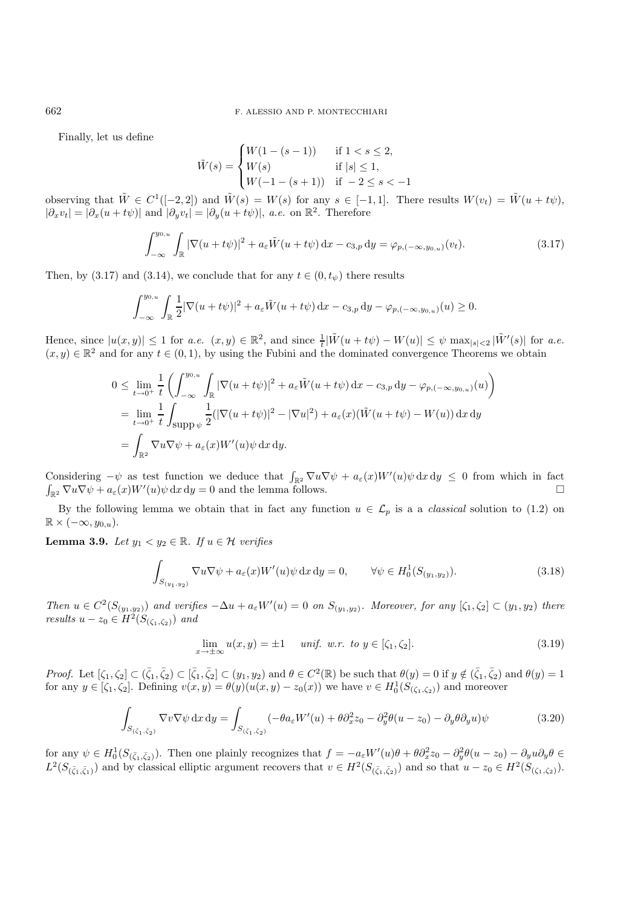Finally, let us define

$$
\tilde{W}(s) = \begin{cases} W(1-(s-1)) & \text{if } 1 < s \le 2, \\ W(s) & \text{if } |s| \le 1, \\ W(-1-(s+1)) & \text{if } -2 \le s < -1 \end{cases}
$$

observing that $\tilde{W} \in C^1([-2,2])$ and $\tilde{W}(s) = W(s)$ for any $s \in [-1,1]$. There results $W(v_t) = \tilde{W}(u + t\psi)$, $|\partial_x v_t| = |\partial_x(u + t\psi)|$ and $|\partial_y v_t| = |\partial_y(u + t\psi)|$, *a.e.* on $\mathbb{R}^2$. Therefore

$$
\int_{-\infty}^{y_{0,u}} \int_{\mathbb{R}} |\nabla(u+t\psi)|^2 + a_\varepsilon \tilde{W}(u+t\psi)\,\mathrm{d}x - c_{3,p}\,\mathrm{d}y = \varphi_{p,(-\infty,y_{0,u})}(v_t). \tag{3.17}
$$

Then, by (3.17) and (3.14), we conclude that for any $t \in (0, t_\psi)$ there results

$$
\int_{-\infty}^{y_{0,u}} \int_{\mathbb{R}} \frac{1}{2}|\nabla(u+t\psi)|^2 + a_\varepsilon \tilde{W}(u+t\psi)\,\mathrm{d}x - c_{3,p}\,\mathrm{d}y - \varphi_{p,(-\infty,y_{0,u})}(u) \ge 0.
$$

Hence, since $|u(x,y)| \le 1$ for *a.e.* $(x,y) \in \mathbb{R}^2$, and since $\frac{1}{t}|\tilde{W}(u+t\psi) - W(u)| \le \psi \max_{|s|<2} |\tilde{W}'(s)|$ for *a.e.* $(x,y) \in \mathbb{R}^2$ and for any $t \in (0,1)$, by using the Fubini and the dominated convergence Theorems we obtain

$$
\begin{aligned}
0 &\le \lim_{t\to 0^+} \frac{1}{t}\left( \int_{-\infty}^{y_{0,u}} \int_{\mathbb{R}} |\nabla(u+t\psi)|^2 + a_\varepsilon \tilde{W}(u+t\psi)\,\mathrm{d}x - c_{3,p}\,\mathrm{d}y - \varphi_{p,(-\infty,y_{0,u})}(u) \right) \\
&= \lim_{t\to 0^+} \frac{1}{t} \int_{\operatorname{supp}\psi} \frac{1}{2}(|\nabla(u+t\psi)|^2 - |\nabla u|^2) + a_\varepsilon(x)(\tilde{W}(u+t\psi) - W(u))\,\mathrm{d}x\,\mathrm{d}y \\
&= \int_{\mathbb{R}^2} \nabla u \nabla \psi + a_\varepsilon(x) W'(u)\psi\,\mathrm{d}x\,\mathrm{d}y.
\end{aligned}
$$

Considering $-\psi$ as test function we deduce that $\int_{\mathbb{R}^2} \nabla u \nabla \psi + a_\varepsilon(x) W'(u)\psi\,\mathrm{d}x\,\mathrm{d}y \le 0$ from which in fact $\int_{\mathbb{R}^2} \nabla u \nabla \psi + a_\varepsilon(x) W'(u)\psi\,\mathrm{d}x\,\mathrm{d}y = 0$ and the lemma follows. □

By the following lemma we obtain that in fact any function $u \in \mathcal{L}_p$ is a a *classical* solution to (1.2) on $\mathbb{R} \times (-\infty, y_{0,u})$.

**Lemma 3.9.** *Let $y_1 < y_2 \in \mathbb{R}$. If $u \in \mathcal{H}$ verifies*

$$
\int_{S_{(y_1,y_2)}} \nabla u \nabla \psi + a_\varepsilon(x) W'(u)\psi\,\mathrm{d}x\,\mathrm{d}y = 0, \qquad \forall \psi \in H_0^1(S_{(y_1,y_2)}). \tag{3.18}
$$

*Then $u \in C^2(S_{(y_1,y_2)})$ and verifies $-\Delta u + a_\varepsilon W'(u) = 0$ on $S_{(y_1,y_2)}$. Moreover, for any $[\zeta_1,\zeta_2] \subset (y_1,y_2)$ there results $u - z_0 \in H^2(S_{(\zeta_1,\zeta_2)})$ and*

$$
\lim_{x\to\pm\infty} u(x,y) = \pm 1 \qquad \textit{unif. w.r. to } y \in [\zeta_1,\zeta_2]. \tag{3.19}
$$

*Proof.* Let $[\zeta_1,\zeta_2] \subset (\bar{\zeta}_1,\bar{\zeta}_2) \subset [\bar{\zeta}_1,\bar{\zeta}_2] \subset (y_1,y_2)$ and $\theta \in C^2(\mathbb{R})$ be such that $\theta(y) = 0$ if $y \notin (\bar{\zeta}_1,\bar{\zeta}_2)$ and $\theta(y) = 1$ for any $y \in [\zeta_1,\zeta_2]$. Defining $v(x,y) = \theta(y)(u(x,y) - z_0(x))$ we have $v \in H_0^1(S_{(\zeta_1,\zeta_2)})$ and moreover

$$
\int_{S_{(\bar{\zeta}_1,\bar{\zeta}_2)}} \nabla v \nabla \psi\,\mathrm{d}x\,\mathrm{d}y = \int_{S_{(\bar{\zeta}_1,\bar{\zeta}_2)}} (-\theta a_\varepsilon W'(u) + \theta \partial_x^2 z_0 - \partial_y^2 \theta (u - z_0) - \partial_y \theta \partial_y u)\psi \tag{3.20}
$$

for any $\psi \in H_0^1(S_{(\bar{\zeta}_1,\bar{\zeta}_2)})$. Then one plainly recognizes that $f = -a_\varepsilon W'(u)\theta + \theta \partial_x^2 z_0 - \partial_y^2 \theta (u - z_0) - \partial_y u \partial_y \theta \in L^2(S_{(\bar{\zeta}_1,\bar{\zeta}_1)})$ and by classical elliptic argument recovers that $v \in H^2(S_{(\bar{\zeta}_1,\bar{\zeta}_2)})$ and so that $u - z_0 \in H^2(S_{(\zeta_1,\zeta_2)})$.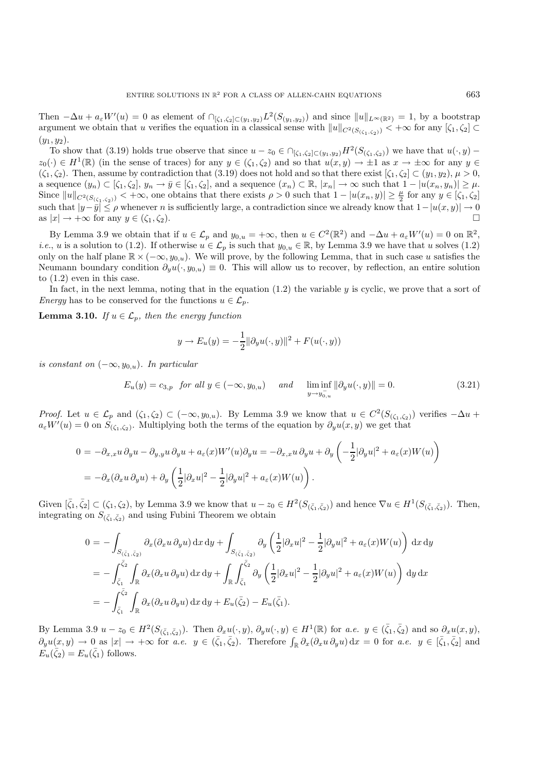Then $-\Delta u + a_\varepsilon W'(u) = 0$ as element of $\cap_{[\zeta_1,\zeta_2]\subset(y_1,y_2)} L^2(S_{(y_1,y_2)})$ and since $\|u\|_{L^\infty(\mathbb{R}^2)} = 1$, by a bootstrap argument we obtain that $u$ verifies the equation in a classical sense with $\|u\|_{C^2(S_{(\zeta_1,\zeta_2)})} < +\infty$ for any $[\zeta_1,\zeta_2] \subset (y_1, y_2)$.

To show that (3.19) holds true observe that since $u - z_0 \in \cap_{[\zeta_1,\zeta_2]\subset(y_1,y_2)} H^2(S_{(\zeta_1,\zeta_2)})$ we have that $u(\cdot, y) - z_0(\cdot) \in H^1(\mathbb{R})$ (in the sense of traces) for any $y \in (\zeta_1, \zeta_2)$ and so that $u(x, y) \to \pm 1$ as $x \to \pm\infty$ for any $y \in (\zeta_1, \zeta_2)$. Then, assume by contradiction that (3.19) does not hold and so that there exist $[\zeta_1, \zeta_2] \subset (y_1, y_2)$, $\mu > 0$, a sequence $(y_n) \subset [\zeta_1, \zeta_2]$, $y_n \to \bar{y} \in [\zeta_1, \zeta_2]$, and a sequence $(x_n) \subset \mathbb{R}$, $|x_n| \to \infty$ such that $1 - |u(x_n, y_n)| \geq \mu$. Since $\|u\|_{C^2(S_{(\zeta_1,\zeta_2)})} < +\infty$, one obtains that there exists $\rho > 0$ such that $1 - |u(x_n, y)| \geq \frac{\mu}{2}$ for any $y \in [\zeta_1, \zeta_2]$ such that $|y - \bar{y}| \leq \rho$ whenever $n$ is sufficiently large, a contradiction since we already know that $1 - |u(x, y)| \to 0$ as $|x| \to +\infty$ for any $y \in (\zeta_1, \zeta_2)$. □

By Lemma 3.9 we obtain that if $u \in \mathcal{L}_p$ and $y_{0,u} = +\infty$, then $u \in C^2(\mathbb{R}^2)$ and $-\Delta u + a_\varepsilon W'(u) = 0$ on $\mathbb{R}^2$, *i.e.*, $u$ is a solution to (1.2). If otherwise $u \in \mathcal{L}_p$ is such that $y_{0,u} \in \mathbb{R}$, by Lemma 3.9 we have that $u$ solves (1.2) only on the half plane $\mathbb{R} \times (-\infty, y_{0,u})$. We will prove, by the following Lemma, that in such case $u$ satisfies the Neumann boundary condition $\partial_y u(\cdot, y_{0,u}) \equiv 0$. This will allow us to recover, by reflection, an entire solution to (1.2) even in this case.

In fact, in the next lemma, noting that in the equation (1.2) the variable $y$ is cyclic, we prove that a sort of *Energy* has to be conserved for the functions $u \in \mathcal{L}_p$.

**Lemma 3.10.** *If $u \in \mathcal{L}_p$, then the energy function*

$$y \to E_u(y) = -\frac{1}{2}\|\partial_y u(\cdot, y)\|^2 + F(u(\cdot, y))$$

*is constant on $(-\infty, y_{0,u})$. In particular*

$$E_u(y) = c_{3,p} \quad \textit{for all } y \in (-\infty, y_{0,u}) \qquad \textit{and} \qquad \liminf_{y \to y_{0,u}^-} \|\partial_y u(\cdot, y)\| = 0. \tag{3.21}$$

*Proof.* Let $u \in \mathcal{L}_p$ and $(\zeta_1, \zeta_2) \subset (-\infty, y_{0,u})$. By Lemma 3.9 we know that $u \in C^2(S_{(\zeta_1,\zeta_2)})$ verifies $-\Delta u + a_\varepsilon W'(u) = 0$ on $S_{(\zeta_1,\zeta_2)}$. Multiplying both the terms of the equation by $\partial_y u(x, y)$ we get that

$$\begin{aligned}
0 &= -\partial_{x,x} u\, \partial_y u - \partial_{y,y} u\, \partial_y u + a_\varepsilon(x) W'(u) \partial_y u = -\partial_{x,x} u\, \partial_y u + \partial_y \left( -\frac{1}{2}|\partial_y u|^2 + a_\varepsilon(x) W(u) \right) \\
&= -\partial_x(\partial_x u\, \partial_y u) + \partial_y \left( \frac{1}{2}|\partial_x u|^2 - \frac{1}{2}|\partial_y u|^2 + a_\varepsilon(x) W(u) \right).
\end{aligned}$$

Given $[\bar{\zeta}_1, \bar{\zeta}_2] \subset (\zeta_1, \zeta_2)$, by Lemma 3.9 we know that $u - z_0 \in H^2(S_{(\bar{\zeta}_1,\bar{\zeta}_2)})$ and hence $\nabla u \in H^1(S_{(\bar{\zeta}_1,\bar{\zeta}_2)})$. Then, integrating on $S_{(\bar{\zeta}_1,\bar{\zeta}_2)}$ and using Fubini Theorem we obtain

$$\begin{aligned}
0 &= -\int_{S_{(\bar{\zeta}_1,\bar{\zeta}_2)}} \partial_x(\partial_x u\, \partial_y u)\, \mathrm{d}x\, \mathrm{d}y + \int_{S_{(\bar{\zeta}_1,\bar{\zeta}_2)}} \partial_y \left( \frac{1}{2}|\partial_x u|^2 - \frac{1}{2}|\partial_y u|^2 + a_\varepsilon(x) W(u) \right) \mathrm{d}x\, \mathrm{d}y \\
&= -\int_{\bar{\zeta}_1}^{\bar{\zeta}_2} \int_{\mathbb{R}} \partial_x(\partial_x u\, \partial_y u)\, \mathrm{d}x\, \mathrm{d}y + \int_{\mathbb{R}} \int_{\bar{\zeta}_1}^{\bar{\zeta}_2} \partial_y \left( \frac{1}{2}|\partial_x u|^2 - \frac{1}{2}|\partial_y u|^2 + a_\varepsilon(x) W(u) \right) \mathrm{d}y\, \mathrm{d}x \\
&= -\int_{\bar{\zeta}_1}^{\bar{\zeta}_2} \int_{\mathbb{R}} \partial_x(\partial_x u\, \partial_y u)\, \mathrm{d}x\, \mathrm{d}y + E_u(\bar{\zeta}_2) - E_u(\bar{\zeta}_1).
\end{aligned}$$

By Lemma 3.9 $u - z_0 \in H^2(S_{(\bar{\zeta}_1,\bar{\zeta}_2)})$. Then $\partial_x u(\cdot, y), \partial_y u(\cdot, y) \in H^1(\mathbb{R})$ for *a.e.* $y \in (\bar{\zeta}_1, \bar{\zeta}_2)$ and so $\partial_x u(x, y)$, $\partial_y u(x, y) \to 0$ as $|x| \to +\infty$ for *a.e.* $y \in (\bar{\zeta}_1, \bar{\zeta}_2)$. Therefore $\int_{\mathbb{R}} \partial_x(\partial_x u\, \partial_y u)\, \mathrm{d}x = 0$ for *a.e.* $y \in [\bar{\zeta}_1, \bar{\zeta}_2]$ and $E_u(\bar{\zeta}_2) = E_u(\bar{\zeta}_1)$ follows.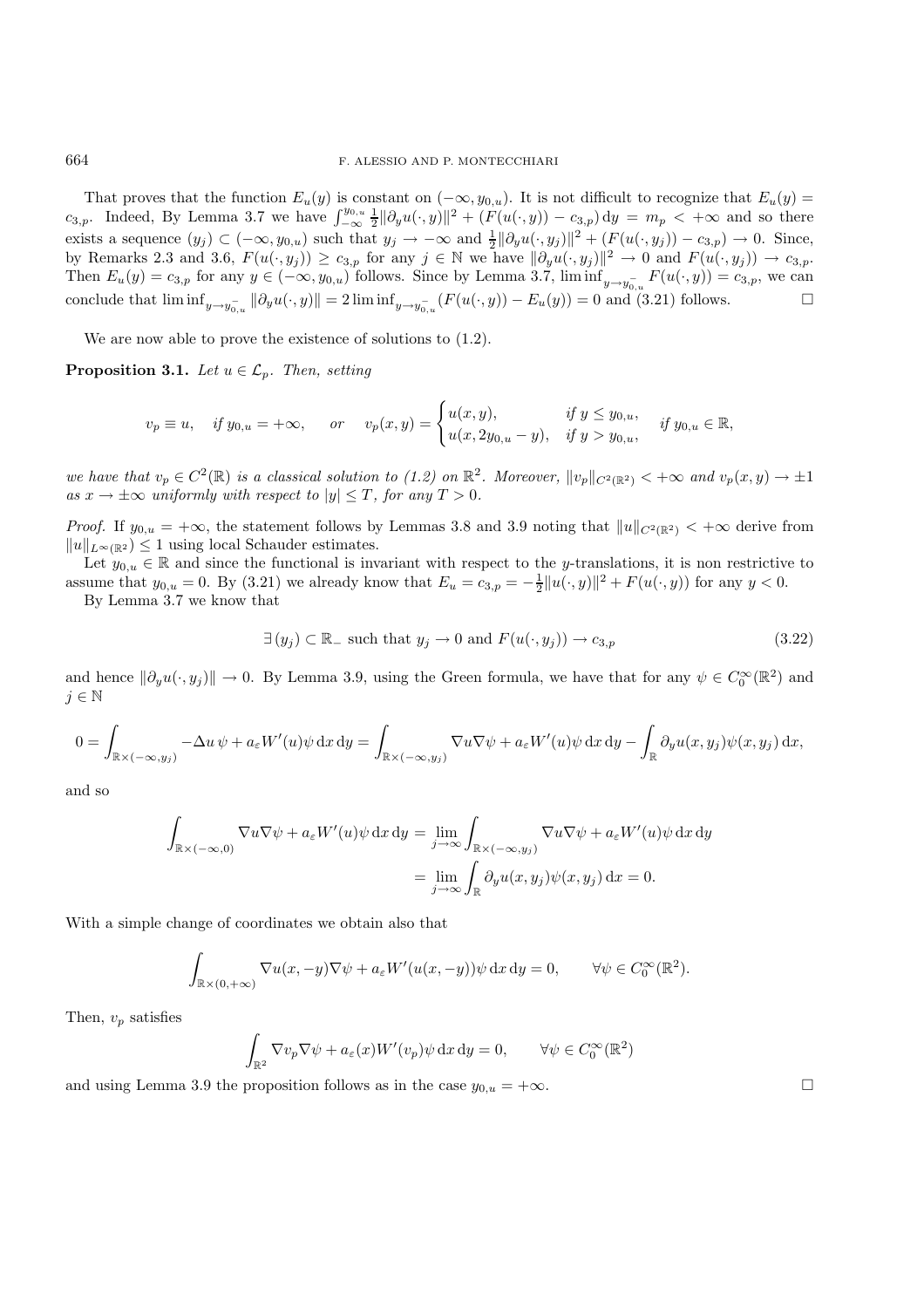That proves that the function $E_u(y)$ is constant on $(-\infty, y_{0,u})$. It is not difficult to recognize that $E_u(y) = c_{3,p}$. Indeed, By Lemma 3.7 we have $\int_{-\infty}^{y_{0,u}} \frac{1}{2}\|\partial_y u(\cdot,y)\|^2 + (F(u(\cdot,y)) - c_{3,p})\,\mathrm{d}y = m_p < +\infty$ and so there exists a sequence $(y_j) \subset (-\infty, y_{0,u})$ such that $y_j \to -\infty$ and $\frac{1}{2}\|\partial_y u(\cdot,y_j)\|^2 + (F(u(\cdot,y_j)) - c_{3,p}) \to 0$. Since, by Remarks 2.3 and 3.6, $F(u(\cdot,y_j)) \geq c_{3,p}$ for any $j \in \mathbb{N}$ we have $\|\partial_y u(\cdot,y_j)\|^2 \to 0$ and $F(u(\cdot,y_j)) \to c_{3,p}$. Then $E_u(y) = c_{3,p}$ for any $y \in (-\infty, y_{0,u})$ follows. Since by Lemma 3.7, $\liminf_{y\to y_{0,u}^-} F(u(\cdot,y)) = c_{3,p}$, we can conclude that $\liminf_{y\to y_{0,u}^-} \|\partial_y u(\cdot,y)\| = 2\liminf_{y\to y_{0,u}^-}(F(u(\cdot,y)) - E_u(y)) = 0$ and (3.21) follows. $\square$

We are now able to prove the existence of solutions to (1.2).

**Proposition 3.1.** *Let $u \in \mathcal{L}_p$. Then, setting*

$$v_p \equiv u, \quad \text{if } y_{0,u} = +\infty, \qquad \text{or} \qquad v_p(x,y) = \begin{cases} u(x,y), & \text{if } y \leq y_{0,u}, \\ u(x, 2y_{0,u} - y), & \text{if } y > y_{0,u}, \end{cases} \quad \text{if } y_{0,u} \in \mathbb{R},$$

*we have that $v_p \in C^2(\mathbb{R})$ is a classical solution to (1.2) on $\mathbb{R}^2$. Moreover, $\|v_p\|_{C^2(\mathbb{R}^2)} < +\infty$ and $v_p(x,y) \to \pm 1$ as $x \to \pm\infty$ uniformly with respect to $|y| \leq T$, for any $T > 0$.*

*Proof.* If $y_{0,u} = +\infty$, the statement follows by Lemmas 3.8 and 3.9 noting that $\|u\|_{C^2(\mathbb{R}^2)} < +\infty$ derive from $\|u\|_{L^\infty(\mathbb{R}^2)} \leq 1$ using local Schauder estimates.

Let $y_{0,u} \in \mathbb{R}$ and since the functional is invariant with respect to the $y$-translations, it is non restrictive to assume that $y_{0,u} = 0$. By (3.21) we already know that $E_u = c_{3,p} = -\frac{1}{2}\|u(\cdot,y)\|^2 + F(u(\cdot,y))$ for any $y < 0$.

By Lemma 3.7 we know that

$$\exists\, (y_j) \subset \mathbb{R}_- \text{ such that } y_j \to 0 \text{ and } F(u(\cdot,y_j)) \to c_{3,p} \tag{3.22}$$

and hence $\|\partial_y u(\cdot,y_j)\| \to 0$. By Lemma 3.9, using the Green formula, we have that for any $\psi \in C_0^\infty(\mathbb{R}^2)$ and $j \in \mathbb{N}$

$$0 = \int_{\mathbb{R}\times(-\infty,y_j)} -\Delta u\,\psi + a_\varepsilon W'(u)\psi\,\mathrm{d}x\,\mathrm{d}y = \int_{\mathbb{R}\times(-\infty,y_j)} \nabla u \nabla \psi + a_\varepsilon W'(u)\psi\,\mathrm{d}x\,\mathrm{d}y - \int_{\mathbb{R}} \partial_y u(x,y_j)\psi(x,y_j)\,\mathrm{d}x,$$

and so

$$\begin{aligned}\int_{\mathbb{R}\times(-\infty,0)} \nabla u \nabla \psi + a_\varepsilon W'(u)\psi\,\mathrm{d}x\,\mathrm{d}y &= \lim_{j\to\infty} \int_{\mathbb{R}\times(-\infty,y_j)} \nabla u \nabla \psi + a_\varepsilon W'(u)\psi\,\mathrm{d}x\,\mathrm{d}y \\ &= \lim_{j\to\infty} \int_{\mathbb{R}} \partial_y u(x,y_j)\psi(x,y_j)\,\mathrm{d}x = 0.\end{aligned}$$

With a simple change of coordinates we obtain also that

$$\int_{\mathbb{R}\times(0,+\infty)} \nabla u(x,-y)\nabla\psi + a_\varepsilon W'(u(x,-y))\psi\,\mathrm{d}x\,\mathrm{d}y = 0, \qquad \forall \psi \in C_0^\infty(\mathbb{R}^2).$$

Then, $v_p$ satisfies

$$\int_{\mathbb{R}^2} \nabla v_p \nabla \psi + a_\varepsilon(x) W'(v_p)\psi\,\mathrm{d}x\,\mathrm{d}y = 0, \qquad \forall \psi \in C_0^\infty(\mathbb{R}^2)$$

and using Lemma 3.9 the proposition follows as in the case $y_{0,u} = +\infty$. $\square$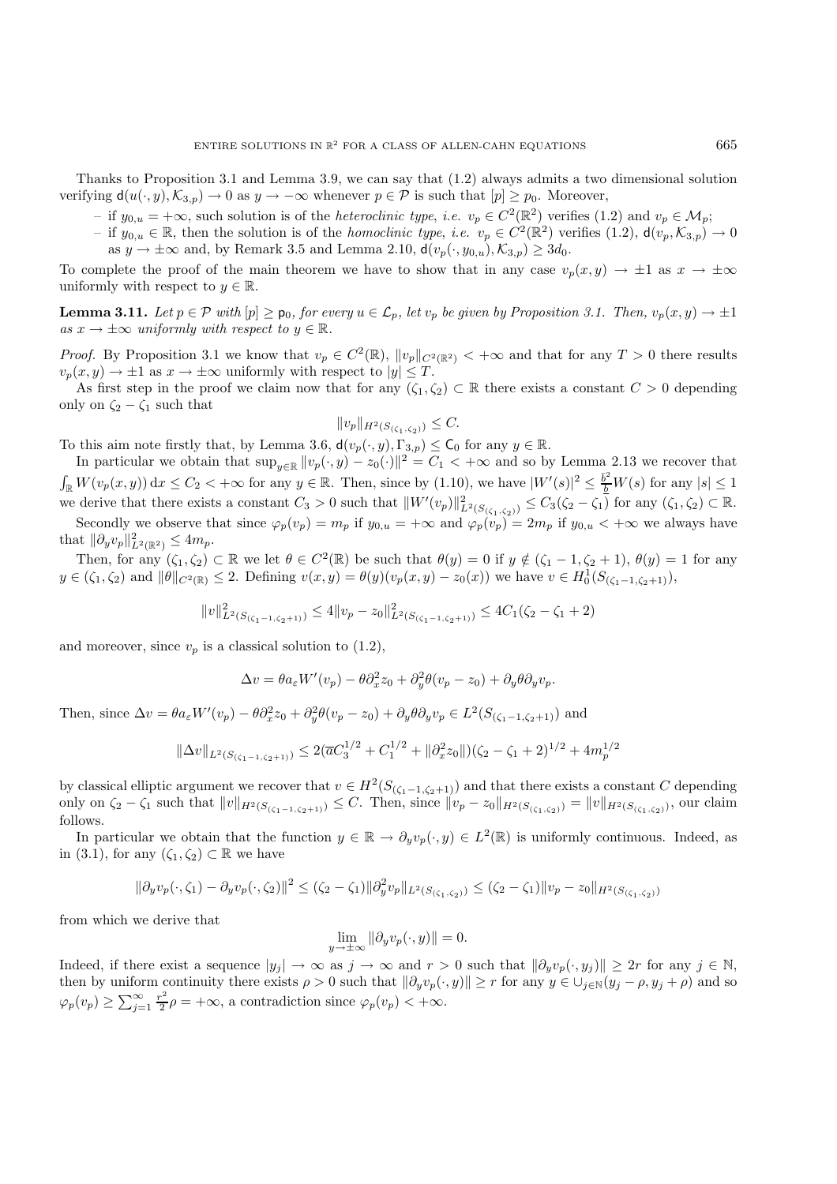Thanks to Proposition 3.1 and Lemma 3.9, we can say that (1.2) always admits a two dimensional solution verifying $\mathsf{d}(u(\cdot,y),\mathcal{K}_{3,p}) \to 0$ as $y \to -\infty$ whenever $p \in \mathcal{P}$ is such that $[p] \geq \mathsf{p}_0$. Moreover,

- if $y_{0,u} = +\infty$, such solution is of the *heteroclinic type, i.e.* $v_p \in C^2(\mathbb{R}^2)$ verifies (1.2) and $v_p \in \mathcal{M}_p$;
- if $y_{0,u} \in \mathbb{R}$, then the solution is of the *homoclinic type, i.e.* $v_p \in C^2(\mathbb{R}^2)$ verifies (1.2), $\mathsf{d}(v_p,\mathcal{K}_{3,p}) \to 0$ as $y \to \pm\infty$ and, by Remark 3.5 and Lemma 2.10, $\mathsf{d}(v_p(\cdot,y_{0,u}),\mathcal{K}_{3,p}) \geq 3d_0$.

To complete the proof of the main theorem we have to show that in any case $v_p(x,y) \to \pm 1$ as $x \to \pm\infty$ uniformly with respect to $y \in \mathbb{R}$.

**Lemma 3.11.** *Let $p \in \mathcal{P}$ with $[p] \geq \mathsf{p}_0$, for every $u \in \mathcal{L}_p$, let $v_p$ be given by Proposition 3.1. Then, $v_p(x,y) \to \pm 1$ as $x \to \pm\infty$ uniformly with respect to $y \in \mathbb{R}$.*

*Proof.* By Proposition 3.1 we know that $v_p \in C^2(\mathbb{R})$, $\|v_p\|_{C^2(\mathbb{R}^2)} < +\infty$ and that for any $T > 0$ there results $v_p(x,y) \to \pm 1$ as $x \to \pm\infty$ uniformly with respect to $|y| \leq T$.

As first step in the proof we claim now that for any $(\zeta_1,\zeta_2) \subset \mathbb{R}$ there exists a constant $C > 0$ depending only on $\zeta_2 - \zeta_1$ such that

$$\|v_p\|_{H^2(S_{(\zeta_1,\zeta_2)})} \leq C.$$

To this aim note firstly that, by Lemma 3.6, $\mathsf{d}(v_p(\cdot,y),\Gamma_{3,p}) \leq \mathsf{C}_0$ for any $y \in \mathbb{R}$.

In particular we obtain that $\sup_{y\in\mathbb{R}} \|v_p(\cdot,y) - z_0(\cdot)\|^2 = C_1 < +\infty$ and so by Lemma 2.13 we recover that $\int_{\mathbb{R}} W(v_p(x,y))\,\mathrm{d}x \leq C_2 < +\infty$ for any $y \in \mathbb{R}$. Then, since by (1.10), we have $|W'(s)|^2 \leq \frac{\bar{b}^2}{\underline{b}} W(s)$ for any $|s| \leq 1$ we derive that there exists a constant $C_3 > 0$ such that $\|W'(v_p)\|^2_{L^2(S_{(\zeta_1,\zeta_2)})} \leq C_3(\zeta_2 - \zeta_1)$ for any $(\zeta_1,\zeta_2) \subset \mathbb{R}$.

Secondly we observe that since $\varphi_p(v_p) = m_p$ if $y_{0,u} = +\infty$ and $\varphi_p(v_p) = 2m_p$ if $y_{0,u} < +\infty$ we always have that $\|\partial_y v_p\|^2_{L^2(\mathbb{R}^2)} \leq 4m_p$.

Then, for any $(\zeta_1,\zeta_2) \subset \mathbb{R}$ we let $\theta \in C^2(\mathbb{R})$ be such that $\theta(y) = 0$ if $y \notin (\zeta_1 - 1, \zeta_2 + 1)$, $\theta(y) = 1$ for any $y \in (\zeta_1,\zeta_2)$ and $\|\theta\|_{C^2(\mathbb{R})} \leq 2$. Defining $v(x,y) = \theta(y)(v_p(x,y) - z_0(x))$ we have $v \in H^1_0(S_{(\zeta_1-1,\zeta_2+1)})$,

$$\|v\|^2_{L^2(S_{(\zeta_1-1,\zeta_2+1)})} \leq 4\|v_p - z_0\|^2_{L^2(S_{(\zeta_1-1,\zeta_2+1)})} \leq 4C_1(\zeta_2 - \zeta_1 + 2)$$

and moreover, since $v_p$ is a classical solution to (1.2),

$$\Delta v = \theta a_\varepsilon W'(v_p) - \theta \partial_x^2 z_0 + \partial_y^2 \theta (v_p - z_0) + \partial_y \theta \partial_y v_p.$$

Then, since $\Delta v = \theta a_\varepsilon W'(v_p) - \theta \partial_x^2 z_0 + \partial_y^2 \theta (v_p - z_0) + \partial_y \theta \partial_y v_p \in L^2(S_{(\zeta_1-1,\zeta_2+1)})$ and

$$\|\Delta v\|_{L^2(S_{(\zeta_1-1,\zeta_2+1)})} \leq 2(\overline{a}C_3^{1/2} + C_1^{1/2} + \|\partial_x^2 z_0\|)(\zeta_2 - \zeta_1 + 2)^{1/2} + 4m_p^{1/2}$$

by classical elliptic argument we recover that $v \in H^2(S_{(\zeta_1-1,\zeta_2+1)})$ and that there exists a constant $C$ depending only on $\zeta_2 - \zeta_1$ such that $\|v\|_{H^2(S_{(\zeta_1-1,\zeta_2+1)})} \leq C$. Then, since $\|v_p - z_0\|_{H^2(S_{(\zeta_1,\zeta_2)})} = \|v\|_{H^2(S_{(\zeta_1,\zeta_2)})}$, our claim follows.

In particular we obtain that the function $y \in \mathbb{R} \to \partial_y v_p(\cdot,y) \in L^2(\mathbb{R})$ is uniformly continuous. Indeed, as in (3.1), for any $(\zeta_1,\zeta_2) \subset \mathbb{R}$ we have

$$\|\partial_y v_p(\cdot,\zeta_1) - \partial_y v_p(\cdot,\zeta_2)\|^2 \leq (\zeta_2 - \zeta_1)\|\partial_y^2 v_p\|_{L^2(S_{(\zeta_1,\zeta_2)})} \leq (\zeta_2 - \zeta_1)\|v_p - z_0\|_{H^2(S_{(\zeta_1,\zeta_2)})}$$

from which we derive that

$$\lim_{y\to\pm\infty} \|\partial_y v_p(\cdot,y)\| = 0.$$

Indeed, if there exist a sequence $|y_j| \to \infty$ as $j \to \infty$ and $r > 0$ such that $\|\partial_y v_p(\cdot,y_j)\| \geq 2r$ for any $j \in \mathbb{N}$, then by uniform continuity there exists $\rho > 0$ such that $\|\partial_y v_p(\cdot,y)\| \geq r$ for any $y \in \cup_{j\in\mathbb{N}}(y_j - \rho, y_j + \rho)$ and so $\varphi_p(v_p) \geq \sum_{j=1}^{\infty} \frac{r^2}{2}\rho = +\infty$, a contradiction since $\varphi_p(v_p) < +\infty$.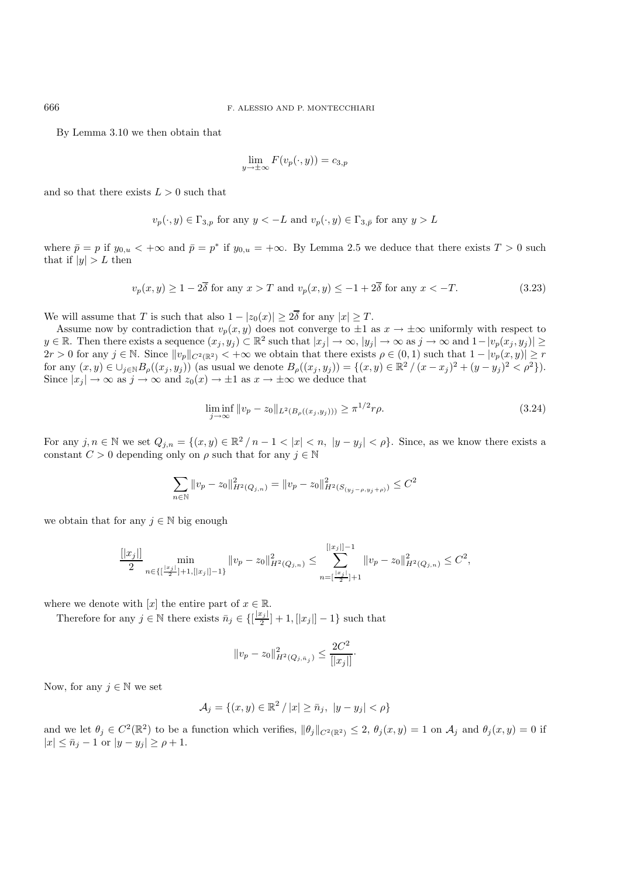By Lemma 3.10 we then obtain that

$$\lim_{y\to\pm\infty} F(v_p(\cdot,y)) = c_{3,p}$$

and so that there exists $L > 0$ such that

$$v_p(\cdot,y) \in \Gamma_{3,p} \text{ for any } y < -L \text{ and } v_p(\cdot,y) \in \Gamma_{3,\bar{p}} \text{ for any } y > L$$

where $\bar{p} = p$ if $y_{0,u} < +\infty$ and $\bar{p} = p^*$ if $y_{0,u} = +\infty$. By Lemma 2.5 we deduce that there exists $T > 0$ such that if $|y| > L$ then

$$v_p(x,y) \geq 1 - 2\overline{\delta} \text{ for any } x > T \text{ and } v_p(x,y) \leq -1 + 2\overline{\delta} \text{ for any } x < -T. \tag{3.23}$$

We will assume that $T$ is such that also $1 - |z_0(x)| \geq 2\overline{\delta}$ for any $|x| \geq T$.

Assume now by contradiction that $v_p(x,y)$ does not converge to $\pm 1$ as $x \to \pm\infty$ uniformly with respect to $y \in \mathbb{R}$. Then there exists a sequence $(x_j, y_j) \subset \mathbb{R}^2$ such that $|x_j| \to \infty$, $|y_j| \to \infty$ as $j \to \infty$ and $1 - |v_p(x_j,y_j)| \geq 2r > 0$ for any $j \in \mathbb{N}$. Since $\|v_p\|_{C^2(\mathbb{R}^2)} < +\infty$ we obtain that there exists $\rho \in (0,1)$ such that $1 - |v_p(x,y)| \geq r$ for any $(x,y) \in \cup_{j\in\mathbb{N}} B_\rho((x_j,y_j))$ (as usual we denote $B_\rho((x_j,y_j)) = \{(x,y) \in \mathbb{R}^2 \,/\, (x-x_j)^2 + (y-y_j)^2 < \rho^2\}$). Since $|x_j| \to \infty$ as $j \to \infty$ and $z_0(x) \to \pm 1$ as $x \to \pm\infty$ we deduce that

$$\liminf_{j\to\infty} \|v_p - z_0\|_{L^2(B_\rho((x_j,y_j)))} \geq \pi^{1/2} r\rho. \tag{3.24}$$

For any $j, n \in \mathbb{N}$ we set $Q_{j,n} = \{(x,y) \in \mathbb{R}^2 \,/\, n-1 < |x| < n,\ |y - y_j| < \rho\}$. Since, as we know there exists a constant $C > 0$ depending only on $\rho$ such that for any $j \in \mathbb{N}$

$$\sum_{n\in\mathbb{N}} \|v_p - z_0\|^2_{H^2(Q_{j,n})} = \|v_p - z_0\|^2_{H^2(S_{(y_j-\rho, y_j+\rho)})} \leq C^2$$

we obtain that for any $j \in \mathbb{N}$ big enough

$$\frac{[|x_j|]}{2} \min_{n\in\{[\frac{|x_j|}{2}]+1, [|x_j|]-1\}} \|v_p - z_0\|^2_{H^2(Q_{j,n})} \leq \sum_{n=[\frac{|x_j|}{2}]+1}^{[|x_j|]-1} \|v_p - z_0\|^2_{H^2(Q_{j,n})} \leq C^2,$$

where we denote with $[x]$ the entire part of $x \in \mathbb{R}$.

Therefore for any $j \in \mathbb{N}$ there exists $\bar{n}_j \in \{[\frac{|x_j|}{2}]+1, [|x_j|]-1\}$ such that

$$\|v_p - z_0\|^2_{H^2(Q_{j,\bar{n}_j})} \leq \frac{2C^2}{[|x_j|]}.$$

Now, for any $j \in \mathbb{N}$ we set

$$\mathcal{A}_j = \{(x,y) \in \mathbb{R}^2 \,/\, |x| \geq \bar{n}_j,\ |y - y_j| < \rho\}$$

and we let $\theta_j \in C^2(\mathbb{R}^2)$ to be a function which verifies, $\|\theta_j\|_{C^2(\mathbb{R}^2)} \leq 2$, $\theta_j(x,y) = 1$ on $\mathcal{A}_j$ and $\theta_j(x,y) = 0$ if $|x| \leq \bar{n}_j - 1$ or $|y - y_j| \geq \rho + 1$.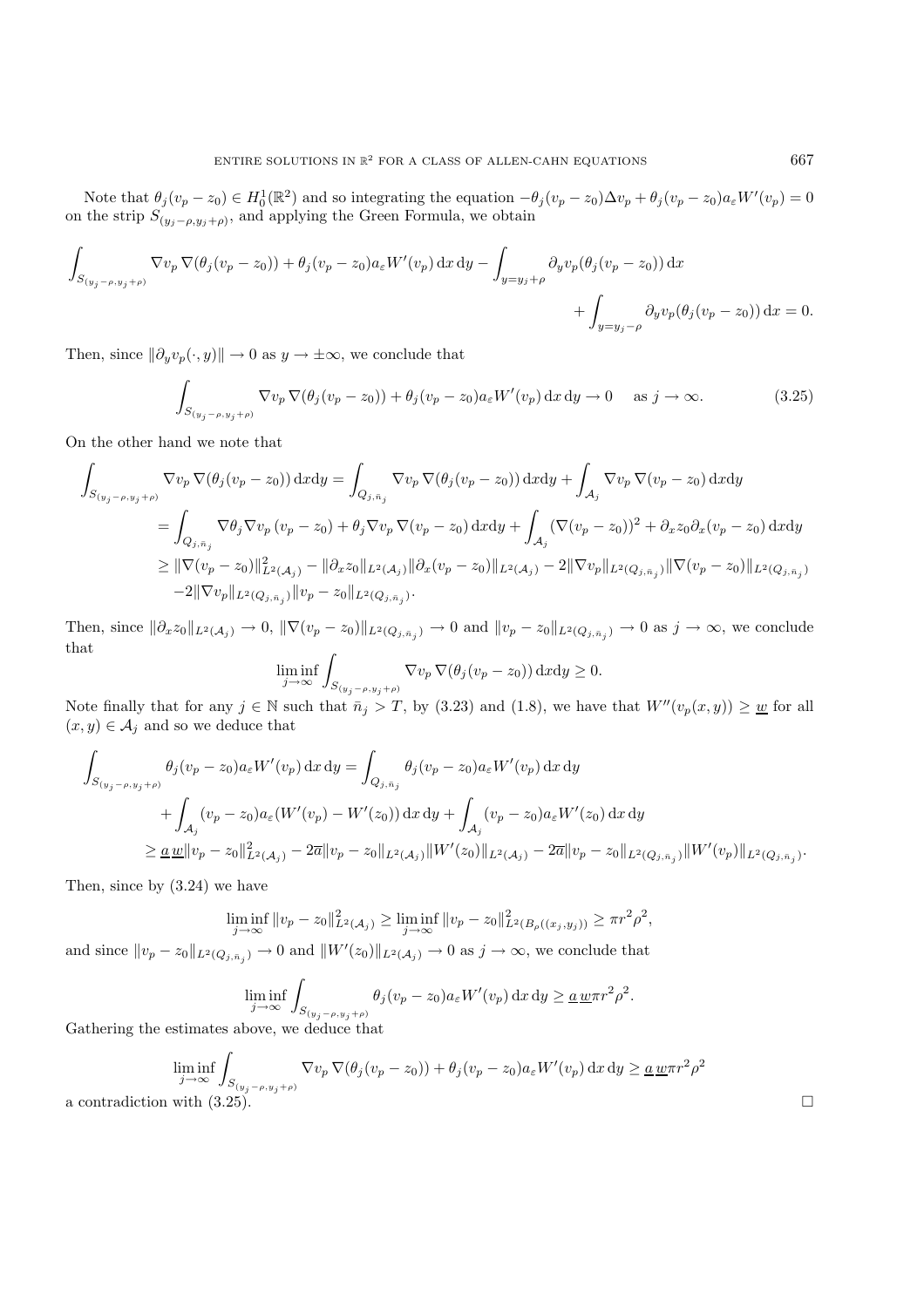Note that $\theta_j(v_p - z_0) \in H_0^1(\mathbb{R}^2)$ and so integrating the equation $-\theta_j(v_p - z_0)\Delta v_p + \theta_j(v_p - z_0) a_\varepsilon W'(v_p) = 0$ on the strip $S_{(y_j-\rho, y_j+\rho)}$, and applying the Green Formula, we obtain

$$\int_{S_{(y_j-\rho,y_j+\rho)}} \nabla v_p \, \nabla(\theta_j(v_p - z_0)) + \theta_j(v_p - z_0) a_\varepsilon W'(v_p) \, \mathrm{d}x \, \mathrm{d}y - \int_{y=y_j+\rho} \partial_y v_p (\theta_j(v_p - z_0)) \, \mathrm{d}x + \int_{y=y_j-\rho} \partial_y v_p (\theta_j(v_p - z_0)) \, \mathrm{d}x = 0.$$

Then, since $\|\partial_y v_p(\cdot, y)\| \to 0$ as $y \to \pm\infty$, we conclude that

$$\int_{S_{(y_j-\rho,y_j+\rho)}} \nabla v_p \, \nabla(\theta_j(v_p - z_0)) + \theta_j(v_p - z_0) a_\varepsilon W'(v_p) \, \mathrm{d}x \, \mathrm{d}y \to 0 \quad \text{as } j \to \infty. \tag{3.25}$$

On the other hand we note that

$$\begin{aligned}
\int_{S_{(y_j-\rho,y_j+\rho)}} \nabla v_p \, \nabla(\theta_j(v_p - z_0)) \, \mathrm{d}x\mathrm{d}y &= \int_{Q_{j,\bar{n}_j}} \nabla v_p \, \nabla(\theta_j(v_p - z_0)) \, \mathrm{d}x\mathrm{d}y + \int_{\mathcal{A}_j} \nabla v_p \, \nabla(v_p - z_0) \, \mathrm{d}x\mathrm{d}y \\
&= \int_{Q_{j,\bar{n}_j}} \nabla\theta_j \nabla v_p \, (v_p - z_0) + \theta_j \nabla v_p \, \nabla(v_p - z_0) \, \mathrm{d}x\mathrm{d}y + \int_{\mathcal{A}_j} (\nabla(v_p - z_0))^2 + \partial_x z_0 \partial_x (v_p - z_0) \, \mathrm{d}x\mathrm{d}y \\
&\geq \|\nabla(v_p - z_0)\|^2_{L^2(\mathcal{A}_j)} - \|\partial_x z_0\|_{L^2(\mathcal{A}_j)} \|\partial_x(v_p - z_0)\|_{L^2(\mathcal{A}_j)} - 2\|\nabla v_p\|_{L^2(Q_{j,\bar{n}_j})} \|\nabla(v_p - z_0)\|_{L^2(Q_{j,\bar{n}_j})} \\
&\quad - 2\|\nabla v_p\|_{L^2(Q_{j,\bar{n}_j})} \|v_p - z_0\|_{L^2(Q_{j,\bar{n}_j})}.
\end{aligned}$$

Then, since $\|\partial_x z_0\|_{L^2(\mathcal{A}_j)} \to 0$, $\|\nabla(v_p - z_0)\|_{L^2(Q_{j,\bar{n}_j})} \to 0$ and $\|v_p - z_0\|_{L^2(Q_{j,\bar{n}_j})} \to 0$ as $j \to \infty$, we conclude that

$$\liminf_{j\to\infty} \int_{S_{(y_j-\rho,y_j+\rho)}} \nabla v_p \, \nabla(\theta_j(v_p - z_0)) \, \mathrm{d}x\mathrm{d}y \geq 0.$$

Note finally that for any $j \in \mathbb{N}$ such that $\bar{n}_j > T$, by (3.23) and (1.8), we have that $W''(v_p(x, y)) \geq \underline{w}$ for all $(x, y) \in \mathcal{A}_j$ and so we deduce that

$$\begin{aligned}
\int_{S_{(y_j-\rho,y_j+\rho)}} \theta_j(v_p - z_0) a_\varepsilon W'(v_p) \, \mathrm{d}x \, \mathrm{d}y &= \int_{Q_{j,\bar{n}_j}} \theta_j(v_p - z_0) a_\varepsilon W'(v_p) \, \mathrm{d}x \, \mathrm{d}y \\
&\quad + \int_{\mathcal{A}_j} (v_p - z_0) a_\varepsilon (W'(v_p) - W'(z_0)) \, \mathrm{d}x \, \mathrm{d}y + \int_{\mathcal{A}_j} (v_p - z_0) a_\varepsilon W'(z_0) \, \mathrm{d}x \, \mathrm{d}y \\
&\geq \underline{a}\,\underline{w} \|v_p - z_0\|^2_{L^2(\mathcal{A}_j)} - 2\overline{a} \|v_p - z_0\|_{L^2(\mathcal{A}_j)} \|W'(z_0)\|_{L^2(\mathcal{A}_j)} - 2\overline{a} \|v_p - z_0\|_{L^2(Q_{j,\bar{n}_j})} \|W'(v_p)\|_{L^2(Q_{j,\bar{n}_j})}.
\end{aligned}$$

Then, since by (3.24) we have

$$\liminf_{j\to\infty} \|v_p - z_0\|^2_{L^2(\mathcal{A}_j)} \geq \liminf_{j\to\infty} \|v_p - z_0\|^2_{L^2(B_\rho((x_j, y_j)))} \geq \pi r^2 \rho^2,$$

and since $\|v_p - z_0\|_{L^2(Q_{j,\bar{n}_j})} \to 0$ and $\|W'(z_0)\|_{L^2(\mathcal{A}_j)} \to 0$ as $j \to \infty$, we conclude that

$$\liminf_{j\to\infty} \int_{S_{(y_j-\rho,y_j+\rho)}} \theta_j(v_p - z_0) a_\varepsilon W'(v_p) \, \mathrm{d}x \, \mathrm{d}y \geq \underline{a}\,\underline{w} \pi r^2 \rho^2.$$

Gathering the estimates above, we deduce that

$$\liminf_{j\to\infty} \int_{S_{(y_j-\rho,y_j+\rho)}} \nabla v_p \, \nabla(\theta_j(v_p - z_0)) + \theta_j(v_p - z_0) a_\varepsilon W'(v_p) \, \mathrm{d}x \, \mathrm{d}y \geq \underline{a}\,\underline{w} \pi r^2 \rho^2$$

a contradiction with (3.25). $\square$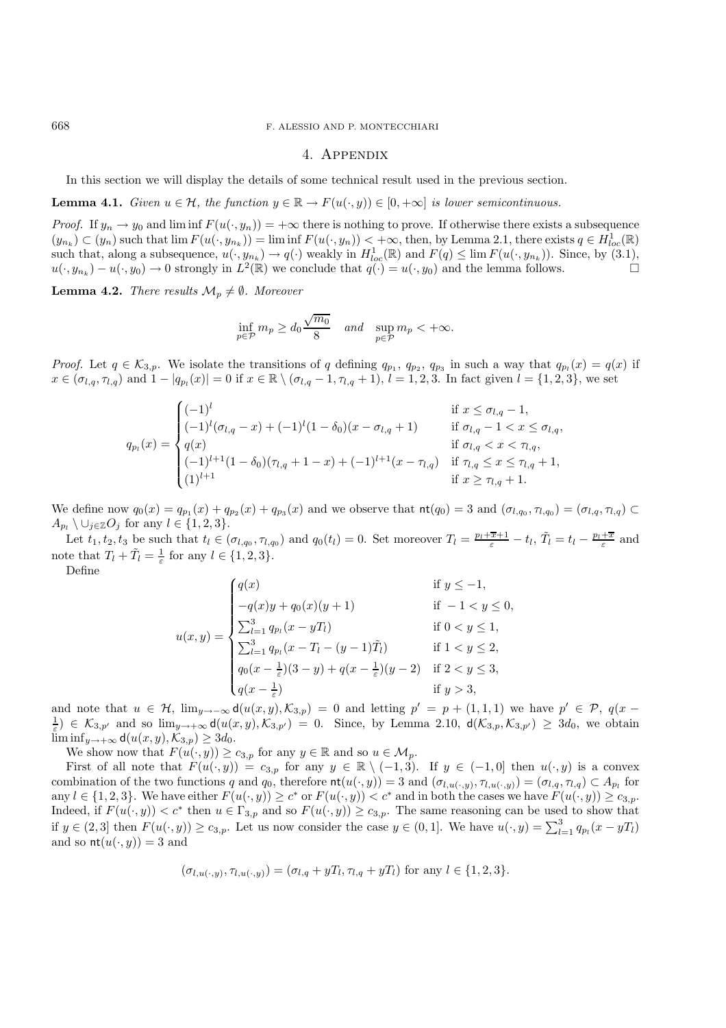## 4. Appendix

In this section we will display the details of some technical result used in the previous section.

**Lemma 4.1.** *Given $u \in \mathcal{H}$, the function $y \in \mathbb{R} \to F(u(\cdot, y)) \in [0, +\infty]$ is lower semicontinuous.*

*Proof.* If $y_n \to y_0$ and $\liminf F(u(\cdot, y_n)) = +\infty$ there is nothing to prove. If otherwise there exists a subsequence $(y_{n_k}) \subset (y_n)$ such that $\lim F(u(\cdot, y_{n_k})) = \liminf F(u(\cdot, y_n)) < +\infty$, then, by Lemma 2.1, there exists $q \in H^1_{loc}(\mathbb{R})$ such that, along a subsequence, $u(\cdot, y_{n_k}) \to q(\cdot)$ weakly in $H^1_{loc}(\mathbb{R})$ and $F(q) \le \lim F(u(\cdot, y_{n_k}))$. Since, by (3.1), $u(\cdot, y_{n_k}) - u(\cdot, y_0) \to 0$ strongly in $L^2(\mathbb{R})$ we conclude that $q(\cdot) = u(\cdot, y_0)$ and the lemma follows. □

**Lemma 4.2.** *There results $\mathcal{M}_p \neq \emptyset$. Moreover*

$$\inf_{p \in \mathcal{P}} m_p \ge d_0 \frac{\sqrt{m_0}}{8} \quad \text{and} \quad \sup_{p \in \mathcal{P}} m_p < +\infty.$$

*Proof.* Let $q \in \mathcal{K}_{3,p}$. We isolate the transitions of $q$ defining $q_{p_1}$, $q_{p_2}$, $q_{p_3}$ in such a way that $q_{p_l}(x) = q(x)$ if $x \in (\sigma_{l,q}, \tau_{l,q})$ and $1 - |q_{p_l}(x)| = 0$ if $x \in \mathbb{R} \setminus (\sigma_{l,q} - 1, \tau_{l,q} + 1)$, $l = 1, 2, 3$. In fact given $l = \{1, 2, 3\}$, we set

$$q_{p_l}(x) = \begin{cases} (-1)^l & \text{if } x \le \sigma_{l,q} - 1, \\ (-1)^l(\sigma_{l,q} - x) + (-1)^l(1 - \delta_0)(x - \sigma_{l,q} + 1) & \text{if } \sigma_{l,q} - 1 < x \le \sigma_{l,q}, \\ q(x) & \text{if } \sigma_{l,q} < x < \tau_{l,q}, \\ (-1)^{l+1}(1 - \delta_0)(\tau_{l,q} + 1 - x) + (-1)^{l+1}(x - \tau_{l,q}) & \text{if } \tau_{l,q} \le x \le \tau_{l,q} + 1, \\ (1)^{l+1} & \text{if } x \ge \tau_{l,q} + 1. \end{cases}$$

We define now $q_0(x) = q_{p_1}(x) + q_{p_2}(x) + q_{p_3}(x)$ and we observe that $\mathsf{nt}(q_0) = 3$ and $(\sigma_{l,q_0}, \tau_{l,q_0}) = (\sigma_{l,q}, \tau_{l,q}) \subset A_{p_l} \setminus \cup_{j \in \mathbb{Z}} O_j$ for any $l \in \{1, 2, 3\}$.

Let $t_1, t_2, t_3$ be such that $t_l \in (\sigma_{l,q_0}, \tau_{l,q_0})$ and $q_0(t_l) = 0$. Set moreover $T_l = \frac{p_l + \overline{x} + 1}{\varepsilon} - t_l$, $\tilde{T}_l = t_l - \frac{p_l + \overline{x}}{\varepsilon}$ and note that $T_l + \tilde{T}_l = \frac{1}{\varepsilon}$ for any $l \in \{1, 2, 3\}$.

Define

$$u(x, y) = \begin{cases} q(x) & \text{if } y \le -1, \\ -q(x)y + q_0(x)(y + 1) & \text{if } -1 < y \le 0, \\ \sum_{l=1}^3 q_{p_l}(x - yT_l) & \text{if } 0 < y \le 1, \\ \sum_{l=1}^3 q_{p_l}(x - T_l - (y - 1)\tilde{T}_l) & \text{if } 1 < y \le 2, \\ q_0(x - \frac{1}{\varepsilon})(3 - y) + q(x - \frac{1}{\varepsilon})(y - 2) & \text{if } 2 < y \le 3, \\ q(x - \frac{1}{\varepsilon}) & \text{if } y > 3, \end{cases}$$

and note that $u \in \mathcal{H}$, $\lim_{y \to -\infty} \mathsf{d}(u(x, y), \mathcal{K}_{3,p}) = 0$ and letting $p' = p + (1, 1, 1)$ we have $p' \in \mathcal{P}$, $q(x - \frac{1}{\varepsilon}) \in \mathcal{K}_{3,p'}$ and so $\lim_{y \to +\infty} \mathsf{d}(u(x, y), \mathcal{K}_{3,p'}) = 0$. Since, by Lemma 2.10, $\mathsf{d}(\mathcal{K}_{3,p}, \mathcal{K}_{3,p'}) \ge 3d_0$, we obtain $\liminf_{y \to +\infty} \mathsf{d}(u(x, y), \mathcal{K}_{3,p}) \ge 3d_0$.

We show now that $F(u(\cdot, y)) \ge c_{3,p}$ for any $y \in \mathbb{R}$ and so $u \in \mathcal{M}_p$.

First of all note that $F(u(\cdot, y)) = c_{3,p}$ for any $y \in \mathbb{R} \setminus (-1, 3)$. If $y \in (-1, 0]$ then $u(\cdot, y)$ is a convex combination of the two functions $q$ and $q_0$, therefore $\mathsf{nt}(u(\cdot, y)) = 3$ and $(\sigma_{l,u(\cdot,y)}, \tau_{l,u(\cdot,y)}) = (\sigma_{l,q}, \tau_{l,q}) \subset A_{p_l}$ for any $l \in \{1, 2, 3\}$. We have either $F(u(\cdot, y)) \ge c^*$ or $F(u(\cdot, y)) < c^*$ and in both the cases we have $F(u(\cdot, y)) \ge c_{3,p}$. Indeed, if $F(u(\cdot, y)) < c^*$ then $u \in \Gamma_{3,p}$ and so $F(u(\cdot, y)) \ge c_{3,p}$. The same reasoning can be used to show that if $y \in (2, 3]$ then $F(u(\cdot, y)) \ge c_{3,p}$. Let us now consider the case $y \in (0, 1]$. We have $u(\cdot, y) = \sum_{l=1}^3 q_{p_l}(x - yT_l)$ and so $\mathsf{nt}(u(\cdot, y)) = 3$ and

$$(\sigma_{l,u(\cdot,y)}, \tau_{l,u(\cdot,y)}) = (\sigma_{l,q} + yT_l, \tau_{l,q} + yT_l) \text{ for any } l \in \{1, 2, 3\}.$$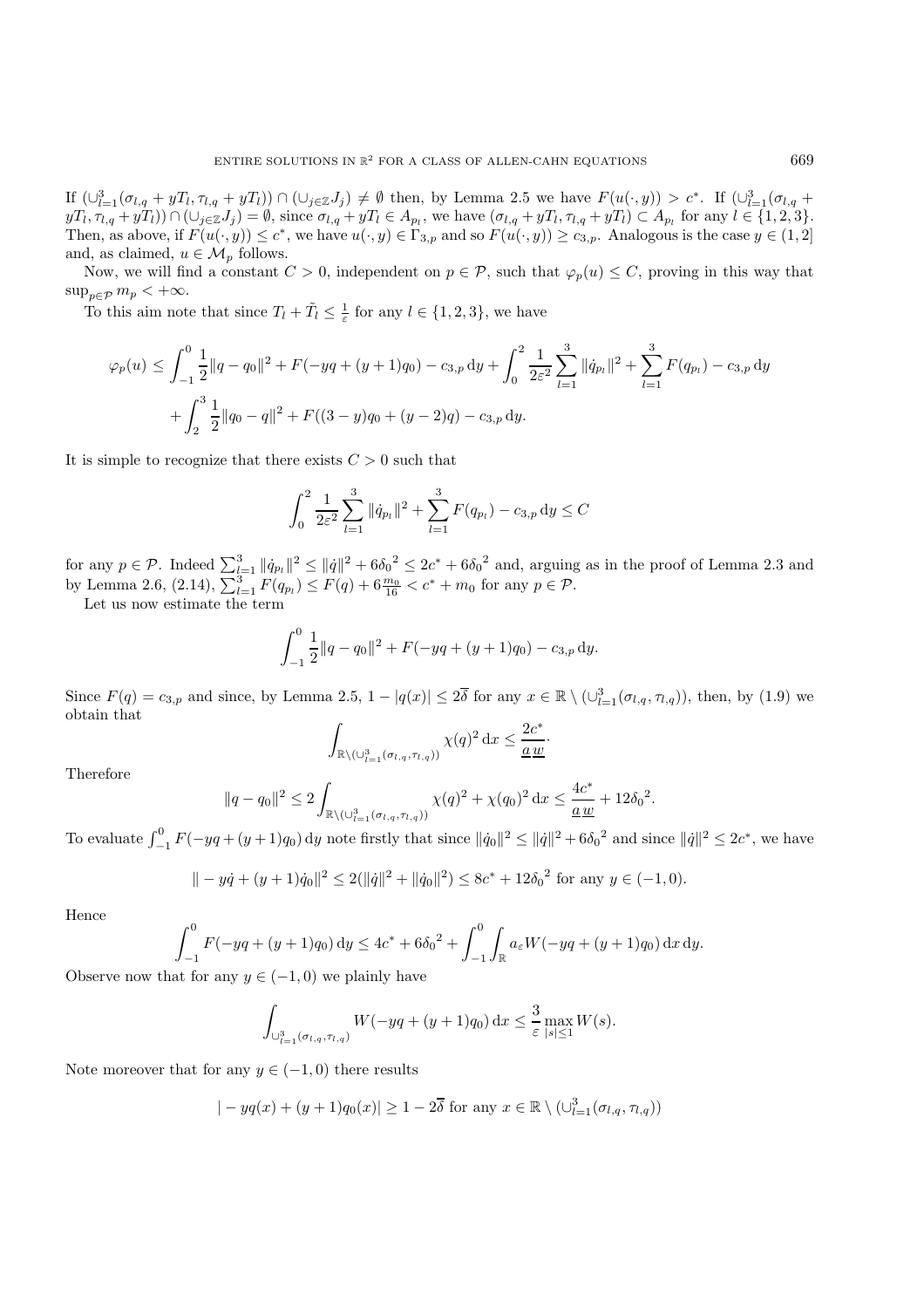If $(\cup_{l=1}^{3}(\sigma_{l,q} + yT_l, \tau_{l,q} + yT_l)) \cap (\cup_{j\in\mathbb{Z}} J_j) \neq \emptyset$ then, by Lemma 2.5 we have $F(u(\cdot, y)) > c^*$. If $(\cup_{l=1}^{3}(\sigma_{l,q} + yT_l, \tau_{l,q} + yT_l)) \cap (\cup_{j\in\mathbb{Z}} J_j) = \emptyset$, since $\sigma_{l,q} + yT_l \in A_{p_l}$, we have $(\sigma_{l,q} + yT_l, \tau_{l,q} + yT_l) \subset A_{p_l}$ for any $l \in \{1, 2, 3\}$. Then, as above, if $F(u(\cdot, y)) \leq c^*$, we have $u(\cdot, y) \in \Gamma_{3,p}$ and so $F(u(\cdot, y)) \geq c_{3,p}$. Analogous is the case $y \in (1, 2]$ and, as claimed, $u \in \mathcal{M}_p$ follows.

Now, we will find a constant $C > 0$, independent on $p \in \mathcal{P}$, such that $\varphi_p(u) \leq C$, proving in this way that $\sup_{p\in\mathcal{P}} m_p < +\infty$.

To this aim note that since $T_l + \tilde{T}_l \leq \frac{1}{\varepsilon}$ for any $l \in \{1, 2, 3\}$, we have

$$\varphi_p(u) \leq \int_{-1}^{0} \frac{1}{2}\|q - q_0\|^2 + F(-yq + (y + 1)q_0) - c_{3,p}\, dy + \int_{0}^{2} \frac{1}{2\varepsilon^2} \sum_{l=1}^{3} \|\dot{q}_{p_l}\|^2 + \sum_{l=1}^{3} F(q_{p_l}) - c_{3,p}\, dy$$
$$+ \int_{2}^{3} \frac{1}{2}\|q_0 - q\|^2 + F((3 - y)q_0 + (y - 2)q) - c_{3,p}\, dy.$$

It is simple to recognize that there exists $C > 0$ such that

$$\int_{0}^{2} \frac{1}{2\varepsilon^2} \sum_{l=1}^{3} \|\dot{q}_{p_l}\|^2 + \sum_{l=1}^{3} F(q_{p_l}) - c_{3,p}\, dy \leq C$$

for any $p \in \mathcal{P}$. Indeed $\sum_{l=1}^{3} \|\dot{q}_{p_l}\|^2 \leq \|\dot{q}\|^2 + 6\delta_0{}^2 \leq 2c^* + 6\delta_0{}^2$ and, arguing as in the proof of Lemma 2.3 and by Lemma 2.6, (2.14), $\sum_{l=1}^{3} F(q_{p_l}) \leq F(q) + 6\frac{m_0}{16} < c^* + m_0$ for any $p \in \mathcal{P}$.

Let us now estimate the term

$$\int_{-1}^{0} \frac{1}{2}\|q - q_0\|^2 + F(-yq + (y + 1)q_0) - c_{3,p}\, dy.$$

Since $F(q) = c_{3,p}$ and since, by Lemma 2.5, $1 - |q(x)| \leq 2\overline{\delta}$ for any $x \in \mathbb{R} \setminus (\cup_{l=1}^{3}(\sigma_{l,q}, \tau_{l,q}))$, then, by (1.9) we obtain that

$$\int_{\mathbb{R}\setminus(\cup_{l=1}^{3}(\sigma_{l,q}, \tau_{l,q}))} \chi(q)^2\, dx \leq \frac{2c^*}{\underline{a}\,\underline{w}}.$$

Therefore

$$\|q - q_0\|^2 \leq 2\int_{\mathbb{R}\setminus(\cup_{l=1}^{3}(\sigma_{l,q}, \tau_{l,q}))} \chi(q)^2 + \chi(q_0)^2\, dx \leq \frac{4c^*}{\underline{a}\,\underline{w}} + 12\delta_0{}^2.$$

To evaluate $\int_{-1}^{0} F(-yq + (y + 1)q_0)\, dy$ note firstly that since $\|\dot{q}_0\|^2 \leq \|\dot{q}\|^2 + 6\delta_0{}^2$ and since $\|\dot{q}\|^2 \leq 2c^*$, we have

$$\| - y\dot{q} + (y + 1)\dot{q}_0\|^2 \leq 2(\|\dot{q}\|^2 + \|\dot{q}_0\|^2) \leq 8c^* + 12\delta_0{}^2 \text{ for any } y \in (-1, 0).$$

Hence

$$\int_{-1}^{0} F(-yq + (y + 1)q_0)\, dy \leq 4c^* + 6\delta_0{}^2 + \int_{-1}^{0} \int_{\mathbb{R}} a_\varepsilon W(-yq + (y + 1)q_0)\, dx\, dy.$$

Observe now that for any $y \in (-1, 0)$ we plainly have

$$\int_{\cup_{l=1}^{3}(\sigma_{l,q}, \tau_{l,q})} W(-yq + (y + 1)q_0)\, dx \leq \frac{3}{\varepsilon} \max_{|s|\leq 1} W(s).$$

Note moreover that for any $y \in (-1, 0)$ there results

$$| - yq(x) + (y + 1)q_0(x)| \geq 1 - 2\overline{\delta} \text{ for any } x \in \mathbb{R} \setminus (\cup_{l=1}^{3}(\sigma_{l,q}, \tau_{l,q}))$$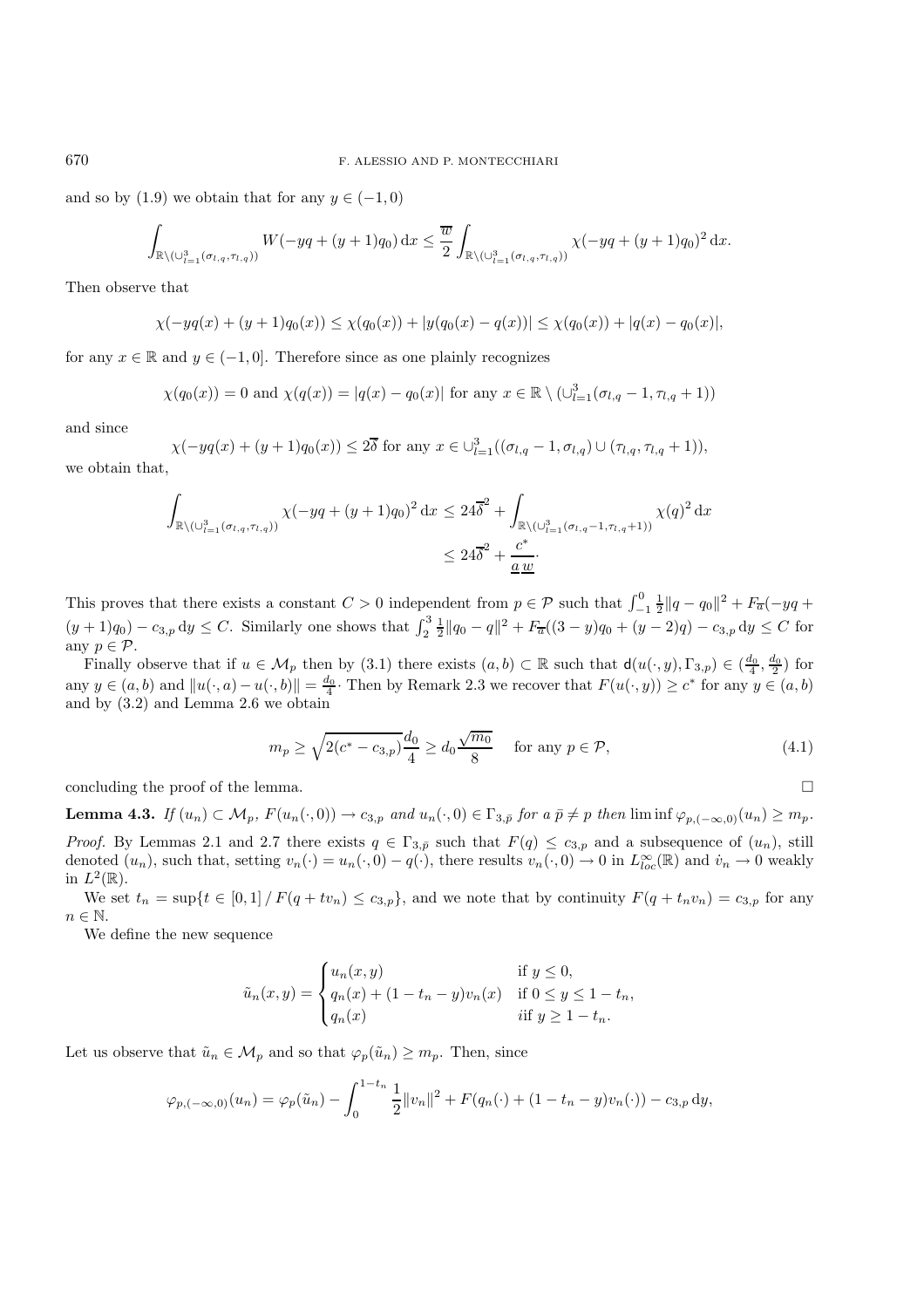and so by (1.9) we obtain that for any $y \in (-1, 0)$

$$\int_{\mathbb{R}\setminus(\cup_{l=1}^{3}(\sigma_{l,q},\tau_{l,q}))} W(-yq + (y+1)q_0)\,\mathrm{d}x \le \frac{\overline{w}}{2}\int_{\mathbb{R}\setminus(\cup_{l=1}^{3}(\sigma_{l,q},\tau_{l,q}))} \chi(-yq + (y+1)q_0)^2\,\mathrm{d}x.$$

Then observe that

$$\chi(-yq(x) + (y+1)q_0(x)) \le \chi(q_0(x)) + |y(q_0(x) - q(x))| \le \chi(q_0(x)) + |q(x) - q_0(x)|,$$

for any $x \in \mathbb{R}$ and $y \in (-1, 0]$. Therefore since as one plainly recognizes

$$\chi(q_0(x)) = 0 \text{ and } \chi(q(x)) = |q(x) - q_0(x)| \text{ for any } x \in \mathbb{R}\setminus(\cup_{l=1}^{3}(\sigma_{l,q} - 1, \tau_{l,q} + 1))$$

and since

$$\chi(-yq(x) + (y+1)q_0(x)) \le 2\overline{\delta} \text{ for any } x \in \cup_{l=1}^{3}((\sigma_{l,q} - 1, \sigma_{l,q}) \cup (\tau_{l,q}, \tau_{l,q} + 1)),$$

we obtain that,

$$\int_{\mathbb{R}\setminus(\cup_{l=1}^{3}(\sigma_{l,q},\tau_{l,q}))} \chi(-yq + (y+1)q_0)^2\,\mathrm{d}x \le 24\overline{\delta}^2 + \int_{\mathbb{R}\setminus(\cup_{l=1}^{3}(\sigma_{l,q}-1,\tau_{l,q}+1))} \chi(q)^2\,\mathrm{d}x$$
$$\le 24\overline{\delta}^2 + \frac{c^*}{\underline{a}\,\underline{w}}\cdot$$

This proves that there exists a constant $C > 0$ independent from $p \in \mathcal{P}$ such that $\int_{-1}^{0} \frac{1}{2}\|q - q_0\|^2 + F_{\overline{a}}(-yq + (y+1)q_0) - c_{3,p}\,\mathrm{d}y \le C$. Similarly one shows that $\int_{2}^{3} \frac{1}{2}\|q_0 - q\|^2 + F_{\overline{a}}((3-y)q_0 + (y-2)q) - c_{3,p}\,\mathrm{d}y \le C$ for any $p \in \mathcal{P}$.

Finally observe that if $u \in \mathcal{M}_p$ then by (3.1) there exists $(a, b) \subset \mathbb{R}$ such that $\mathsf{d}(u(\cdot, y), \Gamma_{3,p}) \in (\frac{d_0}{4}, \frac{d_0}{2})$ for any $y \in (a, b)$ and $\|u(\cdot, a) - u(\cdot, b)\| = \frac{d_0}{4}\cdot$ Then by Remark 2.3 we recover that $F(u(\cdot, y)) \ge c^*$ for any $y \in (a, b)$ and by (3.2) and Lemma 2.6 we obtain

$$m_p \ge \sqrt{2(c^* - c_{3,p})}\frac{d_0}{4} \ge d_0\frac{\sqrt{m_0}}{8} \quad \text{ for any } p \in \mathcal{P}, \tag{4.1}$$

concluding the proof of the lemma. $\square$

**Lemma 4.3.** *If* $(u_n) \subset \mathcal{M}_p$*,* $F(u_n(\cdot, 0)) \to c_{3,p}$ *and* $u_n(\cdot, 0) \in \Gamma_{3,\bar{p}}$ *for a* $\bar{p} \neq p$ *then* $\liminf \varphi_{p,(-\infty,0)}(u_n) \ge m_p$*.*

*Proof.* By Lemmas 2.1 and 2.7 there exists $q \in \Gamma_{3,\bar{p}}$ such that $F(q) \le c_{3,p}$ and a subsequence of $(u_n)$, still denoted $(u_n)$, such that, setting $v_n(\cdot) = u_n(\cdot, 0) - q(\cdot)$, there results $v_n(\cdot, 0) \to 0$ in $L^\infty_{loc}(\mathbb{R})$ and $\dot{v}_n \to 0$ weakly in $L^2(\mathbb{R})$.

We set $t_n = \sup\{t \in [0, 1] \,/\, F(q + tv_n) \le c_{3,p}\}$, and we note that by continuity $F(q + t_n v_n) = c_{3,p}$ for any $n \in \mathbb{N}$.

We define the new sequence

$$\tilde{u}_n(x, y) = \begin{cases} u_n(x, y) & \text{if } y \le 0, \\ q_n(x) + (1 - t_n - y)v_n(x) & \text{if } 0 \le y \le 1 - t_n, \\ q_n(x) & \text{iif } y \ge 1 - t_n. \end{cases}$$

Let us observe that $\tilde{u}_n \in \mathcal{M}_p$ and so that $\varphi_p(\tilde{u}_n) \ge m_p$. Then, since

$$\varphi_{p,(-\infty,0)}(u_n) = \varphi_p(\tilde{u}_n) - \int_0^{1-t_n} \frac{1}{2}\|v_n\|^2 + F(q_n(\cdot) + (1 - t_n - y)v_n(\cdot)) - c_{3,p}\,\mathrm{d}y,$$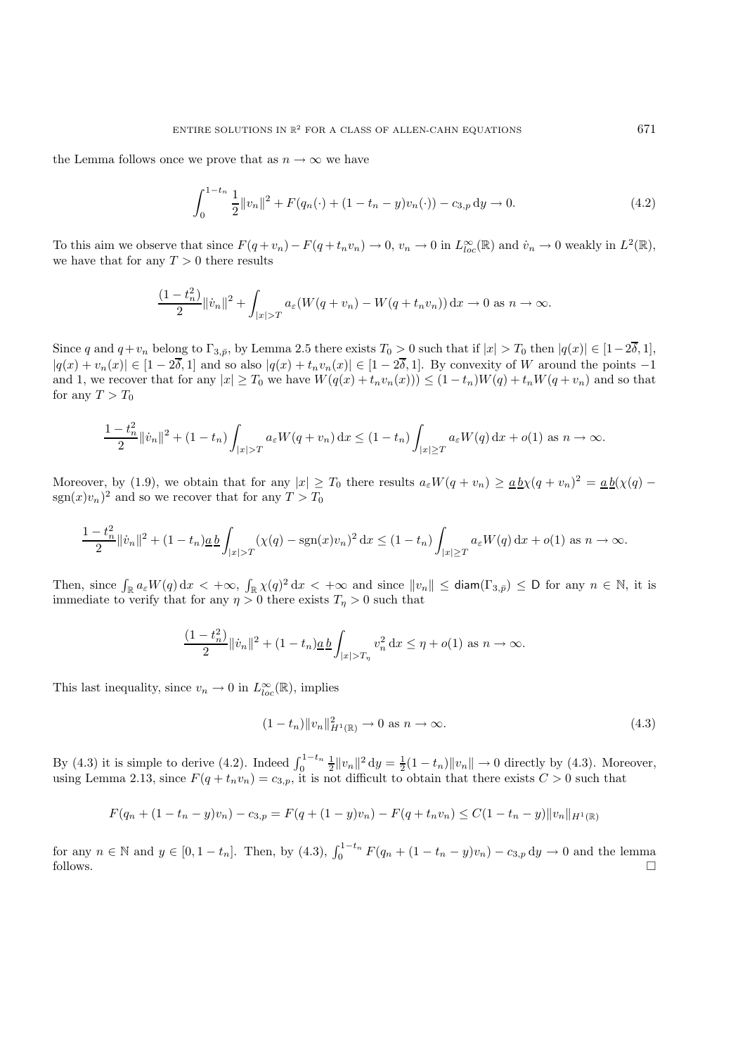the Lemma follows once we prove that as $n \to \infty$ we have

$$\int_0^{1-t_n} \frac{1}{2}\|v_n\|^2 + F(q_n(\cdot) + (1-t_n-y)v_n(\cdot)) - c_{3,p}\,\mathrm{d}y \to 0. \tag{4.2}$$

To this aim we observe that since $F(q+v_n) - F(q+t_nv_n) \to 0$, $v_n \to 0$ in $L^\infty_{loc}(\mathbb{R})$ and $\dot{v}_n \to 0$ weakly in $L^2(\mathbb{R})$, we have that for any $T > 0$ there results

$$\frac{(1-t_n^2)}{2}\|\dot{v}_n\|^2 + \int_{|x|>T} a_\varepsilon (W(q+v_n) - W(q+t_nv_n))\,\mathrm{d}x \to 0 \text{ as } n \to \infty.$$

Since $q$ and $q+v_n$ belong to $\Gamma_{3,\bar{p}}$, by Lemma 2.5 there exists $T_0 > 0$ such that if $|x| > T_0$ then $|q(x)| \in [1-2\overline{\delta}, 1]$, $|q(x) + v_n(x)| \in [1-2\overline{\delta}, 1]$ and so also $|q(x) + t_nv_n(x)| \in [1-2\overline{\delta}, 1]$. By convexity of $W$ around the points $-1$ and 1, we recover that for any $|x| \geq T_0$ we have $W(q(x) + t_nv_n(x))) \leq (1-t_n)W(q) + t_nW(q+v_n)$ and so that for any $T > T_0$

$$\frac{1-t_n^2}{2}\|\dot{v}_n\|^2 + (1-t_n)\int_{|x|>T} a_\varepsilon W(q+v_n)\,\mathrm{d}x \leq (1-t_n)\int_{|x|\geq T} a_\varepsilon W(q)\,\mathrm{d}x + o(1) \text{ as } n \to \infty.$$

Moreover, by (1.9), we obtain that for any $|x| \geq T_0$ there results $a_\varepsilon W(q+v_n) \geq \underline{a}\,\underline{b}\chi(q+v_n)^2 = \underline{a}\,\underline{b}(\chi(q) - \mathrm{sgn}(x)v_n)^2$ and so we recover that for any $T > T_0$

$$\frac{1-t_n^2}{2}\|\dot{v}_n\|^2 + (1-t_n)\underline{a}\,\underline{b}\int_{|x|>T} (\chi(q) - \mathrm{sgn}(x)v_n)^2\,\mathrm{d}x \leq (1-t_n)\int_{|x|\geq T} a_\varepsilon W(q)\,\mathrm{d}x + o(1) \text{ as } n \to \infty.$$

Then, since $\int_{\mathbb{R}} a_\varepsilon W(q)\,\mathrm{d}x < +\infty$, $\int_{\mathbb{R}} \chi(q)^2\,\mathrm{d}x < +\infty$ and since $\|v_n\| \leq \mathsf{diam}(\Gamma_{3,\bar{p}}) \leq \mathsf{D}$ for any $n \in \mathbb{N}$, it is immediate to verify that for any $\eta > 0$ there exists $T_\eta > 0$ such that

$$\frac{(1-t_n^2)}{2}\|\dot{v}_n\|^2 + (1-t_n)\underline{a}\,\underline{b}\int_{|x|>T_\eta} v_n^2\,\mathrm{d}x \leq \eta + o(1) \text{ as } n \to \infty.$$

This last inequality, since $v_n \to 0$ in $L^\infty_{loc}(\mathbb{R})$, implies

$$(1-t_n)\|v_n\|^2_{H^1(\mathbb{R})} \to 0 \text{ as } n \to \infty. \tag{4.3}$$

By (4.3) it is simple to derive (4.2). Indeed $\int_0^{1-t_n} \frac{1}{2}\|v_n\|^2\,\mathrm{d}y = \frac{1}{2}(1-t_n)\|v_n\| \to 0$ directly by (4.3). Moreover, using Lemma 2.13, since $F(q+t_nv_n) = c_{3,p}$, it is not difficult to obtain that there exists $C > 0$ such that

$$F(q_n + (1-t_n-y)v_n) - c_{3,p} = F(q + (1-y)v_n) - F(q+t_nv_n) \leq C(1-t_n-y)\|v_n\|_{H^1(\mathbb{R})}$$

for any $n \in \mathbb{N}$ and $y \in [0, 1-t_n]$. Then, by (4.3), $\int_0^{1-t_n} F(q_n + (1-t_n-y)v_n) - c_{3,p}\,\mathrm{d}y \to 0$ and the lemma follows. □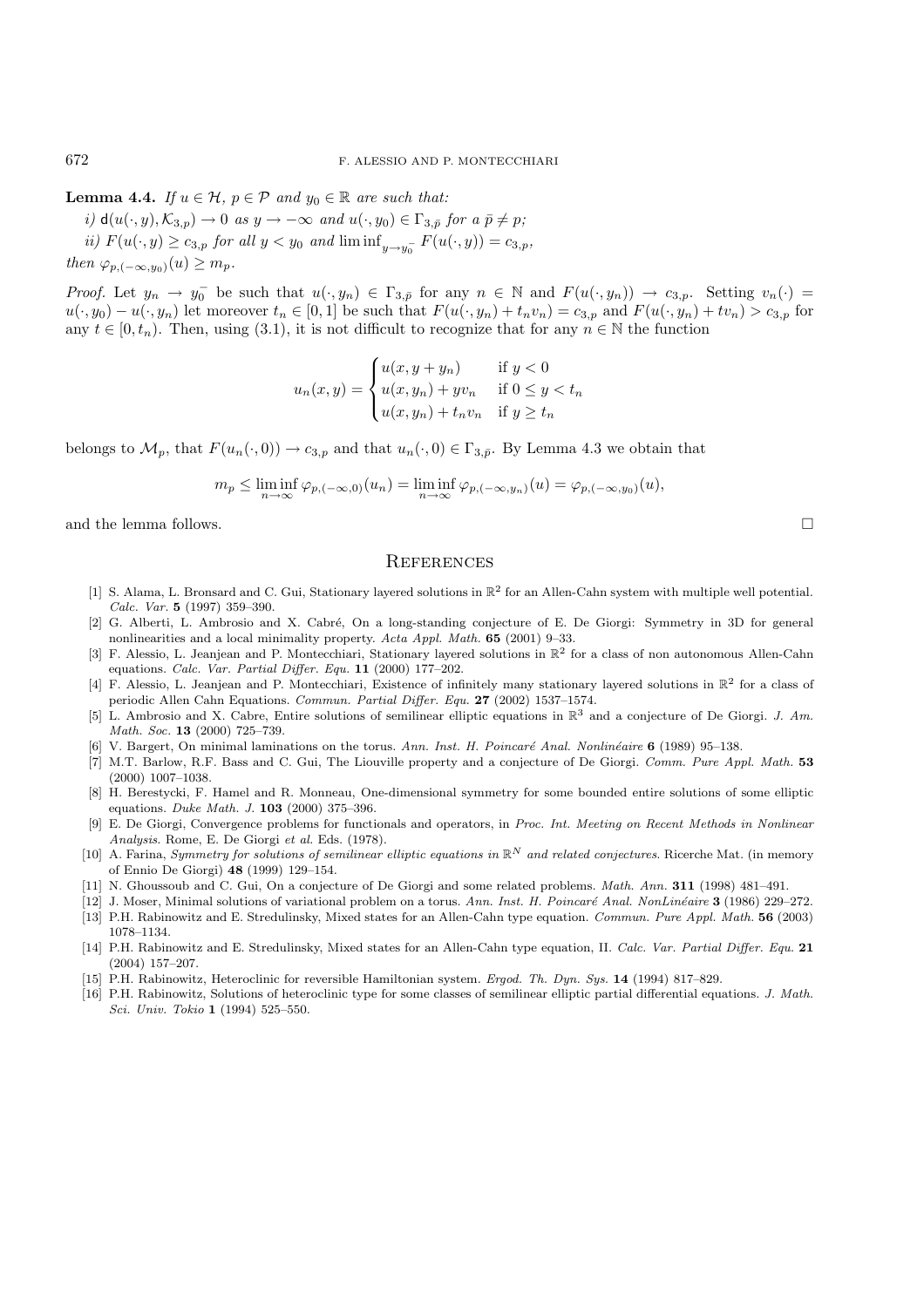**Lemma 4.4.** *If $u \in \mathcal{H}$, $p \in \mathcal{P}$ and $y_0 \in \mathbb{R}$ are such that:*

*i)* $\mathsf{d}(u(\cdot,y),\mathcal{K}_{3,p}) \to 0$ *as* $y \to -\infty$ *and* $u(\cdot,y_0) \in \Gamma_{3,\bar{p}}$ *for a* $\bar{p} \neq p$*;*

*ii)* $F(u(\cdot,y)) \geq c_{3,p}$ *for all* $y < y_0$ *and* $\liminf_{y \to y_0^-} F(u(\cdot,y)) = c_{3,p}$*,*

*then* $\varphi_{p,(-\infty,y_0)}(u) \geq m_p$*.*

*Proof.* Let $y_n \to y_0^-$ be such that $u(\cdot,y_n) \in \Gamma_{3,\bar{p}}$ for any $n \in \mathbb{N}$ and $F(u(\cdot,y_n)) \to c_{3,p}$. Setting $v_n(\cdot) = u(\cdot,y_0) - u(\cdot,y_n)$ let moreover $t_n \in [0,1]$ be such that $F(u(\cdot,y_n) + t_n v_n) = c_{3,p}$ and $F(u(\cdot,y_n) + tv_n) > c_{3,p}$ for any $t \in [0,t_n)$. Then, using (3.1), it is not difficult to recognize that for any $n \in \mathbb{N}$ the function

$$u_n(x,y) = \begin{cases} u(x,y+y_n) & \text{if } y < 0 \\ u(x,y_n) + yv_n & \text{if } 0 \leq y < t_n \\ u(x,y_n) + t_n v_n & \text{if } y \geq t_n \end{cases}$$

belongs to $\mathcal{M}_p$, that $F(u_n(\cdot,0)) \to c_{3,p}$ and that $u_n(\cdot,0) \in \Gamma_{3,\bar{p}}$. By Lemma 4.3 we obtain that

$$m_p \leq \liminf_{n\to\infty} \varphi_{p,(-\infty,0)}(u_n) = \liminf_{n\to\infty} \varphi_{p,(-\infty,y_n)}(u) = \varphi_{p,(-\infty,y_0)}(u),$$

and the lemma follows. □

## References

[1] S. Alama, L. Bronsard and C. Gui, Stationary layered solutions in $\mathbb{R}^2$ for an Allen-Cahn system with multiple well potential. *Calc. Var.* **5** (1997) 359–390.

[2] G. Alberti, L. Ambrosio and X. Cabré, On a long-standing conjecture of E. De Giorgi: Symmetry in 3D for general nonlinearities and a local minimality property. *Acta Appl. Math.* **65** (2001) 9–33.

[3] F. Alessio, L. Jeanjean and P. Montecchiari, Stationary layered solutions in $\mathbb{R}^2$ for a class of non autonomous Allen-Cahn equations. *Calc. Var. Partial Differ. Equ.* **11** (2000) 177–202.

[4] F. Alessio, L. Jeanjean and P. Montecchiari, Existence of infinitely many stationary layered solutions in $\mathbb{R}^2$ for a class of periodic Allen Cahn Equations. *Commun. Partial Differ. Equ.* **27** (2002) 1537–1574.

[5] L. Ambrosio and X. Cabre, Entire solutions of semilinear elliptic equations in $\mathbb{R}^3$ and a conjecture of De Giorgi. *J. Am. Math. Soc.* **13** (2000) 725–739.

[6] V. Bargert, On minimal laminations on the torus. *Ann. Inst. H. Poincaré Anal. Nonlinéaire* **6** (1989) 95–138.

[7] M.T. Barlow, R.F. Bass and C. Gui, The Liouville property and a conjecture of De Giorgi. *Comm. Pure Appl. Math.* **53** (2000) 1007–1038.

[8] H. Berestycki, F. Hamel and R. Monneau, One-dimensional symmetry for some bounded entire solutions of some elliptic equations. *Duke Math. J.* **103** (2000) 375–396.

[9] E. De Giorgi, Convergence problems for functionals and operators, in *Proc. Int. Meeting on Recent Methods in Nonlinear Analysis*. Rome, E. De Giorgi *et al.* Eds. (1978).

[10] A. Farina, *Symmetry for solutions of semilinear elliptic equations in* $\mathbb{R}^N$ *and related conjectures*. Ricerche Mat. (in memory of Ennio De Giorgi) **48** (1999) 129–154.

[11] N. Ghoussoub and C. Gui, On a conjecture of De Giorgi and some related problems. *Math. Ann.* **311** (1998) 481–491.

[12] J. Moser, Minimal solutions of variational problem on a torus. *Ann. Inst. H. Poincaré Anal. NonLinéaire* **3** (1986) 229–272.

[13] P.H. Rabinowitz and E. Stredulinsky, Mixed states for an Allen-Cahn type equation. *Commun. Pure Appl. Math.* **56** (2003) 1078–1134.

[14] P.H. Rabinowitz and E. Stredulinsky, Mixed states for an Allen-Cahn type equation, II. *Calc. Var. Partial Differ. Equ.* **21** (2004) 157–207.

[15] P.H. Rabinowitz, Heteroclinic for reversible Hamiltonian system. *Ergod. Th. Dyn. Sys.* **14** (1994) 817–829.

[16] P.H. Rabinowitz, Solutions of heteroclinic type for some classes of semilinear elliptic partial differential equations. *J. Math. Sci. Univ. Tokio* **1** (1994) 525–550.